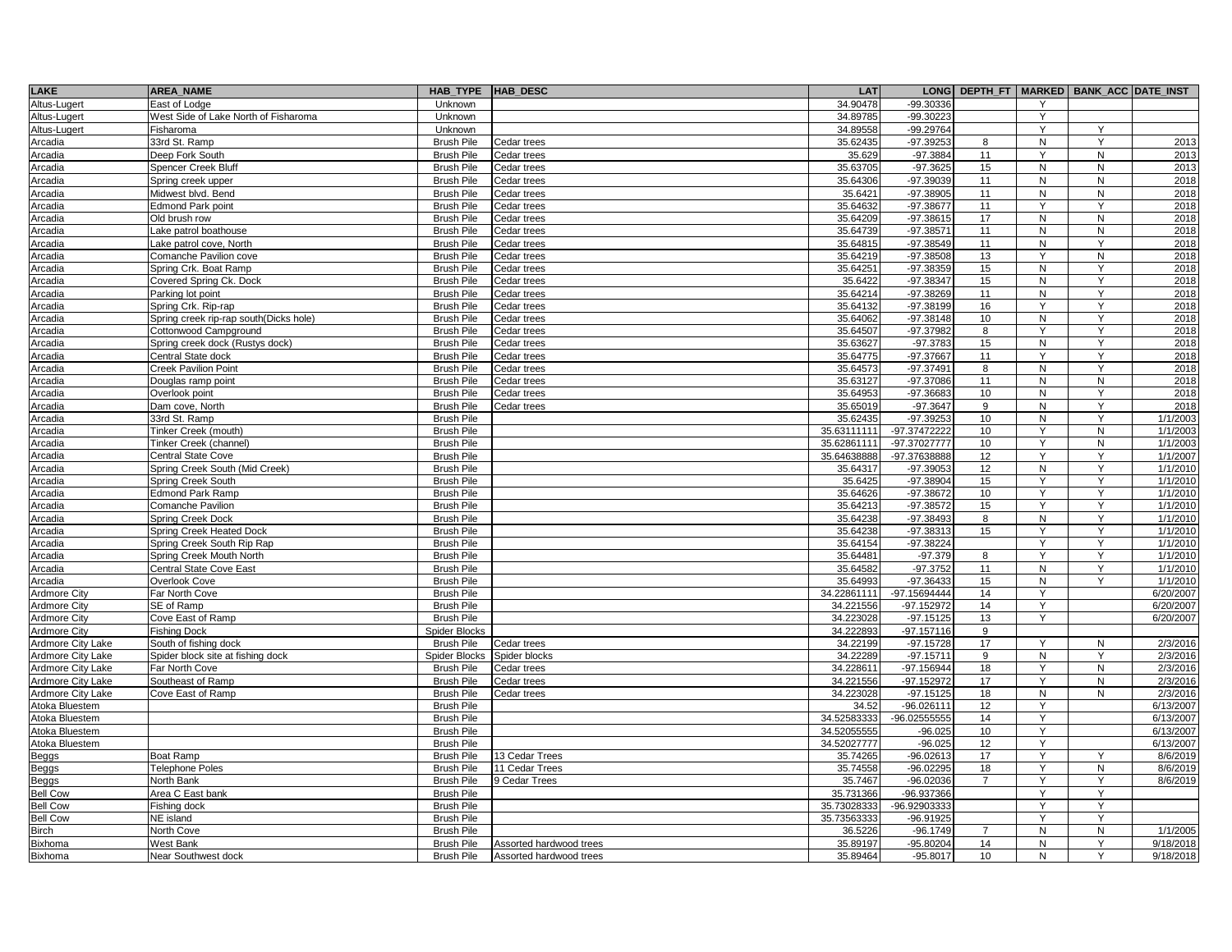| LAKE | AREA_NAME | HAB_TYPE | HAB_DESC | LAT | LONG | DEPTH_FT | MARKED | BANK_ACC | DATE_INST |
|---|---|---|---|---|---|---|---|---|---|
| Altus-Lugert | East of Lodge | Unknown | | 34.90478 | -99.30336 | | Y | | |
| Altus-Lugert | West Side of Lake North of Fisharoma | Unknown | | 34.89785 | -99.30223 | | Y | | |
| Altus-Lugert | Fisharoma | Unknown | | 34.89558 | -99.29764 | | Y | Y | |
| Arcadia | 33rd St. Ramp | Brush Pile | Cedar trees | 35.62435 | -97.39253 | 8 | N | Y | 2013 |
| Arcadia | Deep Fork South | Brush Pile | Cedar trees | 35.629 | -97.3884 | 11 | Y | N | 2013 |
| Arcadia | Spencer Creek Bluff | Brush Pile | Cedar trees | 35.63705 | -97.3625 | 15 | N | N | 2013 |
| Arcadia | Spring creek upper | Brush Pile | Cedar trees | 35.64306 | -97.39039 | 11 | N | N | 2018 |
| Arcadia | Midwest blvd. Bend | Brush Pile | Cedar trees | 35.6421 | -97.38905 | 11 | N | N | 2018 |
| Arcadia | Edmond Park point | Brush Pile | Cedar trees | 35.64632 | -97.38677 | 11 | Y | Y | 2018 |
| Arcadia | Old brush row | Brush Pile | Cedar trees | 35.64209 | -97.38615 | 17 | N | N | 2018 |
| Arcadia | Lake patrol boathouse | Brush Pile | Cedar trees | 35.64739 | -97.38571 | 11 | N | N | 2018 |
| Arcadia | Lake patrol cove, North | Brush Pile | Cedar trees | 35.64815 | -97.38549 | 11 | N | Y | 2018 |
| Arcadia | Comanche Pavilion cove | Brush Pile | Cedar trees | 35.64219 | -97.38508 | 13 | Y | N | 2018 |
| Arcadia | Spring Crk. Boat Ramp | Brush Pile | Cedar trees | 35.64251 | -97.38359 | 15 | N | Y | 2018 |
| Arcadia | Covered Spring Ck. Dock | Brush Pile | Cedar trees | 35.6422 | -97.38347 | 15 | N | Y | 2018 |
| Arcadia | Parking lot point | Brush Pile | Cedar trees | 35.64214 | -97.38269 | 11 | N | Y | 2018 |
| Arcadia | Spring Crk. Rip-rap | Brush Pile | Cedar trees | 35.64132 | -97.38199 | 16 | Y | Y | 2018 |
| Arcadia | Spring creek rip-rap south(Dicks hole) | Brush Pile | Cedar trees | 35.64062 | -97.38148 | 10 | N | Y | 2018 |
| Arcadia | Cottonwood Campground | Brush Pile | Cedar trees | 35.64507 | -97.37982 | 8 | Y | Y | 2018 |
| Arcadia | Spring creek dock (Rustys dock) | Brush Pile | Cedar trees | 35.63627 | -97.3783 | 15 | N | Y | 2018 |
| Arcadia | Central State dock | Brush Pile | Cedar trees | 35.64775 | -97.37667 | 11 | Y | Y | 2018 |
| Arcadia | Creek Pavilion Point | Brush Pile | Cedar trees | 35.64573 | -97.37491 | 8 | N | Y | 2018 |
| Arcadia | Douglas ramp point | Brush Pile | Cedar trees | 35.63127 | -97.37086 | 11 | N | N | 2018 |
| Arcadia | Overlook point | Brush Pile | Cedar trees | 35.64953 | -97.36683 | 10 | N | Y | 2018 |
| Arcadia | Dam cove, North | Brush Pile | Cedar trees | 35.65019 | -97.3647 | 9 | N | Y | 2018 |
| Arcadia | 33rd St. Ramp | Brush Pile | | 35.62435 | -97.39253 | 10 | N | Y | 1/1/2003 |
| Arcadia | Tinker Creek (mouth) | Brush Pile | | 35.63111111 | -97.37472222 | 10 | Y | N | 1/1/2003 |
| Arcadia | Tinker Creek (channel) | Brush Pile | | 35.62861111 | -97.37027777 | 10 | Y | N | 1/1/2003 |
| Arcadia | Central State Cove | Brush Pile | | 35.64638888 | -97.37638888 | 12 | Y | Y | 1/1/2007 |
| Arcadia | Spring Creek South (Mid Creek) | Brush Pile | | 35.64317 | -97.39053 | 12 | N | Y | 1/1/2010 |
| Arcadia | Spring Creek South | Brush Pile | | 35.6425 | -97.38904 | 15 | Y | Y | 1/1/2010 |
| Arcadia | Edmond Park Ramp | Brush Pile | | 35.64626 | -97.38672 | 10 | Y | Y | 1/1/2010 |
| Arcadia | Comanche Pavilion | Brush Pile | | 35.64213 | -97.38572 | 15 | Y | Y | 1/1/2010 |
| Arcadia | Spring Creek Dock | Brush Pile | | 35.64238 | -97.38493 | 8 | N | Y | 1/1/2010 |
| Arcadia | Spring Creek Heated Dock | Brush Pile | | 35.64238 | -97.38313 | 15 | Y | Y | 1/1/2010 |
| Arcadia | Spring Creek South Rip Rap | Brush Pile | | 35.64154 | -97.38224 | | Y | Y | 1/1/2010 |
| Arcadia | Spring Creek Mouth North | Brush Pile | | 35.64481 | -97.379 | 8 | Y | Y | 1/1/2010 |
| Arcadia | Central State Cove East | Brush Pile | | 35.64582 | -97.3752 | 11 | N | Y | 1/1/2010 |
| Arcadia | Overlook Cove | Brush Pile | | 35.64993 | -97.36433 | 15 | N | Y | 1/1/2010 |
| Ardmore City | Far North Cove | Brush Pile | | 34.22861111 | -97.15694444 | 14 | Y | | 6/20/2007 |
| Ardmore City | SE of Ramp | Brush Pile | | 34.221556 | -97.152972 | 14 | Y | | 6/20/2007 |
| Ardmore City | Cove East of Ramp | Brush Pile | | 34.223028 | -97.15125 | 13 | Y | | 6/20/2007 |
| Ardmore City | Fishing Dock | Spider Blocks | | 34.222893 | -97.157116 | 9 | | | |
| Ardmore City Lake | South of fishing dock | Brush Pile | Cedar trees | 34.22199 | -97.15728 | 17 | Y | N | 2/3/2016 |
| Ardmore City Lake | Spider block site at fishing dock | Spider Blocks | Spider blocks | 34.22289 | -97.15711 | 9 | N | Y | 2/3/2016 |
| Ardmore City Lake | Far North Cove | Brush Pile | Cedar trees | 34.228611 | -97.156944 | 18 | Y | N | 2/3/2016 |
| Ardmore City Lake | Southeast of Ramp | Brush Pile | Cedar trees | 34.221556 | -97.152972 | 17 | Y | N | 2/3/2016 |
| Ardmore City Lake | Cove East of Ramp | Brush Pile | Cedar trees | 34.223028 | -97.15125 | 18 | N | N | 2/3/2016 |
| Atoka Bluestem | | Brush Pile | | 34.52 | -96.026111 | 12 | Y | | 6/13/2007 |
| Atoka Bluestem | | Brush Pile | | 34.52583333 | -96.02555555 | 14 | Y | | 6/13/2007 |
| Atoka Bluestem | | Brush Pile | | 34.52055555 | -96.025 | 10 | Y | | 6/13/2007 |
| Atoka Bluestem | | Brush Pile | | 34.52027777 | -96.025 | 12 | Y | | 6/13/2007 |
| Beggs | Boat Ramp | Brush Pile | 13 Cedar Trees | 35.74265 | -96.02613 | 17 | Y | Y | 8/6/2019 |
| Beggs | Telephone Poles | Brush Pile | 11 Cedar Trees | 35.74558 | -96.02295 | 18 | Y | N | 8/6/2019 |
| Beggs | North Bank | Brush Pile | 9 Cedar Trees | 35.7467 | -96.02036 | 7 | Y | Y | 8/6/2019 |
| Bell Cow | Area C East bank | Brush Pile | | 35.731366 | -96.937366 | | Y | Y | |
| Bell Cow | Fishing dock | Brush Pile | | 35.73028333 | -96.92903333 | | Y | Y | |
| Bell Cow | NE island | Brush Pile | | 35.73563333 | -96.91925 | | Y | Y | |
| Birch | North Cove | Brush Pile | | 36.5226 | -96.1749 | 7 | N | N | 1/1/2005 |
| Bixhoma | West Bank | Brush Pile | Assorted hardwood trees | 35.89197 | -95.80204 | 14 | N | Y | 9/18/2018 |
| Bixhoma | Near Southwest dock | Brush Pile | Assorted hardwood trees | 35.89464 | -95.8017 | 10 | N | Y | 9/18/2018 |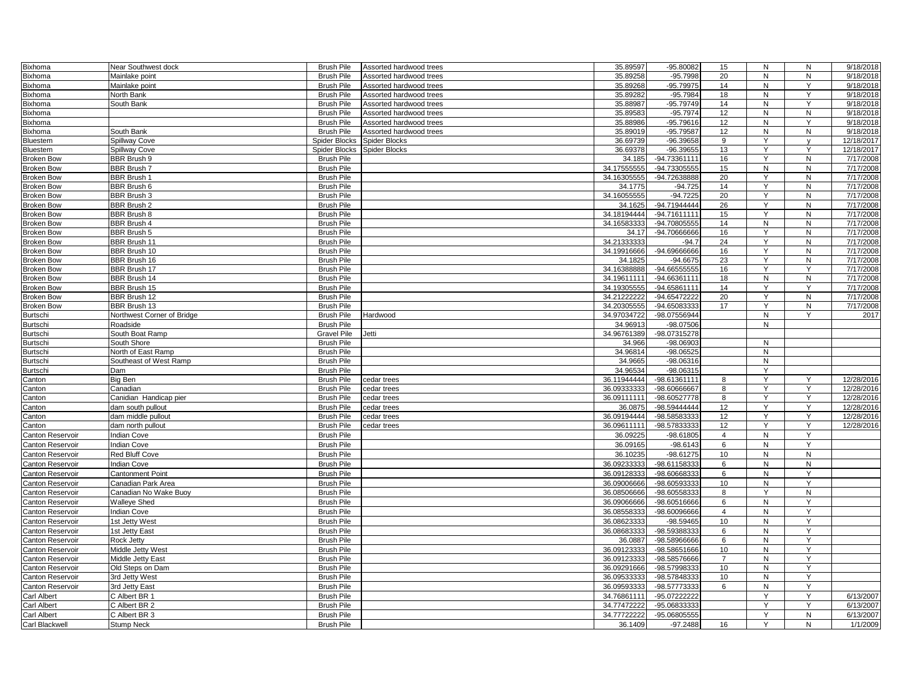| | | | | | | | | | |
|---|---|---|---|---|---|---|---|---|---|
| Bixhoma | Near Southwest dock | Brush Pile | Assorted hardwood trees | 35.89597 | -95.80082 | 15 | N | N | 9/18/2018 |
| Bixhoma | Mainlake point | Brush Pile | Assorted hardwood trees | 35.89258 | -95.7998 | 20 | N | N | 9/18/2018 |
| Bixhoma | Mainlake point | Brush Pile | Assorted hardwood trees | 35.89268 | -95.79975 | 14 | N | Y | 9/18/2018 |
| Bixhoma | North Bank | Brush Pile | Assorted hardwood trees | 35.89282 | -95.7984 | 18 | N | Y | 9/18/2018 |
| Bixhoma | South Bank | Brush Pile | Assorted hardwood trees | 35.88987 | -95.79749 | 14 | N | Y | 9/18/2018 |
| Bixhoma | | Brush Pile | Assorted hardwood trees | 35.89583 | -95.7974 | 12 | N | N | 9/18/2018 |
| Bixhoma | | Brush Pile | Assorted hardwood trees | 35.88986 | -95.79616 | 12 | N | Y | 9/18/2018 |
| Bixhoma | South Bank | Brush Pile | Assorted hardwood trees | 35.89019 | -95.79587 | 12 | N | N | 9/18/2018 |
| Bluestem | Spillway Cove | Spider Blocks | Spider Blocks | 36.69739 | -96.39658 | 9 | Y | y | 12/18/2017 |
| Bluestem | Spillway Cove | Spider Blocks | Spider Blocks | 36.69378 | -96.39655 | 13 | Y | Y | 12/18/2017 |
| Broken Bow | BBR Brush 9 | Brush Pile | | 34.185 | -94.73361111 | 16 | Y | N | 7/17/2008 |
| Broken Bow | BBR Brush 7 | Brush Pile | | 34.17555555 | -94.73305555 | 15 | N | N | 7/17/2008 |
| Broken Bow | BBR Brush 1 | Brush Pile | | 34.16305555 | -94.72638888 | 20 | Y | N | 7/17/2008 |
| Broken Bow | BBR Brush 6 | Brush Pile | | 34.1775 | -94.725 | 14 | Y | N | 7/17/2008 |
| Broken Bow | BBR Brush 3 | Brush Pile | | 34.16055555 | -94.7225 | 20 | Y | N | 7/17/2008 |
| Broken Bow | BBR Brush 2 | Brush Pile | | 34.1625 | -94.71944444 | 26 | Y | N | 7/17/2008 |
| Broken Bow | BBR Brush 8 | Brush Pile | | 34.18194444 | -94.71611111 | 15 | Y | N | 7/17/2008 |
| Broken Bow | BBR Brush 4 | Brush Pile | | 34.16583333 | -94.70805555 | 14 | N | N | 7/17/2008 |
| Broken Bow | BBR Brush 5 | Brush Pile | | 34.17 | -94.70666666 | 16 | Y | N | 7/17/2008 |
| Broken Bow | BBR Brush 11 | Brush Pile | | 34.21333333 | -94.7 | 24 | Y | N | 7/17/2008 |
| Broken Bow | BBR Brush 10 | Brush Pile | | 34.19916666 | -94.69666666 | 16 | Y | N | 7/17/2008 |
| Broken Bow | BBR Brush 16 | Brush Pile | | 34.1825 | -94.6675 | 23 | Y | N | 7/17/2008 |
| Broken Bow | BBR Brush 17 | Brush Pile | | 34.16388888 | -94.66555555 | 16 | Y | Y | 7/17/2008 |
| Broken Bow | BBR Brush 14 | Brush Pile | | 34.19611111 | -94.66361111 | 18 | N | N | 7/17/2008 |
| Broken Bow | BBR Brush 15 | Brush Pile | | 34.19305555 | -94.65861111 | 14 | Y | Y | 7/17/2008 |
| Broken Bow | BBR Brush 12 | Brush Pile | | 34.21222222 | -94.65472222 | 20 | Y | N | 7/17/2008 |
| Broken Bow | BBR Brush 13 | Brush Pile | | 34.20305555 | -94.65083333 | 17 | Y | N | 7/17/2008 |
| Burtschi | Northwest Corner of Bridge | Brush Pile | Hardwood | 34.97034722 | -98.07556944 | | N | Y | 2017 |
| Burtschi | Roadside | Brush Pile | | 34.96913 | -98.07506 | | N | | |
| Burtschi | South Boat Ramp | Gravel Pile | Jetti | 34.96761389 | -98.07315278 | | | | |
| Burtschi | South Shore | Brush Pile | | 34.966 | -98.06903 | | N | | |
| Burtschi | North of East Ramp | Brush Pile | | 34.96814 | -98.06525 | | N | | |
| Burtschi | Southeast of West Ramp | Brush Pile | | 34.9665 | -98.06316 | | N | | |
| Burtschi | Dam | Brush Pile | | 34.96534 | -98.06315 | | Y | | |
| Canton | Big Ben | Brush Pile | cedar trees | 36.11944444 | -98.61361111 | 8 | Y | Y | 12/28/2016 |
| Canton | Canadian | Brush Pile | cedar trees | 36.09333333 | -98.60666667 | 8 | Y | Y | 12/28/2016 |
| Canton | Canidian Handicap pier | Brush Pile | cedar trees | 36.09111111 | -98.60527778 | 8 | Y | Y | 12/28/2016 |
| Canton | dam south pullout | Brush Pile | cedar trees | 36.0875 | -98.59444444 | 12 | Y | Y | 12/28/2016 |
| Canton | dam middle pullout | Brush Pile | cedar trees | 36.09194444 | -98.58583333 | 12 | Y | Y | 12/28/2016 |
| Canton | dam north pullout | Brush Pile | cedar trees | 36.09611111 | -98.57833333 | 12 | Y | Y | 12/28/2016 |
| Canton Reservoir | Indian Cove | Brush Pile | | 36.09225 | -98.61805 | 4 | N | Y | |
| Canton Reservoir | Indian Cove | Brush Pile | | 36.09165 | -98.6143 | 6 | N | Y | |
| Canton Reservoir | Red Bluff Cove | Brush Pile | | 36.10235 | -98.61275 | 10 | N | N | |
| Canton Reservoir | Indian Cove | Brush Pile | | 36.09233333 | -98.61158333 | 6 | N | N | |
| Canton Reservoir | Cantonment Point | Brush Pile | | 36.09128333 | -98.60668333 | 6 | N | Y | |
| Canton Reservoir | Canadian Park Area | Brush Pile | | 36.09006666 | -98.60593333 | 10 | N | Y | |
| Canton Reservoir | Canadian No Wake Buoy | Brush Pile | | 36.08506666 | -98.60558333 | 8 | Y | N | |
| Canton Reservoir | Walleye Shed | Brush Pile | | 36.09066666 | -98.60516666 | 6 | N | Y | |
| Canton Reservoir | Indian Cove | Brush Pile | | 36.08558333 | -98.60096666 | 4 | N | Y | |
| Canton Reservoir | 1st Jetty West | Brush Pile | | 36.08623333 | -98.59465 | 10 | N | Y | |
| Canton Reservoir | 1st Jetty East | Brush Pile | | 36.08683333 | -98.59388333 | 6 | N | Y | |
| Canton Reservoir | Rock Jetty | Brush Pile | | 36.0887 | -98.58966666 | 6 | N | Y | |
| Canton Reservoir | Middle Jetty West | Brush Pile | | 36.09123333 | -98.58651666 | 10 | N | Y | |
| Canton Reservoir | Middle Jetty East | Brush Pile | | 36.09123333 | -98.58576666 | 7 | N | Y | |
| Canton Reservoir | Old Steps on Dam | Brush Pile | | 36.09291666 | -98.57998333 | 10 | N | Y | |
| Canton Reservoir | 3rd Jetty West | Brush Pile | | 36.09533333 | -98.57848333 | 10 | N | Y | |
| Canton Reservoir | 3rd Jetty East | Brush Pile | | 36.09593333 | -98.57773333 | 6 | N | Y | |
| Carl Albert | C Albert BR 1 | Brush Pile | | 34.76861111 | -95.07222222 | | Y | Y | 6/13/2007 |
| Carl Albert | C Albert BR 2 | Brush Pile | | 34.77472222 | -95.06833333 | | Y | Y | 6/13/2007 |
| Carl Albert | C Albert BR 3 | Brush Pile | | 34.77722222 | -95.06805555 | | Y | N | 6/13/2007 |
| Carl Blackwell | Stump Neck | Brush Pile | | 36.1409 | -97.2488 | 16 | Y | N | 1/1/2009 |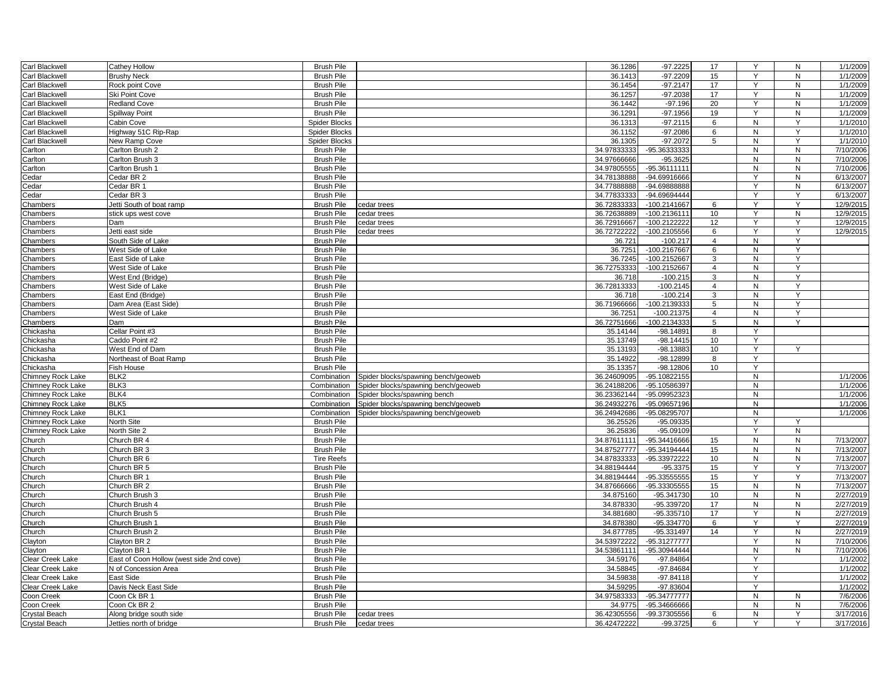| | | | | | | | | | |
|---|---|---|---|---|---|---|---|---|---|
| Carl Blackwell | Cathey Hollow | Brush Pile | | 36.1286 | -97.2225 | 17 | Y | N | 1/1/2009 |
| Carl Blackwell | Brushy Neck | Brush Pile | | 36.1413 | -97.2209 | 15 | Y | N | 1/1/2009 |
| Carl Blackwell | Rock point Cove | Brush Pile | | 36.1454 | -97.2147 | 17 | Y | N | 1/1/2009 |
| Carl Blackwell | Ski Point Cove | Brush Pile | | 36.1257 | -97.2038 | 17 | Y | N | 1/1/2009 |
| Carl Blackwell | Redland Cove | Brush Pile | | 36.1442 | -97.196 | 20 | Y | N | 1/1/2009 |
| Carl Blackwell | Spillway Point | Brush Pile | | 36.1291 | -97.1956 | 19 | Y | N | 1/1/2009 |
| Carl Blackwell | Cabin Cove | Spider Blocks | | 36.1313 | -97.2115 | 6 | N | Y | 1/1/2010 |
| Carl Blackwell | Highway 51C Rip-Rap | Spider Blocks | | 36.1152 | -97.2086 | 6 | N | Y | 1/1/2010 |
| Carl Blackwell | New Ramp Cove | Spider Blocks | | 36.1305 | -97.2072 | 5 | N | Y | 1/1/2010 |
| Carlton | Carlton Brush 2 | Brush Pile | | 34.97833333 | -95.36333333 | | N | N | 7/10/2006 |
| Carlton | Carlton Brush 3 | Brush Pile | | 34.97666666 | -95.3625 | | N | N | 7/10/2006 |
| Carlton | Carlton Brush 1 | Brush Pile | | 34.97805555 | -95.36111111 | | N | N | 7/10/2006 |
| Cedar | Cedar BR 2 | Brush Pile | | 34.78138888 | -94.69916666 | | Y | N | 6/13/2007 |
| Cedar | Cedar BR 1 | Brush Pile | | 34.77888888 | -94.69888888 | | Y | N | 6/13/2007 |
| Cedar | Cedar BR 3 | Brush Pile | | 34.77833333 | -94.69694444 | | Y | Y | 6/13/2007 |
| Chambers | Jetti South of boat ramp | Brush Pile | cedar trees | 36.72833333 | -100.2141667 | 6 | Y | Y | 12/9/2015 |
| Chambers | stick ups west cove | Brush Pile | cedar trees | 36.72638889 | -100.2136111 | 10 | Y | N | 12/9/2015 |
| Chambers | Dam | Brush Pile | cedar trees | 36.72916667 | -100.2122222 | 12 | Y | Y | 12/9/2015 |
| Chambers | Jetti east side | Brush Pile | cedar trees | 36.72722222 | -100.2105556 | 6 | Y | Y | 12/9/2015 |
| Chambers | South Side of Lake | Brush Pile | | 36.721 | -100.217 | 4 | N | Y | |
| Chambers | West Side of Lake | Brush Pile | | 36.7251 | -100.2167667 | 6 | N | Y | |
| Chambers | East Side of Lake | Brush Pile | | 36.7245 | -100.2152667 | 3 | N | Y | |
| Chambers | West Side of Lake | Brush Pile | | 36.72753333 | -100.2152667 | 4 | N | Y | |
| Chambers | West End (Bridge) | Brush Pile | | 36.718 | -100.215 | 3 | N | Y | |
| Chambers | West Side of Lake | Brush Pile | | 36.72813333 | -100.2145 | 4 | N | Y | |
| Chambers | East End (Bridge) | Brush Pile | | 36.718 | -100.214 | 3 | N | Y | |
| Chambers | Dam Area (East Side) | Brush Pile | | 36.71966666 | -100.2139333 | 5 | N | Y | |
| Chambers | West Side of Lake | Brush Pile | | 36.7251 | -100.21375 | 4 | N | Y | |
| Chambers | Dam | Brush Pile | | 36.72751666 | -100.2134333 | 5 | N | Y | |
| Chickasha | Cellar Point #3 | Brush Pile | | 35.14144 | -98.14891 | 8 | Y | | |
| Chickasha | Caddo Point #2 | Brush Pile | | 35.13749 | -98.14415 | 10 | Y | | |
| Chickasha | West End of Dam | Brush Pile | | 35.13193 | -98.13883 | 10 | Y | Y | |
| Chickasha | Northeast of Boat Ramp | Brush Pile | | 35.14922 | -98.12899 | 8 | Y | | |
| Chickasha | Fish House | Brush Pile | | 35.13357 | -98.12806 | 10 | Y | | |
| Chimney Rock Lake | BLK2 | Combination | Spider blocks/spawning bench/geoweb | 36.24609095 | -95.10822155 | | N | | 1/1/2006 |
| Chimney Rock Lake | BLK3 | Combination | Spider blocks/spawning bench/geoweb | 36.24188206 | -95.10586397 | | N | | 1/1/2006 |
| Chimney Rock Lake | BLK4 | Combination | Spider blocks/spawning bench | 36.23362144 | -95.09952323 | | N | | 1/1/2006 |
| Chimney Rock Lake | BLK5 | Combination | Spider blocks/spawning bench/geoweb | 36.24932276 | -95.09657196 | | N | | 1/1/2006 |
| Chimney Rock Lake | BLK1 | Combination | Spider blocks/spawning bench/geoweb | 36.24942686 | -95.08295707 | | N | | 1/1/2006 |
| Chimney Rock Lake | North Site | Brush Pile | | 36.25526 | -95.09335 | | Y | Y | |
| Chimney Rock Lake | North Site 2 | Brush Pile | | 36.25836 | -95.09109 | | Y | N | |
| Church | Church BR 4 | Brush Pile | | 34.87611111 | -95.34416666 | 15 | N | N | 7/13/2007 |
| Church | Church BR 3 | Brush Pile | | 34.87527777 | -95.34194444 | 15 | N | N | 7/13/2007 |
| Church | Church BR 6 | Tire Reefs | | 34.87833333 | -95.33972222 | 10 | N | N | 7/13/2007 |
| Church | Church BR 5 | Brush Pile | | 34.88194444 | -95.3375 | 15 | Y | Y | 7/13/2007 |
| Church | Church BR 1 | Brush Pile | | 34.88194444 | -95.33555555 | 15 | Y | Y | 7/13/2007 |
| Church | Church BR 2 | Brush Pile | | 34.87666666 | -95.33305555 | 15 | N | N | 7/13/2007 |
| Church | Church Brush 3 | Brush Pile | | 34.875160 | -95.341730 | 10 | N | N | 2/27/2019 |
| Church | Church Brush 4 | Brush Pile | | 34.878330 | -95.339720 | 17 | N | N | 2/27/2019 |
| Church | Church Brush 5 | Brush Pile | | 34.881680 | -95.335710 | 17 | Y | N | 2/27/2019 |
| Church | Church Brush 1 | Brush Pile | | 34.878380 | -95.334770 | 6 | Y | Y | 2/27/2019 |
| Church | Church Brush 2 | Brush Pile | | 34.877785 | -95.331497 | 14 | Y | N | 2/27/2019 |
| Clayton | Clayton BR 2 | Brush Pile | | 34.53972222 | -95.31277777 | | Y | N | 7/10/2006 |
| Clayton | Clayton BR 1 | Brush Pile | | 34.53861111 | -95.30944444 | | N | N | 7/10/2006 |
| Clear Creek Lake | East of Coon Hollow (west side 2nd cove) | Brush Pile | | 34.59176 | -97.84864 | | Y | | 1/1/2002 |
| Clear Creek Lake | N of Concession Area | Brush Pile | | 34.58845 | -97.84684 | | Y | | 1/1/2002 |
| Clear Creek Lake | East Side | Brush Pile | | 34.59838 | -97.84118 | | Y | | 1/1/2002 |
| Clear Creek Lake | Davis Neck East Side | Brush Pile | | 34.59295 | -97.83604 | | Y | | 1/1/2002 |
| Coon Creek | Coon Ck BR 1 | Brush Pile | | 34.97583333 | -95.34777777 | | N | N | 7/6/2006 |
| Coon Creek | Coon Ck BR 2 | Brush Pile | | 34.9775 | -95.34666666 | | N | N | 7/6/2006 |
| Crystal Beach | Along bridge south side | Brush Pile | cedar trees | 36.42305556 | -99.37305556 | 6 | N | Y | 3/17/2016 |
| Crystal Beach | Jetties north of bridge | Brush Pile | cedar trees | 36.42472222 | -99.3725 | 6 | Y | Y | 3/17/2016 |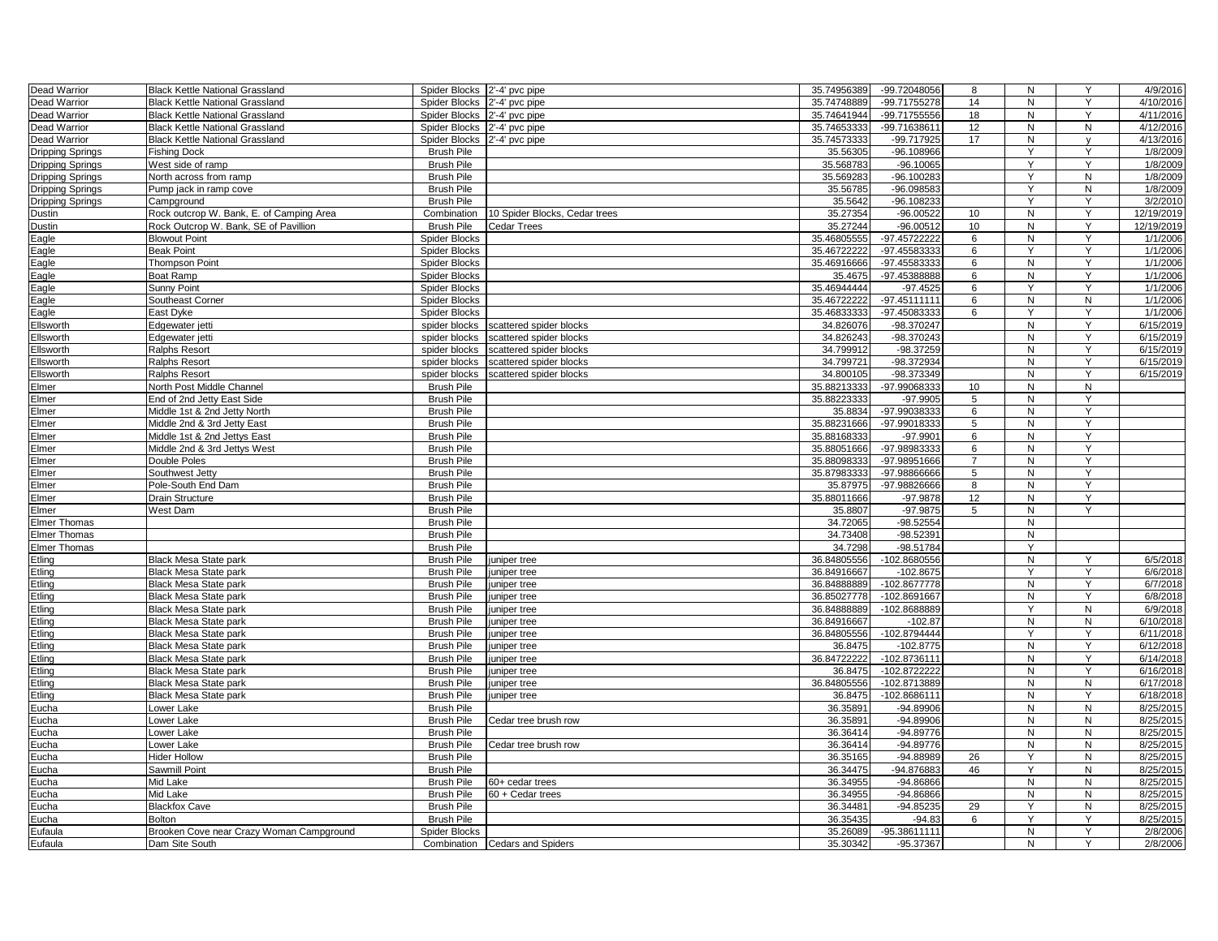| | | | | | | | | | |
|---|---|---|---|---|---|---|---|---|---|
| Dead Warrior | Black Kettle National Grassland | Spider Blocks | 2'-4' pvc pipe | 35.74956389 | -99.72048056 | 8 | N | Y | 4/9/2016 |
| Dead Warrior | Black Kettle National Grassland | Spider Blocks | 2'-4' pvc pipe | 35.74748889 | -99.71755278 | 14 | N | Y | 4/10/2016 |
| Dead Warrior | Black Kettle National Grassland | Spider Blocks | 2'-4' pvc pipe | 35.74641944 | -99.71755556 | 18 | N | Y | 4/11/2016 |
| Dead Warrior | Black Kettle National Grassland | Spider Blocks | 2'-4' pvc pipe | 35.74653333 | -99.71638611 | 12 | N | N | 4/12/2016 |
| Dead Warrior | Black Kettle National Grassland | Spider Blocks | 2'-4' pvc pipe | 35.74573333 | -99.717925 | 17 | N | y | 4/13/2016 |
| Dripping Springs | Fishing Dock | Brush Pile | | 35.56305 | -96.108966 | | Y | Y | 1/8/2009 |
| Dripping Springs | West side of ramp | Brush Pile | | 35.568783 | -96.10065 | | Y | Y | 1/8/2009 |
| Dripping Springs | North across from ramp | Brush Pile | | 35.569283 | -96.100283 | | Y | N | 1/8/2009 |
| Dripping Springs | Pump jack in ramp cove | Brush Pile | | 35.56785 | -96.098583 | | Y | N | 1/8/2009 |
| Dripping Springs | Campground | Brush Pile | | 35.5642 | -96.108233 | | Y | Y | 3/2/2010 |
| Dustin | Rock outcrop W. Bank, E. of Camping Area | Combination | 10 Spider Blocks, Cedar trees | 35.27354 | -96.00522 | 10 | N | Y | 12/19/2019 |
| Dustin | Rock Outcrop W. Bank, SE of Pavillion | Brush Pile | Cedar Trees | 35.27244 | -96.00512 | 10 | N | Y | 12/19/2019 |
| Eagle | Blowout Point | Spider Blocks | | 35.46805555 | -97.45722222 | 6 | N | Y | 1/1/2006 |
| Eagle | Beak Point | Spider Blocks | | 35.46722222 | -97.45583333 | 6 | Y | Y | 1/1/2006 |
| Eagle | Thompson Point | Spider Blocks | | 35.46916666 | -97.45583333 | 6 | N | Y | 1/1/2006 |
| Eagle | Boat Ramp | Spider Blocks | | 35.4675 | -97.45388888 | 6 | N | Y | 1/1/2006 |
| Eagle | Sunny Point | Spider Blocks | | 35.46944444 | -97.4525 | 6 | Y | Y | 1/1/2006 |
| Eagle | Southeast Corner | Spider Blocks | | 35.46722222 | -97.45111111 | 6 | N | N | 1/1/2006 |
| Eagle | East Dyke | Spider Blocks | | 35.46833333 | -97.45083333 | 6 | Y | Y | 1/1/2006 |
| Ellsworth | Edgewater jetti | spider blocks | scattered spider blocks | 34.826076 | -98.370247 | | N | Y | 6/15/2019 |
| Ellsworth | Edgewater jetti | spider blocks | scattered spider blocks | 34.826243 | -98.370243 | | N | Y | 6/15/2019 |
| Ellsworth | Ralphs Resort | spider blocks | scattered spider blocks | 34.799912 | -98.37259 | | N | Y | 6/15/2019 |
| Ellsworth | Ralphs Resort | spider blocks | scattered spider blocks | 34.799721 | -98.372934 | | N | Y | 6/15/2019 |
| Ellsworth | Ralphs Resort | spider blocks | scattered spider blocks | 34.800105 | -98.373349 | | N | Y | 6/15/2019 |
| Elmer | North Post Middle Channel | Brush Pile | | 35.88213333 | -97.99068333 | 10 | N | N | |
| Elmer | End of 2nd Jetty East Side | Brush Pile | | 35.88223333 | -97.9905 | 5 | N | Y | |
| Elmer | Middle 1st & 2nd Jetty North | Brush Pile | | 35.8834 | -97.99038333 | 6 | N | Y | |
| Elmer | Middle 2nd & 3rd Jetty East | Brush Pile | | 35.88231666 | -97.99018333 | 5 | N | Y | |
| Elmer | Middle 1st & 2nd Jettys East | Brush Pile | | 35.88168333 | -97.9901 | 6 | N | Y | |
| Elmer | Middle 2nd & 3rd Jettys West | Brush Pile | | 35.88051666 | -97.98983333 | 6 | N | Y | |
| Elmer | Double Poles | Brush Pile | | 35.88098333 | -97.98951666 | 7 | N | Y | |
| Elmer | Southwest Jetty | Brush Pile | | 35.87983333 | -97.98866666 | 5 | N | Y | |
| Elmer | Pole-South End Dam | Brush Pile | | 35.87975 | -97.98826666 | 8 | N | Y | |
| Elmer | Drain Structure | Brush Pile | | 35.88011666 | -97.9878 | 12 | N | Y | |
| Elmer | West Dam | Brush Pile | | 35.8807 | -97.9875 | 5 | N | Y | |
| Elmer Thomas | | Brush Pile | | 34.72065 | -98.52554 | | N | | |
| Elmer Thomas | | Brush Pile | | 34.73408 | -98.52391 | | N | | |
| Elmer Thomas | | Brush Pile | | 34.7298 | -98.51784 | | Y | | |
| Etling | Black Mesa State park | Brush Pile | juniper tree | 36.84805556 | -102.8680556 | | N | Y | 6/5/2018 |
| Etling | Black Mesa State park | Brush Pile | juniper tree | 36.84916667 | -102.8675 | | Y | Y | 6/6/2018 |
| Etling | Black Mesa State park | Brush Pile | juniper tree | 36.84888889 | -102.8677778 | | N | Y | 6/7/2018 |
| Etling | Black Mesa State park | Brush Pile | juniper tree | 36.85027778 | -102.8691667 | | N | Y | 6/8/2018 |
| Etling | Black Mesa State park | Brush Pile | juniper tree | 36.84888889 | -102.8688889 | | Y | N | 6/9/2018 |
| Etling | Black Mesa State park | Brush Pile | juniper tree | 36.84916667 | -102.87 | | N | N | 6/10/2018 |
| Etling | Black Mesa State park | Brush Pile | juniper tree | 36.84805556 | -102.8794444 | | Y | Y | 6/11/2018 |
| Etling | Black Mesa State park | Brush Pile | juniper tree | 36.8475 | -102.8775 | | N | Y | 6/12/2018 |
| Etling | Black Mesa State park | Brush Pile | juniper tree | 36.84722222 | -102.8736111 | | N | Y | 6/14/2018 |
| Etling | Black Mesa State park | Brush Pile | juniper tree | 36.8475 | -102.8722222 | | N | Y | 6/16/2018 |
| Etling | Black Mesa State park | Brush Pile | juniper tree | 36.84805556 | -102.8713889 | | N | N | 6/17/2018 |
| Etling | Black Mesa State park | Brush Pile | juniper tree | 36.8475 | -102.8686111 | | N | Y | 6/18/2018 |
| Eucha | Lower Lake | Brush Pile | | 36.35891 | -94.89906 | | N | N | 8/25/2015 |
| Eucha | Lower Lake | Brush Pile | Cedar tree brush row | 36.35891 | -94.89906 | | N | N | 8/25/2015 |
| Eucha | Lower Lake | Brush Pile | | 36.36414 | -94.89776 | | N | N | 8/25/2015 |
| Eucha | Lower Lake | Brush Pile | Cedar tree brush row | 36.36414 | -94.89776 | | N | N | 8/25/2015 |
| Eucha | Hider Hollow | Brush Pile | | 36.35165 | -94.88989 | 26 | Y | N | 8/25/2015 |
| Eucha | Sawmill Point | Brush Pile | | 36.34475 | -94.876883 | 46 | Y | N | 8/25/2015 |
| Eucha | Mid Lake | Brush Pile | 60+ cedar trees | 36.34955 | -94.86866 | | N | N | 8/25/2015 |
| Eucha | Mid Lake | Brush Pile | 60 + Cedar trees | 36.34955 | -94.86866 | | N | N | 8/25/2015 |
| Eucha | Blackfox Cave | Brush Pile | | 36.34481 | -94.85235 | 29 | Y | N | 8/25/2015 |
| Eucha | Bolton | Brush Pile | | 36.35435 | -94.83 | 6 | Y | Y | 8/25/2015 |
| Eufaula | Brooken Cove near Crazy Woman Campground | Spider Blocks | | 35.26089 | -95.38611111 | | N | Y | 2/8/2006 |
| Eufaula | Dam Site South | Combination | Cedars and Spiders | 35.30342 | -95.37367 | | N | Y | 2/8/2006 |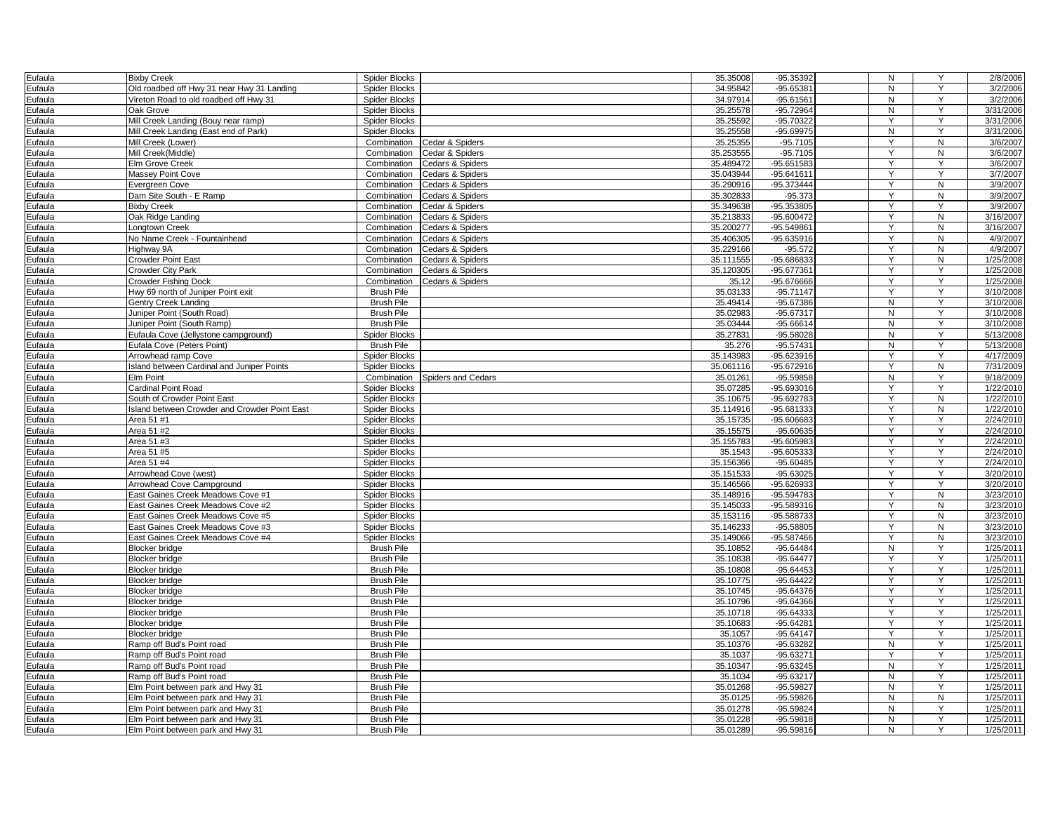| | | | | | | | | |
|---|---|---|---|---|---|---|---|---|
| Eufaula | Bixby Creek | Spider Blocks | | 35.35008 | -95.35392 | N | Y | 2/8/2006 |
| Eufaula | Old roadbed off Hwy 31 near Hwy 31 Landing | Spider Blocks | | 34.95842 | -95.65381 | N | Y | 3/2/2006 |
| Eufaula | Vireton Road to old roadbed off Hwy 31 | Spider Blocks | | 34.97914 | -95.61561 | N | Y | 3/2/2006 |
| Eufaula | Oak Grove | Spider Blocks | | 35.25578 | -95.72964 | N | Y | 3/31/2006 |
| Eufaula | Mill Creek Landing (Bouy near ramp) | Spider Blocks | | 35.25592 | -95.70322 | Y | Y | 3/31/2006 |
| Eufaula | Mill Creek Landing (East end of Park) | Spider Blocks | | 35.25558 | -95.69975 | N | Y | 3/31/2006 |
| Eufaula | Mill Creek (Lower) | Combination | Cedar & Spiders | 35.25355 | -95.7105 | Y | N | 3/6/2007 |
| Eufaula | Mill Creek(Middle) | Combination | Cedar & Spiders | 35.253555 | -95.7105 | Y | N | 3/6/2007 |
| Eufaula | Elm Grove Creek | Combination | Cedars & Spiders | 35.489472 | -95.651583 | Y | Y | 3/6/2007 |
| Eufaula | Massey Point Cove | Combination | Cedars & Spiders | 35.043944 | -95.641611 | Y | Y | 3/7/2007 |
| Eufaula | Evergreen Cove | Combination | Cedars & Spiders | 35.290916 | -95.373444 | Y | N | 3/9/2007 |
| Eufaula | Dam Site South - E Ramp | Combination | Cedars & Spiders | 35.302833 | -95.373 | Y | N | 3/9/2007 |
| Eufaula | Bixby Creek | Combination | Cedar & Spiders | 35.349638 | -95.353805 | Y | Y | 3/9/2007 |
| Eufaula | Oak Ridge Landing | Combination | Cedars & Spiders | 35.213833 | -95.600472 | Y | N | 3/16/2007 |
| Eufaula | Longtown Creek | Combination | Cedars & Spiders | 35.200277 | -95.549861 | Y | N | 3/16/2007 |
| Eufaula | No Name Creek - Fountainhead | Combination | Cedars & Spiders | 35.406305 | -95.635916 | Y | N | 4/9/2007 |
| Eufaula | Highway 9A | Combination | Cedars & Spiders | 35.229166 | -95.572 | Y | N | 4/9/2007 |
| Eufaula | Crowder Point East | Combination | Cedars & Spiders | 35.111555 | -95.686833 | Y | N | 1/25/2008 |
| Eufaula | Crowder City Park | Combination | Cedars & Spiders | 35.120305 | -95.677361 | Y | Y | 1/25/2008 |
| Eufaula | Crowder Fishing Dock | Combination | Cedars & Spiders | 35.12 | -95.676666 | Y | Y | 1/25/2008 |
| Eufaula | Hwy 69 north of Juniper Point exit | Brush Pile | | 35.03133 | -95.71147 | Y | Y | 3/10/2008 |
| Eufaula | Gentry Creek Landing | Brush Pile | | 35.49414 | -95.67386 | N | Y | 3/10/2008 |
| Eufaula | Juniper Point (South Road) | Brush Pile | | 35.02983 | -95.67317 | N | Y | 3/10/2008 |
| Eufaula | Juniper Point (South Ramp) | Brush Pile | | 35.03444 | -95.66614 | N | Y | 3/10/2008 |
| Eufaula | Eufaula Cove (Jellystone campground) | Spider Blocks | | 35.27831 | -95.58028 | N | Y | 5/13/2008 |
| Eufaula | Eufala Cove (Peters Point) | Brush Pile | | 35.276 | -95.57431 | N | Y | 5/13/2008 |
| Eufaula | Arrowhead ramp Cove | Spider Blocks | | 35.143983 | -95.623916 | Y | Y | 4/17/2009 |
| Eufaula | Island between Cardinal and Juniper Points | Spider Blocks | | 35.061116 | -95.672916 | Y | N | 7/31/2009 |
| Eufaula | Elm Point | Combination | Spiders and Cedars | 35.01261 | -95.59858 | N | Y | 9/18/2009 |
| Eufaula | Cardinal Point Road | Spider Blocks | | 35.07285 | -95.693016 | Y | Y | 1/22/2010 |
| Eufaula | South of Crowder Point East | Spider Blocks | | 35.10675 | -95.692783 | Y | N | 1/22/2010 |
| Eufaula | Island between Crowder and Crowder Point East | Spider Blocks | | 35.114916 | -95.681333 | Y | N | 1/22/2010 |
| Eufaula | Area 51 #1 | Spider Blocks | | 35.15735 | -95.606683 | Y | Y | 2/24/2010 |
| Eufaula | Area 51 #2 | Spider Blocks | | 35.15575 | -95.60635 | Y | Y | 2/24/2010 |
| Eufaula | Area 51 #3 | Spider Blocks | | 35.155783 | -95.605983 | Y | Y | 2/24/2010 |
| Eufaula | Area 51 #5 | Spider Blocks | | 35.1543 | -95.605333 | Y | Y | 2/24/2010 |
| Eufaula | Area 51 #4 | Spider Blocks | | 35.156366 | -95.60485 | Y | Y | 2/24/2010 |
| Eufaula | Arrowhead Cove (west) | Spider Blocks | | 35.151533 | -95.63025 | Y | Y | 3/20/2010 |
| Eufaula | Arrowhead Cove Campground | Spider Blocks | | 35.146566 | -95.626933 | Y | Y | 3/20/2010 |
| Eufaula | East Gaines Creek Meadows Cove #1 | Spider Blocks | | 35.148916 | -95.594783 | Y | N | 3/23/2010 |
| Eufaula | East Gaines Creek Meadows Cove #2 | Spider Blocks | | 35.145033 | -95.589316 | Y | N | 3/23/2010 |
| Eufaula | East Gaines Creek Meadows Cove #5 | Spider Blocks | | 35.153116 | -95.588733 | Y | N | 3/23/2010 |
| Eufaula | East Gaines Creek Meadows Cove #3 | Spider Blocks | | 35.146233 | -95.58805 | Y | N | 3/23/2010 |
| Eufaula | East Gaines Creek Meadows Cove #4 | Spider Blocks | | 35.149066 | -95.587466 | Y | N | 3/23/2010 |
| Eufaula | Blocker bridge | Brush Pile | | 35.10852 | -95.64484 | N | Y | 1/25/2011 |
| Eufaula | Blocker bridge | Brush Pile | | 35.10838 | -95.64477 | Y | Y | 1/25/2011 |
| Eufaula | Blocker bridge | Brush Pile | | 35.10808 | -95.64453 | Y | Y | 1/25/2011 |
| Eufaula | Blocker bridge | Brush Pile | | 35.10775 | -95.64422 | Y | Y | 1/25/2011 |
| Eufaula | Blocker bridge | Brush Pile | | 35.10745 | -95.64376 | Y | Y | 1/25/2011 |
| Eufaula | Blocker bridge | Brush Pile | | 35.10796 | -95.64366 | Y | Y | 1/25/2011 |
| Eufaula | Blocker bridge | Brush Pile | | 35.10718 | -95.64333 | Y | Y | 1/25/2011 |
| Eufaula | Blocker bridge | Brush Pile | | 35.10683 | -95.64281 | Y | Y | 1/25/2011 |
| Eufaula | Blocker bridge | Brush Pile | | 35.1057 | -95.64147 | Y | Y | 1/25/2011 |
| Eufaula | Ramp off Bud's Point road | Brush Pile | | 35.10376 | -95.63282 | N | Y | 1/25/2011 |
| Eufaula | Ramp off Bud's Point road | Brush Pile | | 35.1037 | -95.63271 | Y | Y | 1/25/2011 |
| Eufaula | Ramp off Bud's Point road | Brush Pile | | 35.10347 | -95.63245 | N | Y | 1/25/2011 |
| Eufaula | Ramp off Bud's Point road | Brush Pile | | 35.1034 | -95.63217 | N | Y | 1/25/2011 |
| Eufaula | Elm Point between park and Hwy 31 | Brush Pile | | 35.01268 | -95.59827 | N | Y | 1/25/2011 |
| Eufaula | Elm Point between park and Hwy 31 | Brush Pile | | 35.0125 | -95.59826 | N | N | 1/25/2011 |
| Eufaula | Elm Point between park and Hwy 31 | Brush Pile | | 35.01278 | -95.59824 | N | Y | 1/25/2011 |
| Eufaula | Elm Point between park and Hwy 31 | Brush Pile | | 35.01228 | -95.59818 | N | Y | 1/25/2011 |
| Eufaula | Elm Point between park and Hwy 31 | Brush Pile | | 35.01289 | -95.59816 | N | Y | 1/25/2011 |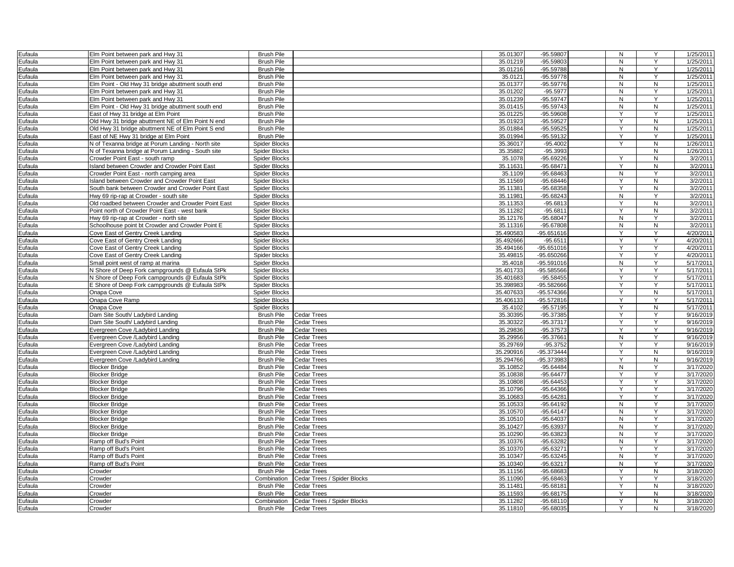| | | | | | | | | | |
|---|---|---|---|---|---|---|---|---|---|
| Eufaula | Elm Point between park and Hwy 31 | Brush Pile | | 35.01307 | -95.59807 | | N | Y | 1/25/2011 |
| Eufaula | Elm Point between park and Hwy 31 | Brush Pile | | 35.01219 | -95.59803 | | N | Y | 1/25/2011 |
| Eufaula | Elm Point between park and Hwy 31 | Brush Pile | | 35.01216 | -95.59788 | | N | Y | 1/25/2011 |
| Eufaula | Elm Point between park and Hwy 31 | Brush Pile | | 35.0121 | -95.59778 | | N | Y | 1/25/2011 |
| Eufaula | Elm Point - Old Hwy 31 bridge abuttment south end | Brush Pile | | 35.01377 | -95.59776 | | N | N | 1/25/2011 |
| Eufaula | Elm Point between park and Hwy 31 | Brush Pile | | 35.01202 | -95.5977 | | N | Y | 1/25/2011 |
| Eufaula | Elm Point between park and Hwy 31 | Brush Pile | | 35.01239 | -95.59747 | | N | Y | 1/25/2011 |
| Eufaula | Elm Point - Old Hwy 31 bridge abuttment south end | Brush Pile | | 35.01415 | -95.59743 | | N | N | 1/25/2011 |
| Eufaula | East of Hwy 31 bridge at Elm Point | Brush Pile | | 35.01225 | -95.59608 | | Y | Y | 1/25/2011 |
| Eufaula | Old Hwy 31 bridge abuttment NE of Elm Point N end | Brush Pile | | 35.01923 | -95.59527 | | Y | N | 1/25/2011 |
| Eufaula | Old Hwy 31 bridge abuttment NE of Elm Point S end | Brush Pile | | 35.01884 | -95.59525 | | Y | N | 1/25/2011 |
| Eufaula | East of NE Hwy 31 bridge at Elm Point | Brush Pile | | 35.01994 | -95.59132 | | Y | Y | 1/25/2011 |
| Eufaula | N of Texanna bridge at Porum Landing - North site | Spider Blocks | | 35.36017 | -95.4002 | | Y | N | 1/26/2011 |
| Eufaula | N of Texanna bridge at Porum Landing - South site | Spider Blocks | | 35.35882 | -95.3993 | | | N | 1/26/2011 |
| Eufaula | Crowder Point East - south ramp | Spider Blocks | | 35.1078 | -95.69226 | | Y | N | 3/2/2011 |
| Eufaula | Island between Crowder and Crowder Point East | Spider Blocks | | 35.11631 | -95.68471 | | Y | N | 3/2/2011 |
| Eufaula | Crowder Point East - north camping area | Spider Blocks | | 35.1109 | -95.68463 | | N | Y | 3/2/2011 |
| Eufaula | Island between Crowder and Crowder Point East | Spider Blocks | | 35.11569 | -95.68446 | | Y | N | 3/2/2011 |
| Eufaula | South bank between Crowder and Crowder Point East | Spider Blocks | | 35.11381 | -95.68358 | | Y | N | 3/2/2011 |
| Eufaula | Hwy 69 rip-rap at Crowder - south site | Spider Blocks | | 35.11981 | -95.68243 | | N | Y | 3/2/2011 |
| Eufaula | Old roadbed between Crowder and Crowder Point East | Spider Blocks | | 35.11353 | -95.6813 | | Y | N | 3/2/2011 |
| Eufaula | Point north of Crowder Point East - west bank | Spider Blocks | | 35.11282 | -95.6811 | | Y | N | 3/2/2011 |
| Eufaula | Hwy 69 rip-rap at Crowder - north site | Spider Blocks | | 35.12176 | -95.68047 | | N | Y | 3/2/2011 |
| Eufaula | Schoolhouse point bt Crowder and Crowder Point E | Spider Blocks | | 35.11316 | -95.67808 | | N | N | 3/2/2011 |
| Eufaula | Cove East of Gentry Creek Landing | Spider Blocks | | 35.490583 | -95.651616 | | Y | Y | 4/20/2011 |
| Eufaula | Cove East of Gentry Creek Landing | Spider Blocks | | 35.492666 | -95.6511 | | Y | Y | 4/20/2011 |
| Eufaula | Cove East of Gentry Creek Landing | Spider Blocks | | 35.494166 | -95.651016 | | Y | Y | 4/20/2011 |
| Eufaula | Cove East of Gentry Creek Landing | Spider blocks | | 35.49815 | -95.650266 | | Y | Y | 4/20/2011 |
| Eufaula | Small point west of ramp at marina | Spider Blocks | | 35.4018 | -95.591016 | | N | Y | 5/17/2011 |
| Eufaula | N Shore of Deep Fork campgrounds @ Eufaula StPk | Spider Blocks | | 35.401733 | -95.585566 | | Y | Y | 5/17/2011 |
| Eufaula | N Shore of Deep Fork campgrounds @ Eufaula StPk | Spider Blocks | | 35.401683 | -95.58455 | | Y | Y | 5/17/2011 |
| Eufaula | E Shore of Deep Fork campgrounds @ Eufaula StPk | Spider Blocks | | 35.398983 | -95.582666 | | Y | Y | 5/17/2011 |
| Eufaula | Onapa Cove | Spider Blocks | | 35.407633 | -95.574366 | | Y | N | 5/17/2011 |
| Eufaula | Onapa Cove Ramp | Spider Blocks | | 35.406133 | -95.572816 | | Y | Y | 5/17/2011 |
| Eufaula | Onapa Cove | Spider Blocks | | 35.4102 | -95.57195 | | Y | N | 5/17/2011 |
| Eufaula | Dam Site South/ Ladybird Landing | Brush Pile | Cedar Trees | 35.30395 | -95.37385 | | Y | Y | 9/16/2019 |
| Eufaula | Dam Site South/ Ladybird Landing | Brush Pile | Cedar Trees | 35.30322 | -95.37317 | | Y | Y | 9/16/2019 |
| Eufaula | Evergreen Cove /Ladybird Landing | Brush Pile | Cedar Trees | 35.29836 | -95.37573 | | Y | Y | 9/16/2019 |
| Eufaula | Evergreen Cove /Ladybird Landing | Brush Pile | Cedar Trees | 35.29956 | -95.37661 | | N | Y | 9/16/2019 |
| Eufaula | Evergreen Cove /Ladybird Landing | Brush Pile | Cedar Trees | 35.29769 | -95.3752 | | Y | Y | 9/16/2019 |
| Eufaula | Evergreen Cove /Ladybird Landing | Brush Pile | Cedar Trees | 35.290916 | -95.373444 | | Y | N | 9/16/2019 |
| Eufaula | Evergreen Cove /Ladybird Landing | Brush Pile | Cedar Trees | 35.294766 | -95.373983 | | Y | N | 9/16/2019 |
| Eufaula | Blocker Bridge | Brush Pile | Cedar Trees | 35.10852 | -95.64484 | | N | Y | 3/17/2020 |
| Eufaula | Blocker Bridge | Brush Pile | Cedar Trees | 35.10838 | -95.64477 | | Y | Y | 3/17/2020 |
| Eufaula | Blocker Bridge | Brush Pile | Cedar Trees | 35.10808 | -95.64453 | | Y | Y | 3/17/2020 |
| Eufaula | Blocker Bridge | Brush Pile | Cedar Trees | 35.10796 | -95.64366 | | Y | Y | 3/17/2020 |
| Eufaula | Blocker Bridge | Brush Pile | Cedar Trees | 35.10683 | -95.64281 | | Y | Y | 3/17/2020 |
| Eufaula | Blocker Bridge | Brush Pile | Cedar Trees | 35.10533 | -95.64192 | | N | Y | 3/17/2020 |
| Eufaula | Blocker Bridge | Brush Pile | Cedar Trees | 35.10570 | -95.64147 | | N | Y | 3/17/2020 |
| Eufaula | Blocker Bridge | Brush Pile | Cedar Trees | 35.10510 | -95.64037 | | N | Y | 3/17/2020 |
| Eufaula | Blocker Bridge | Brush Pile | Cedar Trees | 35.10427 | -95.63937 | | N | Y | 3/17/2020 |
| Eufaula | Blocker Bridge | Brush Pile | Cedar Trees | 35.10290 | -95.63823 | | N | Y | 3/17/2020 |
| Eufaula | Ramp off Bud's Point | Brush Pile | Cedar Trees | 35.10376 | -95.63282 | | N | Y | 3/17/2020 |
| Eufaula | Ramp off Bud's Point | Brush Pile | Cedar Trees | 35.10370 | -95.63271 | | Y | Y | 3/17/2020 |
| Eufaula | Ramp off Bud's Point | Brush Pile | Cedar Trees | 35.10347 | -95.63245 | | N | Y | 3/17/2020 |
| Eufaula | Ramp off Bud's Point | Brush Pile | Cedar Trees | 35.10340 | -95.63217 | | N | Y | 3/17/2020 |
| Eufaula | Crowder | Brush Pile | Cedar Trees | 35.11156 | -95.68683 | | Y | N | 3/18/2020 |
| Eufaula | Crowder | Combination | Cedar Trees / Spider Blocks | 35.11090 | -95.68463 | | Y | Y | 3/18/2020 |
| Eufaula | Crowder | Brush Pile | Cedar Trees | 35.11481 | -95.68181 | | Y | N | 3/18/2020 |
| Eufaula | Crowder | Brush Pile | Cedar Trees | 35.11593 | -95.68175 | | Y | N | 3/18/2020 |
| Eufaula | Crowder | Combination | Cedar Trees / Spider Blocks | 35.11282 | -95.68110 | | Y | N | 3/18/2020 |
| Eufaula | Crowder | Brush Pile | Cedar Trees | 35.11810 | -95.68035 | | Y | N | 3/18/2020 |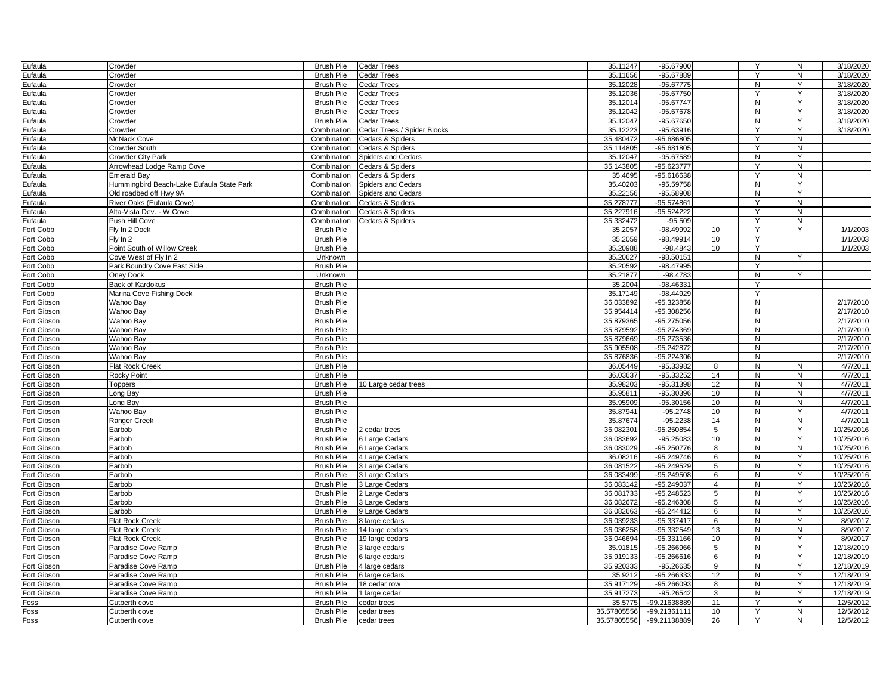| | | | | | | | | | |
|---|---|---|---|---|---|---|---|---|---|
| Eufaula | Crowder | Brush Pile | Cedar Trees | 35.11247 | -95.67900 | | Y | N | 3/18/2020 |
| Eufaula | Crowder | Brush Pile | Cedar Trees | 35.11656 | -95.67889 | | Y | N | 3/18/2020 |
| Eufaula | Crowder | Brush Pile | Cedar Trees | 35.12028 | -95.67775 | | N | Y | 3/18/2020 |
| Eufaula | Crowder | Brush Pile | Cedar Trees | 35.12036 | -95.67750 | | Y | Y | 3/18/2020 |
| Eufaula | Crowder | Brush Pile | Cedar Trees | 35.12014 | -95.67747 | | N | Y | 3/18/2020 |
| Eufaula | Crowder | Brush Pile | Cedar Trees | 35.12042 | -95.67678 | | N | Y | 3/18/2020 |
| Eufaula | Crowder | Brush Pile | Cedar Trees | 35.12047 | -95.67650 | | N | Y | 3/18/2020 |
| Eufaula | Crowder | Combination | Cedar Trees / Spider Blocks | 35.12223 | -95.63916 | | Y | Y | 3/18/2020 |
| Eufaula | McNack Cove | Combination | Cedars & Spiders | 35.480472 | -95.686805 | | Y | N | |
| Eufaula | Crowder South | Combination | Cedars & Spiders | 35.114805 | -95.681805 | | Y | N | |
| Eufaula | Crowder City Park | Combination | Spiders and Cedars | 35.12047 | -95.67589 | | N | Y | |
| Eufaula | Arrowhead Lodge Ramp Cove | Combination | Cedars & Spiders | 35.143805 | -95.623777 | | Y | N | |
| Eufaula | Emerald Bay | Combination | Cedars & Spiders | 35.4695 | -95.616638 | | Y | N | |
| Eufaula | Hummingbird Beach-Lake Eufaula State Park | Combination | Spiders and Cedars | 35.40203 | -95.59758 | | N | Y | |
| Eufaula | Old roadbed off Hwy 9A | Combination | Spiders and Cedars | 35.22156 | -95.58908 | | N | Y | |
| Eufaula | River Oaks (Eufaula Cove) | Combination | Cedars & Spiders | 35.278777 | -95.574861 | | Y | N | |
| Eufaula | Alta-Vista Dev. - W Cove | Combination | Cedars & Spiders | 35.227916 | -95.524222 | | Y | N | |
| Eufaula | Push Hill Cove | Combination | Cedars & Spiders | 35.332472 | -95.509 | | Y | N | |
| Fort Cobb | Fly In 2 Dock | Brush Pile | | 35.2057 | -98.49992 | 10 | Y | Y | 1/1/2003 |
| Fort Cobb | Fly In 2 | Brush Pile | | 35.2059 | -98.49914 | 10 | Y | | 1/1/2003 |
| Fort Cobb | Point South of Willow Creek | Brush Pile | | 35.20988 | -98.4843 | 10 | Y | | 1/1/2003 |
| Fort Cobb | Cove West of Fly In 2 | Unknown | | 35.20627 | -98.50151 | | N | Y | |
| Fort Cobb | Park Boundry Cove East Side | Brush Pile | | 35.20592 | -98.47995 | | Y | | |
| Fort Cobb | Oney Dock | Unknown | | 35.21877 | -98.4783 | | N | Y | |
| Fort Cobb | Back of Kardokus | Brush Pile | | 35.2004 | -98.46331 | | Y | | |
| Fort Cobb | Marina Cove Fishing Dock | Brush Pile | | 35.17149 | -98.44929 | | Y | | |
| Fort Gibson | Wahoo Bay | Brush Pile | | 36.033892 | -95.323858 | | N | | 2/17/2010 |
| Fort Gibson | Wahoo Bay | Brush Pile | | 35.954414 | -95.308256 | | N | | 2/17/2010 |
| Fort Gibson | Wahoo Bay | Brush Pile | | 35.879365 | -95.275056 | | N | | 2/17/2010 |
| Fort Gibson | Wahoo Bay | Brush Pile | | 35.879592 | -95.274369 | | N | | 2/17/2010 |
| Fort Gibson | Wahoo Bay | Brush Pile | | 35.879669 | -95.273536 | | N | | 2/17/2010 |
| Fort Gibson | Wahoo Bay | Brush Pile | | 35.905508 | -95.242872 | | N | | 2/17/2010 |
| Fort Gibson | Wahoo Bay | Brush Pile | | 35.876836 | -95.224306 | | N | | 2/17/2010 |
| Fort Gibson | Flat Rock Creek | Brush Pile | | 36.05449 | -95.33982 | 8 | N | N | 4/7/2011 |
| Fort Gibson | Rocky Point | Brush Pile | | 36.03637 | -95.33252 | 14 | N | N | 4/7/2011 |
| Fort Gibson | Toppers | Brush Pile | 10 Large cedar trees | 35.98203 | -95.31398 | 12 | N | N | 4/7/2011 |
| Fort Gibson | Long Bay | Brush Pile | | 35.95811 | -95.30396 | 10 | N | N | 4/7/2011 |
| Fort Gibson | Long Bay | Brush Pile | | 35.95909 | -95.30156 | 10 | N | N | 4/7/2011 |
| Fort Gibson | Wahoo Bay | Brush Pile | | 35.87941 | -95.2748 | 10 | N | Y | 4/7/2011 |
| Fort Gibson | Ranger Creek | Brush Pile | | 35.87674 | -95.2238 | 14 | N | N | 4/7/2011 |
| Fort Gibson | Earbob | Brush Pile | 2 cedar trees | 36.082301 | -95.250854 | 5 | N | Y | 10/25/2016 |
| Fort Gibson | Earbob | Brush Pile | 6 Large Cedars | 36.083692 | -95.25083 | 10 | N | Y | 10/25/2016 |
| Fort Gibson | Earbob | Brush Pile | 6 Large Cedars | 36.083029 | -95.250776 | 8 | N | N | 10/25/2016 |
| Fort Gibson | Earbob | Brush Pile | 4 Large Cedars | 36.08216 | -95.249746 | 6 | N | Y | 10/25/2016 |
| Fort Gibson | Earbob | Brush Pile | 3 Large Cedars | 36.081522 | -95.249529 | 5 | N | Y | 10/25/2016 |
| Fort Gibson | Earbob | Brush Pile | 3 Large Cedars | 36.083499 | -95.249508 | 6 | N | Y | 10/25/2016 |
| Fort Gibson | Earbob | Brush Pile | 3 Large Cedars | 36.083142 | -95.249037 | 4 | N | Y | 10/25/2016 |
| Fort Gibson | Earbob | Brush Pile | 2 Large Cedars | 36.081733 | -95.248523 | 5 | N | Y | 10/25/2016 |
| Fort Gibson | Earbob | Brush Pile | 3 Large Cedars | 36.082672 | -95.246308 | 5 | N | Y | 10/25/2016 |
| Fort Gibson | Earbob | Brush Pile | 9 Large Cedars | 36.082663 | -95.244412 | 6 | N | Y | 10/25/2016 |
| Fort Gibson | Flat Rock Creek | Brush Pile | 8 large cedars | 36.039233 | -95.337417 | 6 | N | Y | 8/9/2017 |
| Fort Gibson | Flat Rock Creek | Brush Pile | 14 large cedars | 36.036258 | -95.332549 | 13 | N | N | 8/9/2017 |
| Fort Gibson | Flat Rock Creek | Brush Pile | 19 large cedars | 36.046694 | -95.331166 | 10 | N | Y | 8/9/2017 |
| Fort Gibson | Paradise Cove Ramp | Brush Pile | 3 large cedars | 35.91815 | -95.266966 | 5 | N | Y | 12/18/2019 |
| Fort Gibson | Paradise Cove Ramp | Brush Pile | 6 large cedars | 35.919133 | -95.266616 | 6 | N | Y | 12/18/2019 |
| Fort Gibson | Paradise Cove Ramp | Brush Pile | 4 large cedars | 35.920333 | -95.26635 | 9 | N | Y | 12/18/2019 |
| Fort Gibson | Paradise Cove Ramp | Brush Pile | 6 large cedars | 35.9212 | -95.266333 | 12 | N | Y | 12/18/2019 |
| Fort Gibson | Paradise Cove Ramp | Brush Pile | 18 cedar row | 35.917129 | -95.266093 | 8 | N | Y | 12/18/2019 |
| Fort Gibson | Paradise Cove Ramp | Brush Pile | 1 large cedar | 35.917273 | -95.26542 | 3 | N | Y | 12/18/2019 |
| Foss | Cutberth cove | Brush Pile | cedar trees | 35.5775 | -99.21638889 | 11 | Y | Y | 12/5/2012 |
| Foss | Cutberth cove | Brush Pile | cedar trees | 35.57805556 | -99.21361111 | 10 | Y | N | 12/5/2012 |
| Foss | Cutberth cove | Brush Pile | cedar trees | 35.57805556 | -99.21138889 | 26 | Y | N | 12/5/2012 |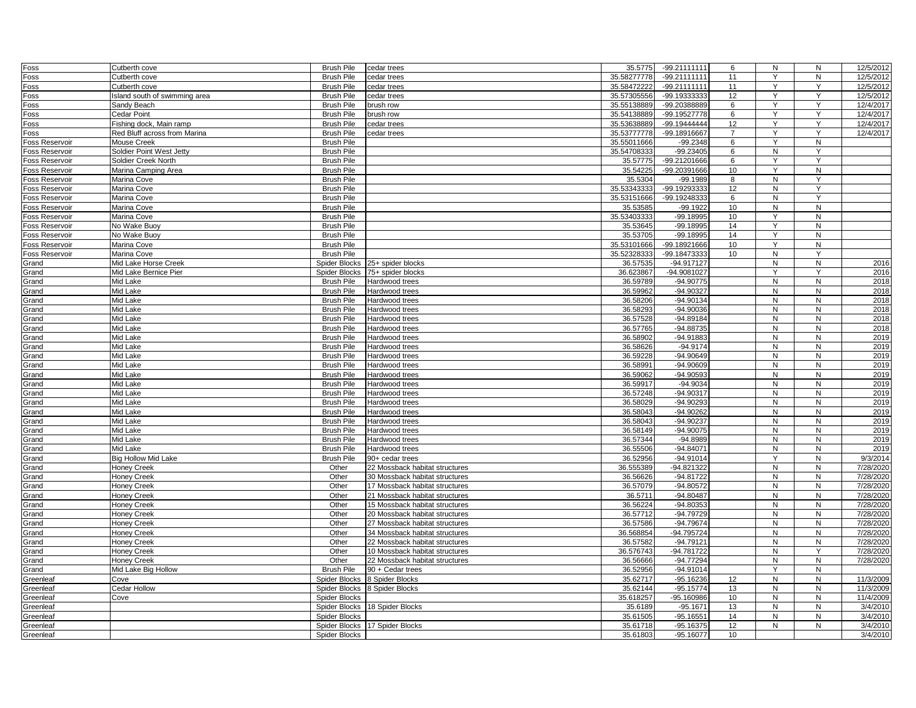| | | | | | | | | | |
|---|---|---|---|---|---|---|---|---|---|
| Foss | Cutberth cove | Brush Pile | cedar trees | 35.5775 | -99.21111111 | 6 | N | N | 12/5/2012 |
| Foss | Cutberth cove | Brush Pile | cedar trees | 35.58277778 | -99.21111111 | 11 | Y | N | 12/5/2012 |
| Foss | Cutberth cove | Brush Pile | cedar trees | 35.58472222 | -99.21111111 | 11 | Y | Y | 12/5/2012 |
| Foss | Island south of swimming area | Brush Pile | cedar trees | 35.57305556 | -99.19333333 | 12 | Y | Y | 12/5/2012 |
| Foss | Sandy Beach | Brush Pile | brush row | 35.55138889 | -99.20388889 | 6 | Y | Y | 12/4/2017 |
| Foss | Cedar Point | Brush Pile | brush row | 35.54138889 | -99.19527778 | 6 | Y | Y | 12/4/2017 |
| Foss | Fishing dock, Main ramp | Brush Pile | cedar trees | 35.53638889 | -99.19444444 | 12 | Y | Y | 12/4/2017 |
| Foss | Red Bluff across from Marina | Brush Pile | cedar trees | 35.53777778 | -99.18916667 | 7 | Y | Y | 12/4/2017 |
| Foss Reservoir | Mouse Creek | Brush Pile | | 35.55011666 | -99.2348 | 6 | Y | N | |
| Foss Reservoir | Soldier Point West Jetty | Brush Pile | | 35.54708333 | -99.23405 | 6 | N | Y | |
| Foss Reservoir | Soldier Creek North | Brush Pile | | 35.57775 | -99.21201666 | 6 | Y | Y | |
| Foss Reservoir | Marina Camping Area | Brush Pile | | 35.54225 | -99.20391666 | 10 | Y | N | |
| Foss Reservoir | Marina Cove | Brush Pile | | 35.5304 | -99.1989 | 8 | N | Y | |
| Foss Reservoir | Marina Cove | Brush Pile | | 35.53343333 | -99.19293333 | 12 | N | Y | |
| Foss Reservoir | Marina Cove | Brush Pile | | 35.53151666 | -99.19248333 | 6 | N | Y | |
| Foss Reservoir | Marina Cove | Brush Pile | | 35.53585 | -99.1922 | 10 | N | N | |
| Foss Reservoir | Marina Cove | Brush Pile | | 35.53403333 | -99.18995 | 10 | Y | N | |
| Foss Reservoir | No Wake Buoy | Brush Pile | | 35.53645 | -99.18995 | 14 | Y | N | |
| Foss Reservoir | No Wake Buoy | Brush Pile | | 35.53705 | -99.18995 | 14 | Y | N | |
| Foss Reservoir | Marina Cove | Brush Pile | | 35.53101666 | -99.18921666 | 10 | Y | N | |
| Foss Reservoir | Marina Cove | Brush Pile | | 35.52328333 | -99.18473333 | 10 | N | Y | |
| Grand | Mid Lake Horse Creek | Spider Blocks | 25+ spider blocks | 36.57535 | -94.917127 | | N | N | 2016 |
| Grand | Mid Lake Bernice Pier | Spider Blocks | 75+ spider blocks | 36.623867 | -94.9081027 | | Y | Y | 2016 |
| Grand | Mid Lake | Brush Pile | Hardwood trees | 36.59789 | -94.90775 | | N | N | 2018 |
| Grand | Mid Lake | Brush Pile | Hardwood trees | 36.59962 | -94.90327 | | N | N | 2018 |
| Grand | Mid Lake | Brush Pile | Hardwood trees | 36.58206 | -94.90134 | | N | N | 2018 |
| Grand | Mid Lake | Brush Pile | Hardwood trees | 36.58293 | -94.90036 | | N | N | 2018 |
| Grand | Mid Lake | Brush Pile | Hardwood trees | 36.57528 | -94.89184 | | N | N | 2018 |
| Grand | Mid Lake | Brush Pile | Hardwood trees | 36.57765 | -94.88735 | | N | N | 2018 |
| Grand | Mid Lake | Brush Pile | Hardwood trees | 36.58902 | -94.91883 | | N | N | 2019 |
| Grand | Mid Lake | Brush Pile | Hardwood trees | 36.58626 | -94.9174 | | N | N | 2019 |
| Grand | Mid Lake | Brush Pile | Hardwood trees | 36.59228 | -94.90649 | | N | N | 2019 |
| Grand | Mid Lake | Brush Pile | Hardwood trees | 36.58991 | -94.90609 | | N | N | 2019 |
| Grand | Mid Lake | Brush Pile | Hardwood trees | 36.59062 | -94.90593 | | N | N | 2019 |
| Grand | Mid Lake | Brush Pile | Hardwood trees | 36.59917 | -94.9034 | | N | N | 2019 |
| Grand | Mid Lake | Brush Pile | Hardwood trees | 36.57248 | -94.90317 | | N | N | 2019 |
| Grand | Mid Lake | Brush Pile | Hardwood trees | 36.58029 | -94.90293 | | N | N | 2019 |
| Grand | Mid Lake | Brush Pile | Hardwood trees | 36.58043 | -94.90262 | | N | N | 2019 |
| Grand | Mid Lake | Brush Pile | Hardwood trees | 36.58043 | -94.90237 | | N | N | 2019 |
| Grand | Mid Lake | Brush Pile | Hardwood trees | 36.58149 | -94.90075 | | N | N | 2019 |
| Grand | Mid Lake | Brush Pile | Hardwood trees | 36.57344 | -94.8989 | | N | N | 2019 |
| Grand | Mid Lake | Brush Pile | Hardwood trees | 36.55506 | -94.84071 | | N | N | 2019 |
| Grand | Big Hollow Mid Lake | Brush Pile | 90+ cedar trees | 36.52956 | -94.91014 | | Y | N | 9/3/2014 |
| Grand | Honey Creek | Other | 22 Mossback habitat structures | 36.555389 | -94.821322 | | N | N | 7/28/2020 |
| Grand | Honey Creek | Other | 30 Mossback habitat structures | 36.56626 | -94.81722 | | N | N | 7/28/2020 |
| Grand | Honey Creek | Other | 17 Mossback habitat structures | 36.57079 | -94.80572 | | N | N | 7/28/2020 |
| Grand | Honey Creek | Other | 21 Mossback habitat structures | 36.5711 | -94.80487 | | N | N | 7/28/2020 |
| Grand | Honey Creek | Other | 15 Mossback habitat structures | 36.56224 | -94.80353 | | N | N | 7/28/2020 |
| Grand | Honey Creek | Other | 20 Mossback habitat structures | 36.57712 | -94.79729 | | N | N | 7/28/2020 |
| Grand | Honey Creek | Other | 27 Mossback habitat structures | 36.57586 | -94.79674 | | N | N | 7/28/2020 |
| Grand | Honey Creek | Other | 34 Mossback habitat structures | 36.568854 | -94.795724 | | N | N | 7/28/2020 |
| Grand | Honey Creek | Other | 22 Mossback habitat structures | 36.57582 | -94.79121 | | N | N | 7/28/2020 |
| Grand | Honey Creek | Other | 10 Mossback habitat structures | 36.576743 | -94.781722 | | N | Y | 7/28/2020 |
| Grand | Honey Creek | Other | 22 Mossback habitat structures | 36.56666 | -94.77294 | | N | N | 7/28/2020 |
| Grand | Mid Lake Big Hollow | Brush Pile | 90 + Cedar trees | 36.52956 | -94.91014 | | Y | N | |
| Greenleaf | Cove | Spider Blocks | 8 Spider Blocks | 35.62717 | -95.16236 | 12 | N | N | 11/3/2009 |
| Greenleaf | Cedar Hollow | Spider Blocks | 8 Spider Blocks | 35.62144 | -95.15774 | 13 | N | N | 11/3/2009 |
| Greenleaf | Cove | Spider Blocks | | 35.618257 | -95.160986 | 10 | N | N | 11/4/2009 |
| Greenleaf | | Spider Blocks | 18 Spider Blocks | 35.6189 | -95.1671 | 13 | N | N | 3/4/2010 |
| Greenleaf | | Spider Blocks | | 35.61505 | -95.16551 | 14 | N | N | 3/4/2010 |
| Greenleaf | | Spider Blocks | 17 Spider Blocks | 35.61718 | -95.16375 | 12 | N | N | 3/4/2010 |
| Greenleaf | | Spider Blocks | | 35.61803 | -95.16077 | 10 | | | 3/4/2010 |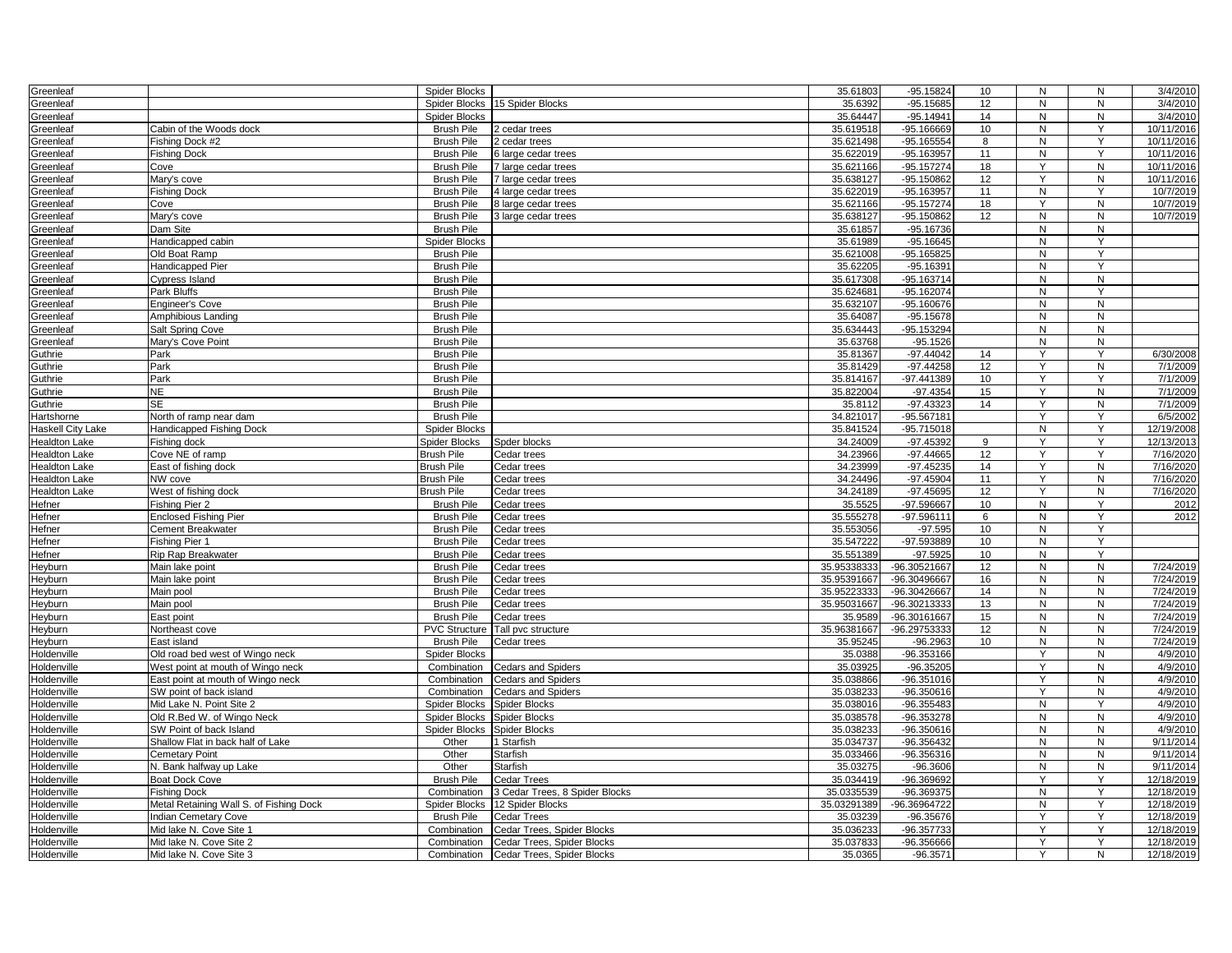| | | | | | | | | | |
|---|---|---|---|---|---|---|---|---|---|
| Greenleaf | | Spider Blocks | | 35.61803 | -95.15824 | 10 | N | N | 3/4/2010 |
| Greenleaf | | Spider Blocks | 15 Spider Blocks | 35.6392 | -95.15685 | 12 | N | N | 3/4/2010 |
| Greenleaf | | Spider Blocks | | 35.64447 | -95.14941 | 14 | N | N | 3/4/2010 |
| Greenleaf | Cabin of the Woods dock | Brush Pile | 2 cedar trees | 35.619518 | -95.166669 | 10 | N | Y | 10/11/2016 |
| Greenleaf | Fishing Dock #2 | Brush Pile | 2 cedar trees | 35.621498 | -95.165554 | 8 | N | Y | 10/11/2016 |
| Greenleaf | Fishing Dock | Brush Pile | 6 large cedar trees | 35.622019 | -95.163957 | 11 | N | Y | 10/11/2016 |
| Greenleaf | Cove | Brush Pile | 7 large cedar trees | 35.621166 | -95.157274 | 18 | Y | N | 10/11/2016 |
| Greenleaf | Mary's cove | Brush Pile | 7 large cedar trees | 35.638127 | -95.150862 | 12 | Y | N | 10/11/2016 |
| Greenleaf | Fishing Dock | Brush Pile | 4 large cedar trees | 35.622019 | -95.163957 | 11 | N | Y | 10/7/2019 |
| Greenleaf | Cove | Brush Pile | 8 large cedar trees | 35.621166 | -95.157274 | 18 | Y | N | 10/7/2019 |
| Greenleaf | Mary's cove | Brush Pile | 3 large cedar trees | 35.638127 | -95.150862 | 12 | N | N | 10/7/2019 |
| Greenleaf | Dam Site | Brush Pile | | 35.61857 | -95.16736 | | N | N | |
| Greenleaf | Handicapped cabin | Spider Blocks | | 35.61989 | -95.16645 | | N | Y | |
| Greenleaf | Old Boat Ramp | Brush Pile | | 35.621008 | -95.165825 | | N | Y | |
| Greenleaf | Handicapped Pier | Brush Pile | | 35.62205 | -95.16391 | | N | Y | |
| Greenleaf | Cypress Island | Brush Pile | | 35.617308 | -95.163714 | | N | N | |
| Greenleaf | Park Bluffs | Brush Pile | | 35.624681 | -95.162074 | | N | Y | |
| Greenleaf | Engineer's Cove | Brush Pile | | 35.632107 | -95.160676 | | N | N | |
| Greenleaf | Amphibious Landing | Brush Pile | | 35.64087 | -95.15678 | | N | N | |
| Greenleaf | Salt Spring Cove | Brush Pile | | 35.634443 | -95.153294 | | N | N | |
| Greenleaf | Mary's Cove Point | Brush Pile | | 35.63768 | -95.1526 | | N | N | |
| Guthrie | Park | Brush Pile | | 35.81367 | -97.44042 | 14 | Y | Y | 6/30/2008 |
| Guthrie | Park | Brush Pile | | 35.81429 | -97.44258 | 12 | Y | N | 7/1/2009 |
| Guthrie | Park | Brush Pile | | 35.814167 | -97.441389 | 10 | Y | Y | 7/1/2009 |
| Guthrie | NE | Brush Pile | | 35.822004 | -97.4354 | 15 | Y | N | 7/1/2009 |
| Guthrie | SE | Brush Pile | | 35.8112 | -97.43323 | 14 | Y | N | 7/1/2009 |
| Hartshorne | North of ramp near dam | Brush Pile | | 34.821017 | -95.567181 | | Y | Y | 6/5/2002 |
| Haskell City Lake | Handicapped Fishing Dock | Spider Blocks | | 35.841524 | -95.715018 | | N | Y | 12/19/2008 |
| Healdton Lake | Fishing dock | Spider Blocks | Spder blocks | 34.24009 | -97.45392 | 9 | Y | Y | 12/13/2013 |
| Healdton Lake | Cove NE of ramp | Brush Pile | Cedar trees | 34.23966 | -97.44665 | 12 | Y | Y | 7/16/2020 |
| Healdton Lake | East of fishing dock | Brush Pile | Cedar trees | 34.23999 | -97.45235 | 14 | Y | N | 7/16/2020 |
| Healdton Lake | NW cove | Brush Pile | Cedar trees | 34.24496 | -97.45904 | 11 | Y | N | 7/16/2020 |
| Healdton Lake | West of fishing dock | Brush Pile | Cedar trees | 34.24189 | -97.45695 | 12 | Y | N | 7/16/2020 |
| Hefner | Fishing Pier 2 | Brush Pile | Cedar trees | 35.5525 | -97.596667 | 10 | N | Y | 2012 |
| Hefner | Enclosed Fishing Pier | Brush Pile | Cedar trees | 35.555278 | -97.596111 | 6 | N | Y | 2012 |
| Hefner | Cement Breakwater | Brush Pile | Cedar trees | 35.553056 | -97.595 | 10 | N | Y | |
| Hefner | Fishing Pier 1 | Brush Pile | Cedar trees | 35.547222 | -97.593889 | 10 | N | Y | |
| Hefner | Rip Rap Breakwater | Brush Pile | Cedar trees | 35.551389 | -97.5925 | 10 | N | Y | |
| Heyburn | Main lake point | Brush Pile | Cedar trees | 35.95338333 | -96.30521667 | 12 | N | N | 7/24/2019 |
| Heyburn | Main lake point | Brush Pile | Cedar trees | 35.95391667 | -96.30496667 | 16 | N | N | 7/24/2019 |
| Heyburn | Main pool | Brush Pile | Cedar trees | 35.95223333 | -96.30426667 | 14 | N | N | 7/24/2019 |
| Heyburn | Main pool | Brush Pile | Cedar trees | 35.95031667 | -96.30213333 | 13 | N | N | 7/24/2019 |
| Heyburn | East point | Brush Pile | Cedar trees | 35.9589 | -96.30161667 | 15 | N | N | 7/24/2019 |
| Heyburn | Northeast cove | PVC Structure | Tall pvc structure | 35.96381667 | -96.29753333 | 12 | N | N | 7/24/2019 |
| Heyburn | East island | Brush Pile | Cedar trees | 35.95245 | -96.2963 | 10 | N | N | 7/24/2019 |
| Holdenville | Old road bed west of Wingo neck | Spider Blocks | | 35.0388 | -96.353166 | | Y | N | 4/9/2010 |
| Holdenville | West point at mouth of Wingo neck | Combination | Cedars and Spiders | 35.03925 | -96.35205 | | Y | N | 4/9/2010 |
| Holdenville | East point at mouth of Wingo neck | Combination | Cedars and Spiders | 35.038866 | -96.351016 | | Y | N | 4/9/2010 |
| Holdenville | SW point of back island | Combination | Cedars and Spiders | 35.038233 | -96.350616 | | Y | N | 4/9/2010 |
| Holdenville | Mid Lake N. Point Site 2 | Spider Blocks | Spider Blocks | 35.038016 | -96.355483 | | N | Y | 4/9/2010 |
| Holdenville | Old R.Bed W. of Wingo Neck | Spider Blocks | Spider Blocks | 35.038578 | -96.353278 | | N | N | 4/9/2010 |
| Holdenville | SW Point of back Island | Spider Blocks | Spider Blocks | 35.038233 | -96.350616 | | N | N | 4/9/2010 |
| Holdenville | Shallow Flat in back half of Lake | Other | 1 Starfish | 35.034737 | -96.356432 | | N | N | 9/11/2014 |
| Holdenville | Cemetary Point | Other | Starfish | 35.033466 | -96.356316 | | N | N | 9/11/2014 |
| Holdenville | N. Bank halfway up Lake | Other | Starfish | 35.03275 | -96.3606 | | N | N | 9/11/2014 |
| Holdenville | Boat Dock Cove | Brush Pile | Cedar Trees | 35.034419 | -96.369692 | | Y | Y | 12/18/2019 |
| Holdenville | Fishing Dock | Combination | 3 Cedar Trees, 8 Spider Blocks | 35.0335539 | -96.369375 | | N | Y | 12/18/2019 |
| Holdenville | Metal Retaining Wall S. of Fishing Dock | Spider Blocks | 12 Spider Blocks | 35.03291389 | -96.36964722 | | N | Y | 12/18/2019 |
| Holdenville | Indian Cemetary Cove | Brush Pile | Cedar Trees | 35.03239 | -96.35676 | | Y | Y | 12/18/2019 |
| Holdenville | Mid lake N. Cove Site 1 | Combination | Cedar Trees, Spider Blocks | 35.036233 | -96.357733 | | Y | Y | 12/18/2019 |
| Holdenville | Mid lake N. Cove Site 2 | Combination | Cedar Trees, Spider Blocks | 35.037833 | -96.356666 | | Y | Y | 12/18/2019 |
| Holdenville | Mid lake N. Cove Site 3 | Combination | Cedar Trees, Spider Blocks | 35.0365 | -96.3571 | | Y | N | 12/18/2019 |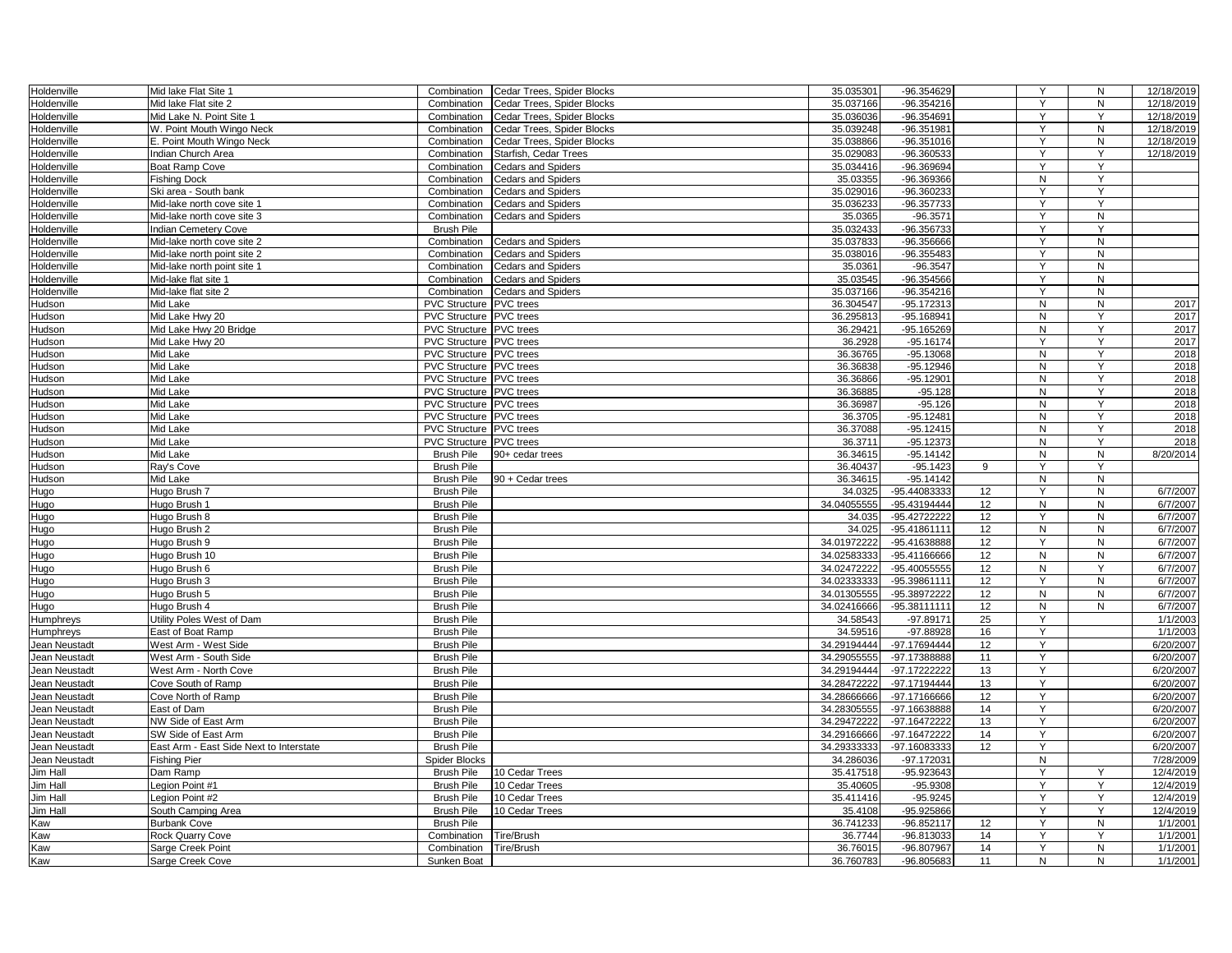| | | | | | | | | | |
|---|---|---|---|---|---|---|---|---|---|
| Holdenville | Mid lake Flat Site 1 | Combination | Cedar Trees, Spider Blocks | 35.035301 | -96.354629 | | Y | N | 12/18/2019 |
| Holdenville | Mid lake Flat site 2 | Combination | Cedar Trees, Spider Blocks | 35.037166 | -96.354216 | | Y | N | 12/18/2019 |
| Holdenville | Mid Lake N. Point Site 1 | Combination | Cedar Trees, Spider Blocks | 35.036036 | -96.354691 | | Y | Y | 12/18/2019 |
| Holdenville | W. Point Mouth Wingo Neck | Combination | Cedar Trees, Spider Blocks | 35.039248 | -96.351981 | | Y | N | 12/18/2019 |
| Holdenville | E. Point Mouth Wingo Neck | Combination | Cedar Trees, Spider Blocks | 35.038866 | -96.351016 | | Y | N | 12/18/2019 |
| Holdenville | Indian Church Area | Combination | Starfish, Cedar Trees | 35.029083 | -96.360533 | | Y | Y | 12/18/2019 |
| Holdenville | Boat Ramp Cove | Combination | Cedars and Spiders | 35.034416 | -96.369694 | | Y | Y | |
| Holdenville | Fishing Dock | Combination | Cedars and Spiders | 35.03355 | -96.369366 | | N | Y | |
| Holdenville | Ski area - South bank | Combination | Cedars and Spiders | 35.029016 | -96.360233 | | Y | Y | |
| Holdenville | Mid-lake north cove site 1 | Combination | Cedars and Spiders | 35.036233 | -96.357733 | | Y | Y | |
| Holdenville | Mid-lake north cove site 3 | Combination | Cedars and Spiders | 35.0365 | -96.3571 | | Y | N | |
| Holdenville | Indian Cemetery Cove | Brush Pile | | 35.032433 | -96.356733 | | Y | Y | |
| Holdenville | Mid-lake north cove site 2 | Combination | Cedars and Spiders | 35.037833 | -96.356666 | | Y | N | |
| Holdenville | Mid-lake north point site 2 | Combination | Cedars and Spiders | 35.038016 | -96.355483 | | Y | N | |
| Holdenville | Mid-lake north point site 1 | Combination | Cedars and Spiders | 35.0361 | -96.3547 | | Y | N | |
| Holdenville | Mid-lake flat site 1 | Combination | Cedars and Spiders | 35.03545 | -96.354566 | | Y | N | |
| Holdenville | Mid-lake flat site 2 | Combination | Cedars and Spiders | 35.037166 | -96.354216 | | Y | N | |
| Hudson | Mid Lake | PVC Structure | PVC trees | 36.304547 | -95.172313 | | N | N | 2017 |
| Hudson | Mid Lake Hwy 20 | PVC Structure | PVC trees | 36.295813 | -95.168941 | | N | Y | 2017 |
| Hudson | Mid Lake Hwy 20 Bridge | PVC Structure | PVC trees | 36.29421 | -95.165269 | | N | Y | 2017 |
| Hudson | Mid Lake Hwy 20 | PVC Structure | PVC trees | 36.2928 | -95.16174 | | Y | Y | 2017 |
| Hudson | Mid Lake | PVC Structure | PVC trees | 36.36765 | -95.13068 | | N | Y | 2018 |
| Hudson | Mid Lake | PVC Structure | PVC trees | 36.36838 | -95.12946 | | N | Y | 2018 |
| Hudson | Mid Lake | PVC Structure | PVC trees | 36.36866 | -95.12901 | | N | Y | 2018 |
| Hudson | Mid Lake | PVC Structure | PVC trees | 36.36885 | -95.128 | | N | Y | 2018 |
| Hudson | Mid Lake | PVC Structure | PVC trees | 36.36987 | -95.126 | | N | Y | 2018 |
| Hudson | Mid Lake | PVC Structure | PVC trees | 36.3705 | -95.12481 | | N | Y | 2018 |
| Hudson | Mid Lake | PVC Structure | PVC trees | 36.37088 | -95.12415 | | N | Y | 2018 |
| Hudson | Mid Lake | PVC Structure | PVC trees | 36.3711 | -95.12373 | | N | Y | 2018 |
| Hudson | Mid Lake | Brush Pile | 90+ cedar trees | 36.34615 | -95.14142 | | N | N | 8/20/2014 |
| Hudson | Ray's Cove | Brush Pile | | 36.40437 | -95.1423 | 9 | Y | Y | |
| Hudson | Mid Lake | Brush Pile | 90 + Cedar trees | 36.34615 | -95.14142 | | N | N | |
| Hugo | Hugo Brush 7 | Brush Pile | | 34.0325 | -95.44083333 | 12 | Y | N | 6/7/2007 |
| Hugo | Hugo Brush 1 | Brush Pile | | 34.04055555 | -95.43194444 | 12 | N | N | 6/7/2007 |
| Hugo | Hugo Brush 8 | Brush Pile | | 34.035 | -95.42722222 | 12 | Y | N | 6/7/2007 |
| Hugo | Hugo Brush 2 | Brush Pile | | 34.025 | -95.41861111 | 12 | N | N | 6/7/2007 |
| Hugo | Hugo Brush 9 | Brush Pile | | 34.01972222 | -95.41638888 | 12 | Y | N | 6/7/2007 |
| Hugo | Hugo Brush 10 | Brush Pile | | 34.02583333 | -95.41166666 | 12 | N | N | 6/7/2007 |
| Hugo | Hugo Brush 6 | Brush Pile | | 34.02472222 | -95.40055555 | 12 | N | Y | 6/7/2007 |
| Hugo | Hugo Brush 3 | Brush Pile | | 34.02333333 | -95.39861111 | 12 | Y | N | 6/7/2007 |
| Hugo | Hugo Brush 5 | Brush Pile | | 34.01305555 | -95.38972222 | 12 | N | N | 6/7/2007 |
| Hugo | Hugo Brush 4 | Brush Pile | | 34.02416666 | -95.38111111 | 12 | N | N | 6/7/2007 |
| Humphreys | Utility Poles West of Dam | Brush Pile | | 34.58543 | -97.89171 | 25 | Y | | 1/1/2003 |
| Humphreys | East of Boat Ramp | Brush Pile | | 34.59516 | -97.88928 | 16 | Y | | 1/1/2003 |
| Jean Neustadt | West Arm - West Side | Brush Pile | | 34.29194444 | -97.17694444 | 12 | Y | | 6/20/2007 |
| Jean Neustadt | West Arm - South Side | Brush Pile | | 34.29055555 | -97.17388888 | 11 | Y | | 6/20/2007 |
| Jean Neustadt | West Arm - North Cove | Brush Pile | | 34.29194444 | -97.17222222 | 13 | Y | | 6/20/2007 |
| Jean Neustadt | Cove South of Ramp | Brush Pile | | 34.28472222 | -97.17194444 | 13 | Y | | 6/20/2007 |
| Jean Neustadt | Cove North of Ramp | Brush Pile | | 34.28666666 | -97.17166666 | 12 | Y | | 6/20/2007 |
| Jean Neustadt | East of Dam | Brush Pile | | 34.28305555 | -97.16638888 | 14 | Y | | 6/20/2007 |
| Jean Neustadt | NW Side of East Arm | Brush Pile | | 34.29472222 | -97.16472222 | 13 | Y | | 6/20/2007 |
| Jean Neustadt | SW Side of East Arm | Brush Pile | | 34.29166666 | -97.16472222 | 14 | Y | | 6/20/2007 |
| Jean Neustadt | East Arm - East Side Next to Interstate | Brush Pile | | 34.29333333 | -97.16083333 | 12 | Y | | 6/20/2007 |
| Jean Neustadt | Fishing Pier | Spider Blocks | | 34.286036 | -97.172031 | | N | | 7/28/2009 |
| Jim Hall | Dam Ramp | Brush Pile | 10 Cedar Trees | 35.417518 | -95.923643 | | Y | Y | 12/4/2019 |
| Jim Hall | Legion Point #1 | Brush Pile | 10 Cedar Trees | 35.40605 | -95.9308 | | Y | Y | 12/4/2019 |
| Jim Hall | Legion Point #2 | Brush Pile | 10 Cedar Trees | 35.411416 | -95.9245 | | Y | Y | 12/4/2019 |
| Jim Hall | South Camping Area | Brush Pile | 10 Cedar Trees | 35.4108 | -95.925866 | | Y | Y | 12/4/2019 |
| Kaw | Burbank Cove | Brush Pile | | 36.741233 | -96.852117 | 12 | Y | N | 1/1/2001 |
| Kaw | Rock Quarry Cove | Combination | Tire/Brush | 36.7744 | -96.813033 | 14 | Y | Y | 1/1/2001 |
| Kaw | Sarge Creek Point | Combination | Tire/Brush | 36.76015 | -96.807967 | 14 | Y | N | 1/1/2001 |
| Kaw | Sarge Creek Cove | Sunken Boat | | 36.760783 | -96.805683 | 11 | N | N | 1/1/2001 |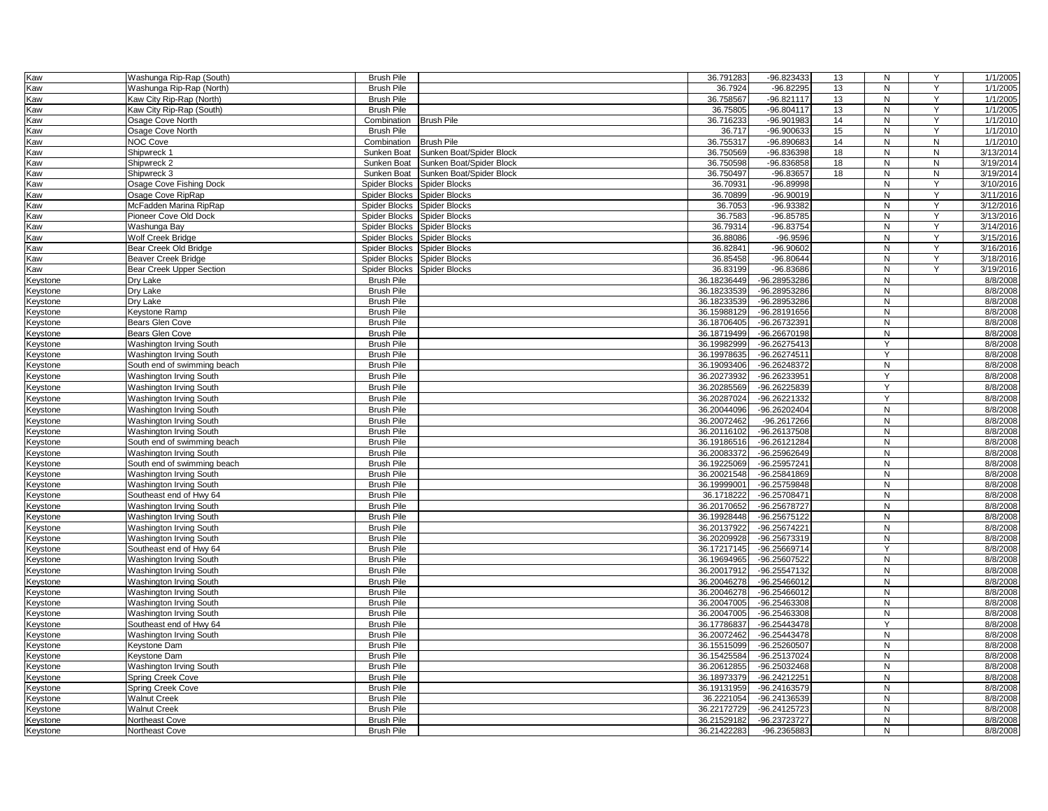| Kaw | Washunga Rip-Rap (South) | Brush Pile | | 36.791283 | -96.823433 | 13 | N | Y | 1/1/2005 |
|---|---|---|---|---|---|---|---|---|---|
| Kaw | Washunga Rip-Rap (North) | Brush Pile | | 36.7924 | -96.82295 | 13 | N | Y | 1/1/2005 |
| Kaw | Kaw City Rip-Rap (North) | Brush Pile | | 36.758567 | -96.821117 | 13 | N | Y | 1/1/2005 |
| Kaw | Kaw City Rip-Rap (South) | Brush Pile | | 36.75805 | -96.804117 | 13 | N | Y | 1/1/2005 |
| Kaw | Osage Cove North | Combination | Brush Pile | 36.716233 | -96.901983 | 14 | N | Y | 1/1/2010 |
| Kaw | Osage Cove North | Brush Pile | | 36.717 | -96.900633 | 15 | N | Y | 1/1/2010 |
| Kaw | NOC Cove | Combination | Brush Pile | 36.755317 | -96.890683 | 14 | N | N | 1/1/2010 |
| Kaw | Shipwreck 1 | Sunken Boat | Sunken Boat/Spider Block | 36.750569 | -96.836398 | 18 | N | N | 3/13/2014 |
| Kaw | Shipwreck 2 | Sunken Boat | Sunken Boat/Spider Block | 36.750598 | -96.836858 | 18 | N | N | 3/19/2014 |
| Kaw | Shipwreck 3 | Sunken Boat | Sunken Boat/Spider Block | 36.750497 | -96.83657 | 18 | N | N | 3/19/2014 |
| Kaw | Osage Cove Fishing Dock | Spider Blocks | Spider Blocks | 36.70931 | -96.89998 | | N | Y | 3/10/2016 |
| Kaw | Osage Cove RipRap | Spider Blocks | Spider Blocks | 36.70899 | -96.90019 | | N | Y | 3/11/2016 |
| Kaw | McFadden Marina RipRap | Spider Blocks | Spider Blocks | 36.7053 | -96.93382 | | N | Y | 3/12/2016 |
| Kaw | Pioneer Cove Old Dock | Spider Blocks | Spider Blocks | 36.7583 | -96.85785 | | N | Y | 3/13/2016 |
| Kaw | Washunga Bay | Spider Blocks | Spider Blocks | 36.79314 | -96.83754 | | N | Y | 3/14/2016 |
| Kaw | Wolf Creek Bridge | Spider Blocks | Spider Blocks | 36.88086 | -96.9596 | | N | Y | 3/15/2016 |
| Kaw | Bear Creek Old Bridge | Spider Blocks | Spider Blocks | 36.82841 | -96.90602 | | N | Y | 3/16/2016 |
| Kaw | Beaver Creek Bridge | Spider Blocks | Spider Blocks | 36.85458 | -96.80644 | | N | Y | 3/18/2016 |
| Kaw | Bear Creek Upper Section | Spider Blocks | Spider Blocks | 36.83199 | -96.83686 | | N | Y | 3/19/2016 |
| Keystone | Dry Lake | Brush Pile | | 36.18236449 | -96.28953286 | | N | | 8/8/2008 |
| Keystone | Dry Lake | Brush Pile | | 36.18233539 | -96.28953286 | | N | | 8/8/2008 |
| Keystone | Dry Lake | Brush Pile | | 36.18233539 | -96.28953286 | | N | | 8/8/2008 |
| Keystone | Keystone Ramp | Brush Pile | | 36.15988129 | -96.28191656 | | N | | 8/8/2008 |
| Keystone | Bears Glen Cove | Brush Pile | | 36.18706405 | -96.26732391 | | N | | 8/8/2008 |
| Keystone | Bears Glen Cove | Brush Pile | | 36.18719499 | -96.26670198 | | N | | 8/8/2008 |
| Keystone | Washington Irving South | Brush Pile | | 36.19982999 | -96.26275413 | | Y | | 8/8/2008 |
| Keystone | Washington Irving South | Brush Pile | | 36.19978635 | -96.26274511 | | Y | | 8/8/2008 |
| Keystone | South end of swimming beach | Brush Pile | | 36.19093406 | -96.26248372 | | N | | 8/8/2008 |
| Keystone | Washington Irving South | Brush Pile | | 36.20273932 | -96.26233951 | | Y | | 8/8/2008 |
| Keystone | Washington Irving South | Brush Pile | | 36.20285569 | -96.26225839 | | Y | | 8/8/2008 |
| Keystone | Washington Irving South | Brush Pile | | 36.20287024 | -96.26221332 | | Y | | 8/8/2008 |
| Keystone | Washington Irving South | Brush Pile | | 36.20044096 | -96.26202404 | | N | | 8/8/2008 |
| Keystone | Washington Irving South | Brush Pile | | 36.20072462 | -96.2617266 | | N | | 8/8/2008 |
| Keystone | Washington Irving South | Brush Pile | | 36.20116102 | -96.26137508 | | N | | 8/8/2008 |
| Keystone | South end of swimming beach | Brush Pile | | 36.19186516 | -96.26121284 | | N | | 8/8/2008 |
| Keystone | Washington Irving South | Brush Pile | | 36.20083372 | -96.25962649 | | N | | 8/8/2008 |
| Keystone | South end of swimming beach | Brush Pile | | 36.19225069 | -96.25957241 | | N | | 8/8/2008 |
| Keystone | Washington Irving South | Brush Pile | | 36.20021548 | -96.25841869 | | N | | 8/8/2008 |
| Keystone | Washington Irving South | Brush Pile | | 36.19999001 | -96.25759848 | | N | | 8/8/2008 |
| Keystone | Southeast end of Hwy 64 | Brush Pile | | 36.1718222 | -96.25708471 | | N | | 8/8/2008 |
| Keystone | Washington Irving South | Brush Pile | | 36.20170652 | -96.25678727 | | N | | 8/8/2008 |
| Keystone | Washington Irving South | Brush Pile | | 36.19928448 | -96.25675122 | | N | | 8/8/2008 |
| Keystone | Washington Irving South | Brush Pile | | 36.20137922 | -96.25674221 | | N | | 8/8/2008 |
| Keystone | Washington Irving South | Brush Pile | | 36.20209928 | -96.25673319 | | N | | 8/8/2008 |
| Keystone | Southeast end of Hwy 64 | Brush Pile | | 36.17217145 | -96.25669714 | | Y | | 8/8/2008 |
| Keystone | Washington Irving South | Brush Pile | | 36.19694965 | -96.25607522 | | N | | 8/8/2008 |
| Keystone | Washington Irving South | Brush Pile | | 36.20017912 | -96.25547132 | | N | | 8/8/2008 |
| Keystone | Washington Irving South | Brush Pile | | 36.20046278 | -96.25466012 | | N | | 8/8/2008 |
| Keystone | Washington Irving South | Brush Pile | | 36.20046278 | -96.25466012 | | N | | 8/8/2008 |
| Keystone | Washington Irving South | Brush Pile | | 36.20047005 | -96.25463308 | | N | | 8/8/2008 |
| Keystone | Washington Irving South | Brush Pile | | 36.20047005 | -96.25463308 | | N | | 8/8/2008 |
| Keystone | Southeast end of Hwy 64 | Brush Pile | | 36.17786837 | -96.25443478 | | Y | | 8/8/2008 |
| Keystone | Washington Irving South | Brush Pile | | 36.20072462 | -96.25443478 | | N | | 8/8/2008 |
| Keystone | Keystone Dam | Brush Pile | | 36.15515099 | -96.25260507 | | N | | 8/8/2008 |
| Keystone | Keystone Dam | Brush Pile | | 36.15425584 | -96.25137024 | | N | | 8/8/2008 |
| Keystone | Washington Irving South | Brush Pile | | 36.20612855 | -96.25032468 | | N | | 8/8/2008 |
| Keystone | Spring Creek Cove | Brush Pile | | 36.18973379 | -96.24212251 | | N | | 8/8/2008 |
| Keystone | Spring Creek Cove | Brush Pile | | 36.19131959 | -96.24163579 | | N | | 8/8/2008 |
| Keystone | Walnut Creek | Brush Pile | | 36.2221054 | -96.24136539 | | N | | 8/8/2008 |
| Keystone | Walnut Creek | Brush Pile | | 36.22172729 | -96.24125723 | | N | | 8/8/2008 |
| Keystone | Northeast Cove | Brush Pile | | 36.21529182 | -96.23723727 | | N | | 8/8/2008 |
| Keystone | Northeast Cove | Brush Pile | | 36.21422283 | -96.2365883 | | N | | 8/8/2008 |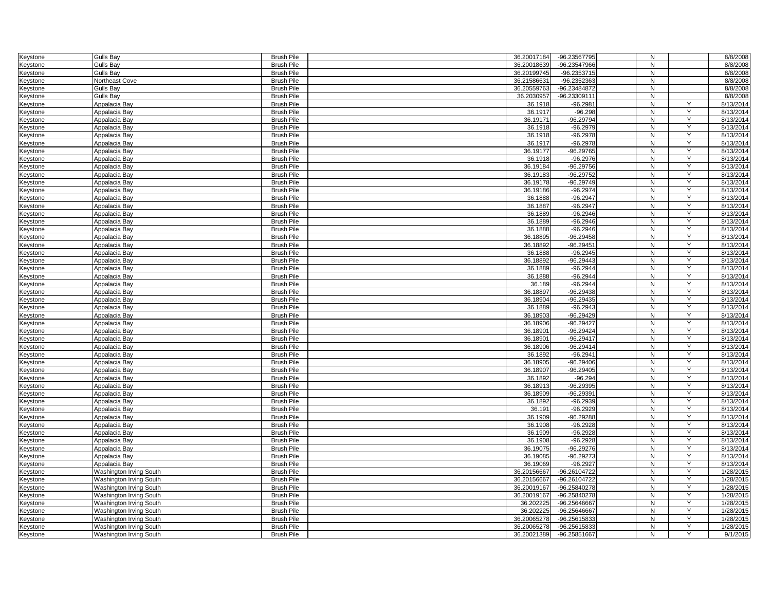| | | | | | | | | |
|---|---|---|---|---|---|---|---|---|
| Keystone | Gulls Bay | Brush Pile | | 36.20017184 | -96.23567795 | N | | 8/8/2008 |
| Keystone | Gulls Bay | Brush Pile | | 36.20018639 | -96.23547966 | N | | 8/8/2008 |
| Keystone | Gulls Bay | Brush Pile | | 36.20199745 | -96.2353715 | N | | 8/8/2008 |
| Keystone | Northeast Cove | Brush Pile | | 36.21586631 | -96.2352363 | N | | 8/8/2008 |
| Keystone | Gulls Bay | Brush Pile | | 36.20559763 | -96.23484872 | N | | 8/8/2008 |
| Keystone | Gulls Bay | Brush Pile | | 36.2030957 | -96.23309111 | N | | 8/8/2008 |
| Keystone | Appalacia Bay | Brush Pile | | 36.1918 | -96.2981 | N | Y | 8/13/2014 |
| Keystone | Appalacia Bay | Brush Pile | | 36.1917 | -96.298 | N | Y | 8/13/2014 |
| Keystone | Appalacia Bay | Brush Pile | | 36.19171 | -96.29794 | N | Y | 8/13/2014 |
| Keystone | Appalacia Bay | Brush Pile | | 36.1918 | -96.2979 | N | Y | 8/13/2014 |
| Keystone | Appalacia Bay | Brush Pile | | 36.1918 | -96.2978 | N | Y | 8/13/2014 |
| Keystone | Appalacia Bay | Brush Pile | | 36.1917 | -96.2978 | N | Y | 8/13/2014 |
| Keystone | Appalacia Bay | Brush Pile | | 36.19177 | -96.29765 | N | Y | 8/13/2014 |
| Keystone | Appalacia Bay | Brush Pile | | 36.1918 | -96.2976 | N | Y | 8/13/2014 |
| Keystone | Appalacia Bay | Brush Pile | | 36.19184 | -96.29756 | N | Y | 8/13/2014 |
| Keystone | Appalacia Bay | Brush Pile | | 36.19183 | -96.29752 | N | Y | 8/13/2014 |
| Keystone | Appalacia Bay | Brush Pile | | 36.19178 | -96.29749 | N | Y | 8/13/2014 |
| Keystone | Appalacia Bay | Brush Pile | | 36.19186 | -96.2974 | N | Y | 8/13/2014 |
| Keystone | Appalacia Bay | Brush Pile | | 36.1888 | -96.2947 | N | Y | 8/13/2014 |
| Keystone | Appalacia Bay | Brush Pile | | 36.1887 | -96.2947 | N | Y | 8/13/2014 |
| Keystone | Appalacia Bay | Brush Pile | | 36.1889 | -96.2946 | N | Y | 8/13/2014 |
| Keystone | Appalacia Bay | Brush Pile | | 36.1889 | -96.2946 | N | Y | 8/13/2014 |
| Keystone | Appalacia Bay | Brush Pile | | 36.1888 | -96.2946 | N | Y | 8/13/2014 |
| Keystone | Appalacia Bay | Brush Pile | | 36.18895 | -96.29458 | N | Y | 8/13/2014 |
| Keystone | Appalacia Bay | Brush Pile | | 36.18892 | -96.29451 | N | Y | 8/13/2014 |
| Keystone | Appalacia Bay | Brush Pile | | 36.1888 | -96.2945 | N | Y | 8/13/2014 |
| Keystone | Appalacia Bay | Brush Pile | | 36.18892 | -96.29443 | N | Y | 8/13/2014 |
| Keystone | Appalacia Bay | Brush Pile | | 36.1889 | -96.2944 | N | Y | 8/13/2014 |
| Keystone | Appalacia Bay | Brush Pile | | 36.1888 | -96.2944 | N | Y | 8/13/2014 |
| Keystone | Appalacia Bay | Brush Pile | | 36.189 | -96.2944 | N | Y | 8/13/2014 |
| Keystone | Appalacia Bay | Brush Pile | | 36.18897 | -96.29438 | N | Y | 8/13/2014 |
| Keystone | Appalacia Bay | Brush Pile | | 36.18904 | -96.29435 | N | Y | 8/13/2014 |
| Keystone | Appalacia Bay | Brush Pile | | 36.1889 | -96.2943 | N | Y | 8/13/2014 |
| Keystone | Appalacia Bay | Brush Pile | | 36.18903 | -96.29429 | N | Y | 8/13/2014 |
| Keystone | Appalacia Bay | Brush Pile | | 36.18906 | -96.29427 | N | Y | 8/13/2014 |
| Keystone | Appalacia Bay | Brush Pile | | 36.18901 | -96.29424 | N | Y | 8/13/2014 |
| Keystone | Appalacia Bay | Brush Pile | | 36.18901 | -96.29417 | N | Y | 8/13/2014 |
| Keystone | Appalacia Bay | Brush Pile | | 36.18906 | -96.29414 | N | Y | 8/13/2014 |
| Keystone | Appalacia Bay | Brush Pile | | 36.1892 | -96.2941 | N | Y | 8/13/2014 |
| Keystone | Appalacia Bay | Brush Pile | | 36.18905 | -96.29406 | N | Y | 8/13/2014 |
| Keystone | Appalacia Bay | Brush Pile | | 36.18907 | -96.29405 | N | Y | 8/13/2014 |
| Keystone | Appalacia Bay | Brush Pile | | 36.1892 | -96.294 | N | Y | 8/13/2014 |
| Keystone | Appalacia Bay | Brush Pile | | 36.18913 | -96.29395 | N | Y | 8/13/2014 |
| Keystone | Appalacia Bay | Brush Pile | | 36.18909 | -96.29391 | N | Y | 8/13/2014 |
| Keystone | Appalacia Bay | Brush Pile | | 36.1892 | -96.2939 | N | Y | 8/13/2014 |
| Keystone | Appalacia Bay | Brush Pile | | 36.191 | -96.2929 | N | Y | 8/13/2014 |
| Keystone | Appalacia Bay | Brush Pile | | 36.1909 | -96.29288 | N | Y | 8/13/2014 |
| Keystone | Appalacia Bay | Brush Pile | | 36.1908 | -96.2928 | N | Y | 8/13/2014 |
| Keystone | Appalacia Bay | Brush Pile | | 36.1909 | -96.2928 | N | Y | 8/13/2014 |
| Keystone | Appalacia Bay | Brush Pile | | 36.1908 | -96.2928 | N | Y | 8/13/2014 |
| Keystone | Appalacia Bay | Brush Pile | | 36.19075 | -96.29276 | N | Y | 8/13/2014 |
| Keystone | Appalacia Bay | Brush Pile | | 36.19085 | -96.29273 | N | Y | 8/13/2014 |
| Keystone | Appalacia Bay | Brush Pile | | 36.19069 | -96.2927 | N | Y | 8/13/2014 |
| Keystone | Washington Irving South | Brush Pile | | 36.20156667 | -96.26104722 | N | Y | 1/28/2015 |
| Keystone | Washington Irving South | Brush Pile | | 36.20156667 | -96.26104722 | N | Y | 1/28/2015 |
| Keystone | Washington Irving South | Brush Pile | | 36.20019167 | -96.25840278 | N | Y | 1/28/2015 |
| Keystone | Washington Irving South | Brush Pile | | 36.20019167 | -96.25840278 | N | Y | 1/28/2015 |
| Keystone | Washington Irving South | Brush Pile | | 36.202225 | -96.25646667 | N | Y | 1/28/2015 |
| Keystone | Washington Irving South | Brush Pile | | 36.202225 | -96.25646667 | N | Y | 1/28/2015 |
| Keystone | Washington Irving South | Brush Pile | | 36.20065278 | -96.25615833 | N | Y | 1/28/2015 |
| Keystone | Washington Irving South | Brush Pile | | 36.20065278 | -96.25615833 | N | Y | 1/28/2015 |
| Keystone | Washington Irving South | Brush Pile | | 36.20021389 | -96.25851667 | N | Y | 9/1/2015 |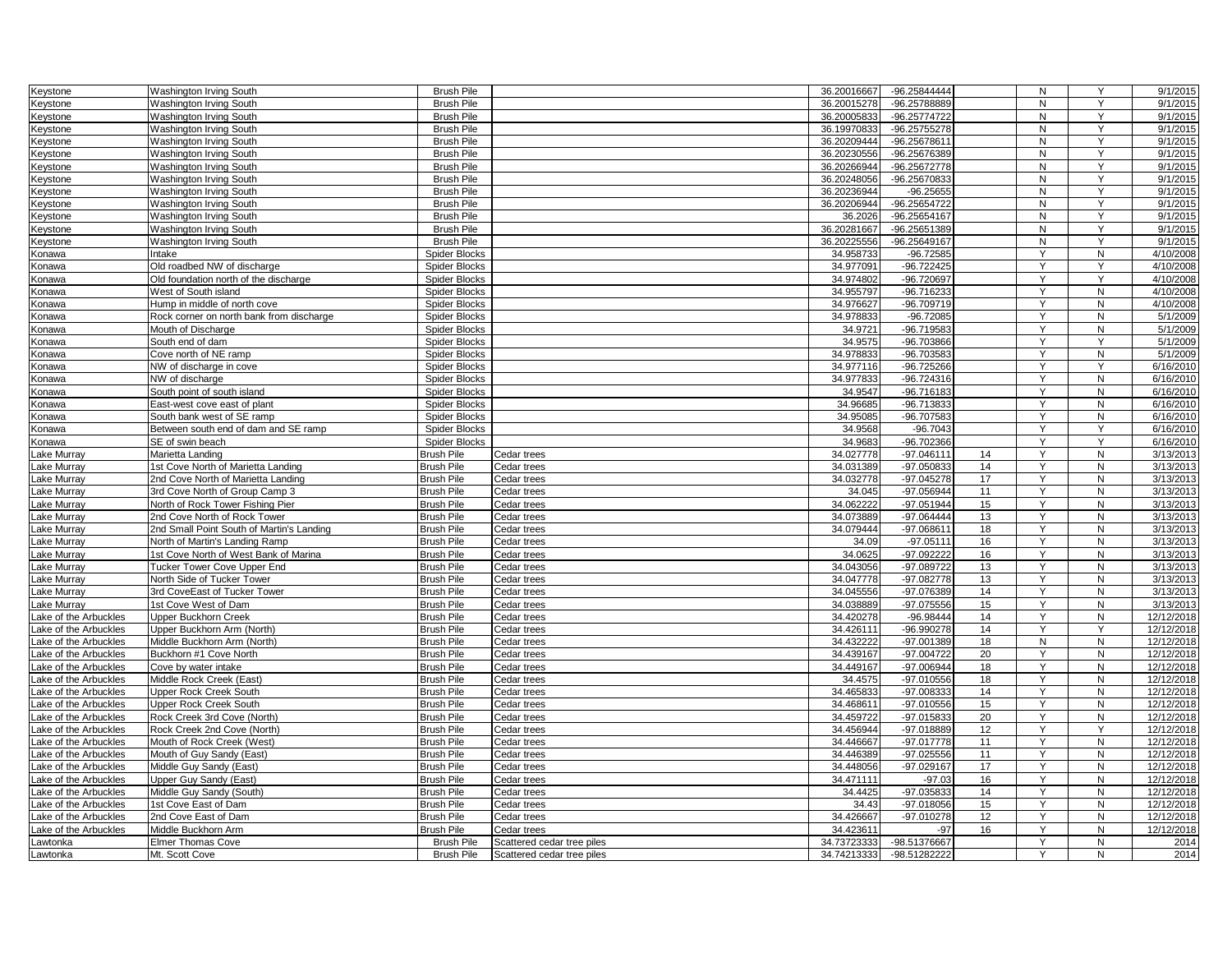| | | | | | | | | | |
|---|---|---|---|---|---|---|---|---|---|
| Keystone | Washington Irving South | Brush Pile | | 36.20016667 | -96.25844444 | | N | Y | 9/1/2015 |
| Keystone | Washington Irving South | Brush Pile | | 36.20015278 | -96.25788889 | | N | Y | 9/1/2015 |
| Keystone | Washington Irving South | Brush Pile | | 36.20005833 | -96.25774722 | | N | Y | 9/1/2015 |
| Keystone | Washington Irving South | Brush Pile | | 36.19970833 | -96.25755278 | | N | Y | 9/1/2015 |
| Keystone | Washington Irving South | Brush Pile | | 36.20209444 | -96.25678611 | | N | Y | 9/1/2015 |
| Keystone | Washington Irving South | Brush Pile | | 36.20230556 | -96.25676389 | | N | Y | 9/1/2015 |
| Keystone | Washington Irving South | Brush Pile | | 36.20266944 | -96.25672778 | | N | Y | 9/1/2015 |
| Keystone | Washington Irving South | Brush Pile | | 36.20248056 | -96.25670833 | | N | Y | 9/1/2015 |
| Keystone | Washington Irving South | Brush Pile | | 36.20236944 | -96.25655 | | N | Y | 9/1/2015 |
| Keystone | Washington Irving South | Brush Pile | | 36.20206944 | -96.25654722 | | N | Y | 9/1/2015 |
| Keystone | Washington Irving South | Brush Pile | | 36.2026 | -96.25654167 | | N | Y | 9/1/2015 |
| Keystone | Washington Irving South | Brush Pile | | 36.20281667 | -96.25651389 | | N | Y | 9/1/2015 |
| Keystone | Washington Irving South | Brush Pile | | 36.20225556 | -96.25649167 | | N | Y | 9/1/2015 |
| Konawa | Intake | Spider Blocks | | 34.958733 | -96.72585 | | Y | N | 4/10/2008 |
| Konawa | Old roadbed NW of discharge | Spider Blocks | | 34.977091 | -96.722425 | | Y | Y | 4/10/2008 |
| Konawa | Old foundation north of the discharge | Spider Blocks | | 34.974802 | -96.720697 | | Y | Y | 4/10/2008 |
| Konawa | West of South island | Spider Blocks | | 34.955797 | -96.716233 | | Y | N | 4/10/2008 |
| Konawa | Hump in middle of north cove | Spider Blocks | | 34.976627 | -96.709719 | | Y | N | 4/10/2008 |
| Konawa | Rock corner on north bank from discharge | Spider Blocks | | 34.978833 | -96.72085 | | Y | N | 5/1/2009 |
| Konawa | Mouth of Discharge | Spider Blocks | | 34.9721 | -96.719583 | | Y | N | 5/1/2009 |
| Konawa | South end of dam | Spider Blocks | | 34.9575 | -96.703866 | | Y | Y | 5/1/2009 |
| Konawa | Cove north of NE ramp | Spider Blocks | | 34.978833 | -96.703583 | | Y | N | 5/1/2009 |
| Konawa | NW of discharge in cove | Spider Blocks | | 34.977116 | -96.725266 | | Y | Y | 6/16/2010 |
| Konawa | NW of discharge | Spider Blocks | | 34.977833 | -96.724316 | | Y | N | 6/16/2010 |
| Konawa | South point of south island | Spider Blocks | | 34.9547 | -96.716183 | | Y | N | 6/16/2010 |
| Konawa | East-west cove east of plant | Spider Blocks | | 34.96685 | -96.713833 | | Y | N | 6/16/2010 |
| Konawa | South bank west of SE ramp | Spider Blocks | | 34.95085 | -96.707583 | | Y | N | 6/16/2010 |
| Konawa | Between south end of dam and SE ramp | Spider Blocks | | 34.9568 | -96.7043 | | Y | Y | 6/16/2010 |
| Konawa | SE of swin beach | Spider Blocks | | 34.9683 | -96.702366 | | Y | Y | 6/16/2010 |
| Lake Murray | Marietta Landing | Brush Pile | Cedar trees | 34.027778 | -97.046111 | 14 | Y | N | 3/13/2013 |
| Lake Murray | 1st Cove North of Marietta Landing | Brush Pile | Cedar trees | 34.031389 | -97.050833 | 14 | Y | N | 3/13/2013 |
| Lake Murray | 2nd Cove North of Marietta Landing | Brush Pile | Cedar trees | 34.032778 | -97.045278 | 17 | Y | N | 3/13/2013 |
| Lake Murray | 3rd Cove North of Group Camp 3 | Brush Pile | Cedar trees | 34.045 | -97.056944 | 11 | Y | N | 3/13/2013 |
| Lake Murray | North of Rock Tower Fishing Pier | Brush Pile | Cedar trees | 34.062222 | -97.051944 | 15 | Y | N | 3/13/2013 |
| Lake Murray | 2nd Cove North of Rock Tower | Brush Pile | Cedar trees | 34.073889 | -97.064444 | 13 | Y | N | 3/13/2013 |
| Lake Murray | 2nd Small Point South of Martin's Landing | Brush Pile | Cedar trees | 34.079444 | -97.068611 | 18 | Y | N | 3/13/2013 |
| Lake Murray | North of Martin's Landing Ramp | Brush Pile | Cedar trees | 34.09 | -97.05111 | 16 | Y | N | 3/13/2013 |
| Lake Murray | 1st Cove North of West Bank of Marina | Brush Pile | Cedar trees | 34.0625 | -97.092222 | 16 | Y | N | 3/13/2013 |
| Lake Murray | Tucker Tower Cove Upper End | Brush Pile | Cedar trees | 34.043056 | -97.089722 | 13 | Y | N | 3/13/2013 |
| Lake Murray | North Side of Tucker Tower | Brush Pile | Cedar trees | 34.047778 | -97.082778 | 13 | Y | N | 3/13/2013 |
| Lake Murray | 3rd CoveEast of Tucker Tower | Brush Pile | Cedar trees | 34.045556 | -97.076389 | 14 | Y | N | 3/13/2013 |
| Lake Murray | 1st Cove West of Dam | Brush Pile | Cedar trees | 34.038889 | -97.075556 | 15 | Y | N | 3/13/2013 |
| Lake of the Arbuckles | Upper Buckhorn Creek | Brush Pile | Cedar trees | 34.420278 | -96.98444 | 14 | Y | N | 12/12/2018 |
| Lake of the Arbuckles | Upper Buckhorn Arm (North) | Brush Pile | Cedar trees | 34.426111 | -96.990278 | 14 | Y | Y | 12/12/2018 |
| Lake of the Arbuckles | Middle Buckhorn Arm (North) | Brush Pile | Cedar trees | 34.432222 | -97.001389 | 18 | N | N | 12/12/2018 |
| Lake of the Arbuckles | Buckhorn #1 Cove North | Brush Pile | Cedar trees | 34.439167 | -97.004722 | 20 | Y | N | 12/12/2018 |
| Lake of the Arbuckles | Cove by water intake | Brush Pile | Cedar trees | 34.449167 | -97.006944 | 18 | Y | N | 12/12/2018 |
| Lake of the Arbuckles | Middle Rock Creek (East) | Brush Pile | Cedar trees | 34.4575 | -97.010556 | 18 | Y | N | 12/12/2018 |
| Lake of the Arbuckles | Upper Rock Creek South | Brush Pile | Cedar trees | 34.465833 | -97.008333 | 14 | Y | N | 12/12/2018 |
| Lake of the Arbuckles | Upper Rock Creek South | Brush Pile | Cedar trees | 34.468611 | -97.010556 | 15 | Y | N | 12/12/2018 |
| Lake of the Arbuckles | Rock Creek 3rd Cove (North) | Brush Pile | Cedar trees | 34.459722 | -97.015833 | 20 | Y | N | 12/12/2018 |
| Lake of the Arbuckles | Rock Creek 2nd Cove (North) | Brush Pile | Cedar trees | 34.456944 | -97.018889 | 12 | Y | Y | 12/12/2018 |
| Lake of the Arbuckles | Mouth of Rock Creek (West) | Brush Pile | Cedar trees | 34.446667 | -97.017778 | 11 | Y | N | 12/12/2018 |
| Lake of the Arbuckles | Mouth of Guy Sandy (East) | Brush Pile | Cedar trees | 34.446389 | -97.025556 | 11 | Y | N | 12/12/2018 |
| Lake of the Arbuckles | Middle Guy Sandy (East) | Brush Pile | Cedar trees | 34.448056 | -97.029167 | 17 | Y | N | 12/12/2018 |
| Lake of the Arbuckles | Upper Guy Sandy (East) | Brush Pile | Cedar trees | 34.471111 | -97.03 | 16 | Y | N | 12/12/2018 |
| Lake of the Arbuckles | Middle Guy Sandy (South) | Brush Pile | Cedar trees | 34.4425 | -97.035833 | 14 | Y | N | 12/12/2018 |
| Lake of the Arbuckles | 1st Cove East of Dam | Brush Pile | Cedar trees | 34.43 | -97.018056 | 15 | Y | N | 12/12/2018 |
| Lake of the Arbuckles | 2nd Cove East of Dam | Brush Pile | Cedar trees | 34.426667 | -97.010278 | 12 | Y | N | 12/12/2018 |
| Lake of the Arbuckles | Middle Buckhorn Arm | Brush Pile | Cedar trees | 34.423611 | -97 | 16 | Y | N | 12/12/2018 |
| Lawtonka | Elmer Thomas Cove | Brush Pile | Scattered cedar tree piles | 34.73723333 | -98.51376667 | | Y | N | 2014 |
| Lawtonka | Mt. Scott Cove | Brush Pile | Scattered cedar tree piles | 34.74213333 | -98.51282222 | | Y | N | 2014 |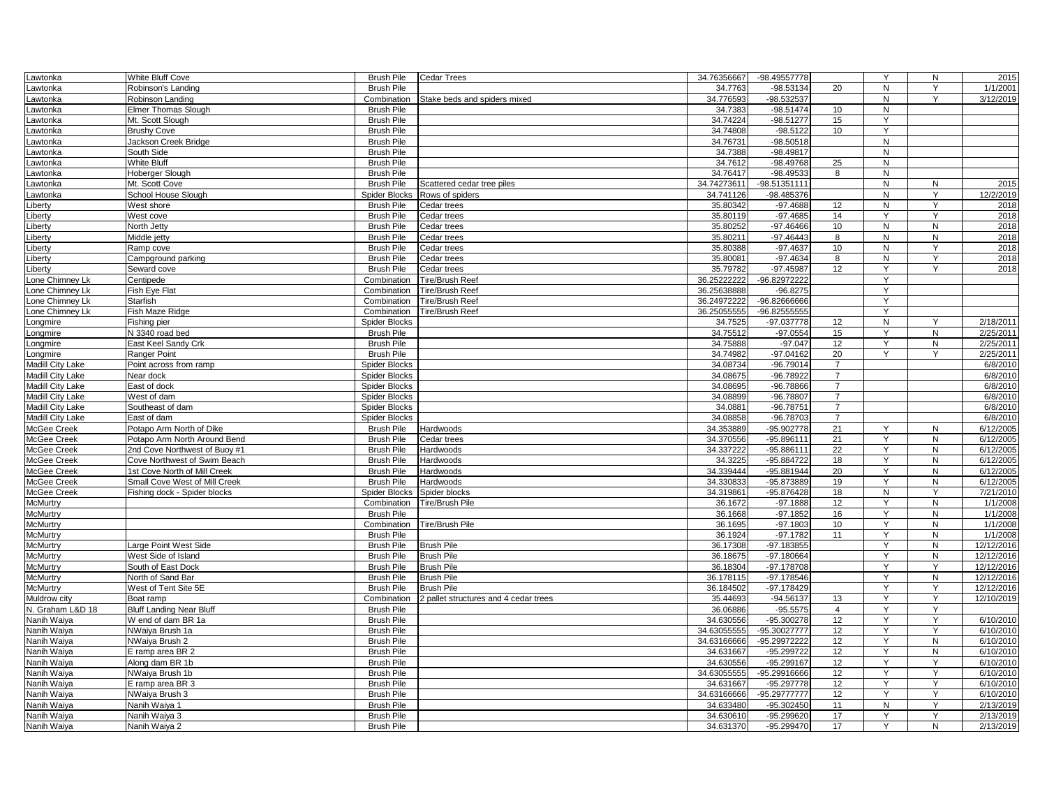| | | | | | | | | | |
|---|---|---|---|---|---|---|---|---|---|
| Lawtonka | White Bluff Cove | Brush Pile | Cedar Trees | 34.76356667 | -98.49557778 | | Y | N | 2015 |
| Lawtonka | Robinson's Landing | Brush Pile | | 34.7763 | -98.53134 | 20 | N | Y | 1/1/2001 |
| Lawtonka | Robinson Landing | Combination | Stake beds and spiders mixed | 34.776593 | -98.532537 | | N | Y | 3/12/2019 |
| Lawtonka | Elmer Thomas Slough | Brush Pile | | 34.7383 | -98.51474 | 10 | N | | |
| Lawtonka | Mt. Scott Slough | Brush Pile | | 34.74224 | -98.51277 | 15 | Y | | |
| Lawtonka | Brushy Cove | Brush Pile | | 34.74808 | -98.5122 | 10 | Y | | |
| Lawtonka | Jackson Creek Bridge | Brush Pile | | 34.76731 | -98.50518 | | N | | |
| Lawtonka | South Side | Brush Pile | | 34.7388 | -98.49817 | | N | | |
| Lawtonka | White Bluff | Brush Pile | | 34.7612 | -98.49768 | 25 | N | | |
| Lawtonka | Hoberger Slough | Brush Pile | | 34.76417 | -98.49533 | 8 | N | | |
| Lawtonka | Mt. Scott Cove | Brush Pile | Scattered cedar tree piles | 34.74273611 | -98.51351111 | | N | N | 2015 |
| Lawtonka | School House Slough | Spider Blocks | Rows of spiders | 34.741126 | -98.485376 | | N | Y | 12/2/2019 |
| Liberty | West shore | Brush Pile | Cedar trees | 35.80342 | -97.4688 | 12 | N | Y | 2018 |
| Liberty | West cove | Brush Pile | Cedar trees | 35.80119 | -97.4685 | 14 | Y | Y | 2018 |
| Liberty | North Jetty | Brush Pile | Cedar trees | 35.80252 | -97.46466 | 10 | N | N | 2018 |
| Liberty | Middle jetty | Brush Pile | Cedar trees | 35.80211 | -97.46443 | 8 | N | N | 2018 |
| Liberty | Ramp cove | Brush Pile | Cedar trees | 35.80388 | -97.4637 | 10 | N | Y | 2018 |
| Liberty | Campground parking | Brush Pile | Cedar trees | 35.80081 | -97.4634 | 8 | N | Y | 2018 |
| Liberty | Seward cove | Brush Pile | Cedar trees | 35.79782 | -97.45987 | 12 | Y | Y | 2018 |
| Lone Chimney Lk | Centipede | Combination | Tire/Brush Reef | 36.25222222 | -96.82972222 | | Y | | |
| Lone Chimney Lk | Fish Eye Flat | Combination | Tire/Brush Reef | 36.25638888 | -96.8275 | | Y | | |
| Lone Chimney Lk | Starfish | Combination | Tire/Brush Reef | 36.24972222 | -96.82666666 | | Y | | |
| Lone Chimney Lk | Fish Maze Ridge | Combination | Tire/Brush Reef | 36.25055555 | -96.82555555 | | Y | | |
| Longmire | Fishing pier | Spider Blocks | | 34.7525 | -97.037778 | 12 | N | Y | 2/18/2011 |
| Longmire | N 3340 road bed | Brush Pile | | 34.75512 | -97.0554 | 15 | Y | N | 2/25/2011 |
| Longmire | East Keel Sandy Crk | Brush Pile | | 34.75888 | -97.047 | 12 | Y | N | 2/25/2011 |
| Longmire | Ranger Point | Brush Pile | | 34.74982 | -97.04162 | 20 | Y | Y | 2/25/2011 |
| Madill City Lake | Point across from ramp | Spider Blocks | | 34.08734 | -96.79014 | 7 | | | 6/8/2010 |
| Madill City Lake | Near dock | Spider Blocks | | 34.08675 | -96.78922 | 7 | | | 6/8/2010 |
| Madill City Lake | East of dock | Spider Blocks | | 34.08695 | -96.78866 | 7 | | | 6/8/2010 |
| Madill City Lake | West of dam | Spider Blocks | | 34.08899 | -96.78807 | 7 | | | 6/8/2010 |
| Madill City Lake | Southeast of dam | Spider Blocks | | 34.0881 | -96.78751 | 7 | | | 6/8/2010 |
| Madill City Lake | East of dam | Spider Blocks | | 34.08858 | -96.78703 | 7 | | | 6/8/2010 |
| McGee Creek | Potapo Arm North of Dike | Brush Pile | Hardwoods | 34.353889 | -95.902778 | 21 | Y | N | 6/12/2005 |
| McGee Creek | Potapo Arm North Around Bend | Brush Pile | Cedar trees | 34.370556 | -95.896111 | 21 | Y | N | 6/12/2005 |
| McGee Creek | 2nd Cove Northwest of Buoy #1 | Brush Pile | Hardwoods | 34.337222 | -95.886111 | 22 | Y | N | 6/12/2005 |
| McGee Creek | Cove Northwest of Swim Beach | Brush Pile | Hardwoods | 34.3225 | -95.884722 | 18 | Y | N | 6/12/2005 |
| McGee Creek | 1st Cove North of Mill Creek | Brush Pile | Hardwoods | 34.339444 | -95.881944 | 20 | Y | N | 6/12/2005 |
| McGee Creek | Small Cove West of Mill Creek | Brush Pile | Hardwoods | 34.330833 | -95.873889 | 19 | Y | N | 6/12/2005 |
| McGee Creek | Fishing dock - Spider blocks | Spider Blocks | Spider blocks | 34.319861 | -95.876428 | 18 | N | Y | 7/21/2010 |
| McMurtry | | Combination | Tire/Brush Pile | 36.1672 | -97.1888 | 12 | Y | N | 1/1/2008 |
| McMurtry | | Brush Pile | | 36.1668 | -97.1852 | 16 | Y | N | 1/1/2008 |
| McMurtry | | Combination | Tire/Brush Pile | 36.1695 | -97.1803 | 10 | Y | N | 1/1/2008 |
| McMurtry | | Brush Pile | | 36.1924 | -97.1782 | 11 | Y | N | 1/1/2008 |
| McMurtry | Large Point West Side | Brush Pile | Brush Pile | 36.17308 | -97.183855 | | Y | N | 12/12/2016 |
| McMurtry | West Side of Island | Brush Pile | Brush Pile | 36.18675 | -97.180664 | | Y | N | 12/12/2016 |
| McMurtry | South of East Dock | Brush Pile | Brush Pile | 36.18304 | -97.178708 | | Y | Y | 12/12/2016 |
| McMurtry | North of Sand Bar | Brush Pile | Brush Pile | 36.178115 | -97.178546 | | Y | N | 12/12/2016 |
| McMurtry | West of Tent Site 5E | Brush Pile | Brush Pile | 36.184502 | -97.178429 | | Y | Y | 12/12/2016 |
| Muldrow city | Boat ramp | Combination | 2 pallet structures and 4 cedar trees | 35.44693 | -94.56137 | 13 | Y | Y | 12/10/2019 |
| N. Graham L&D 18 | Bluff Landing Near Bluff | Brush Pile | | 36.06886 | -95.5575 | 4 | Y | Y | |
| Nanih Waiya | W end of dam BR 1a | Brush Pile | | 34.630556 | -95.300278 | 12 | Y | Y | 6/10/2010 |
| Nanih Waiya | NWaiya Brush 1a | Brush Pile | | 34.63055555 | -95.30027777 | 12 | Y | Y | 6/10/2010 |
| Nanih Waiya | NWaiya Brush 2 | Brush Pile | | 34.63166666 | -95.29972222 | 12 | Y | N | 6/10/2010 |
| Nanih Waiya | E ramp area BR 2 | Brush Pile | | 34.631667 | -95.299722 | 12 | Y | N | 6/10/2010 |
| Nanih Waiya | Along dam BR 1b | Brush Pile | | 34.630556 | -95.299167 | 12 | Y | Y | 6/10/2010 |
| Nanih Waiya | NWaiya Brush 1b | Brush Pile | | 34.63055555 | -95.29916666 | 12 | Y | Y | 6/10/2010 |
| Nanih Waiya | E ramp area BR 3 | Brush Pile | | 34.631667 | -95.297778 | 12 | Y | Y | 6/10/2010 |
| Nanih Waiya | NWaiya Brush 3 | Brush Pile | | 34.63166666 | -95.29777777 | 12 | Y | Y | 6/10/2010 |
| Nanih Waiya | Nanih Waiya 1 | Brush Pile | | 34.633480 | -95.302450 | 11 | N | Y | 2/13/2019 |
| Nanih Waiya | Nanih Waiya 3 | Brush Pile | | 34.630610 | -95.299620 | 17 | Y | Y | 2/13/2019 |
| Nanih Waiya | Nanih Waiya 2 | Brush Pile | | 34.631370 | -95.299470 | 17 | Y | N | 2/13/2019 |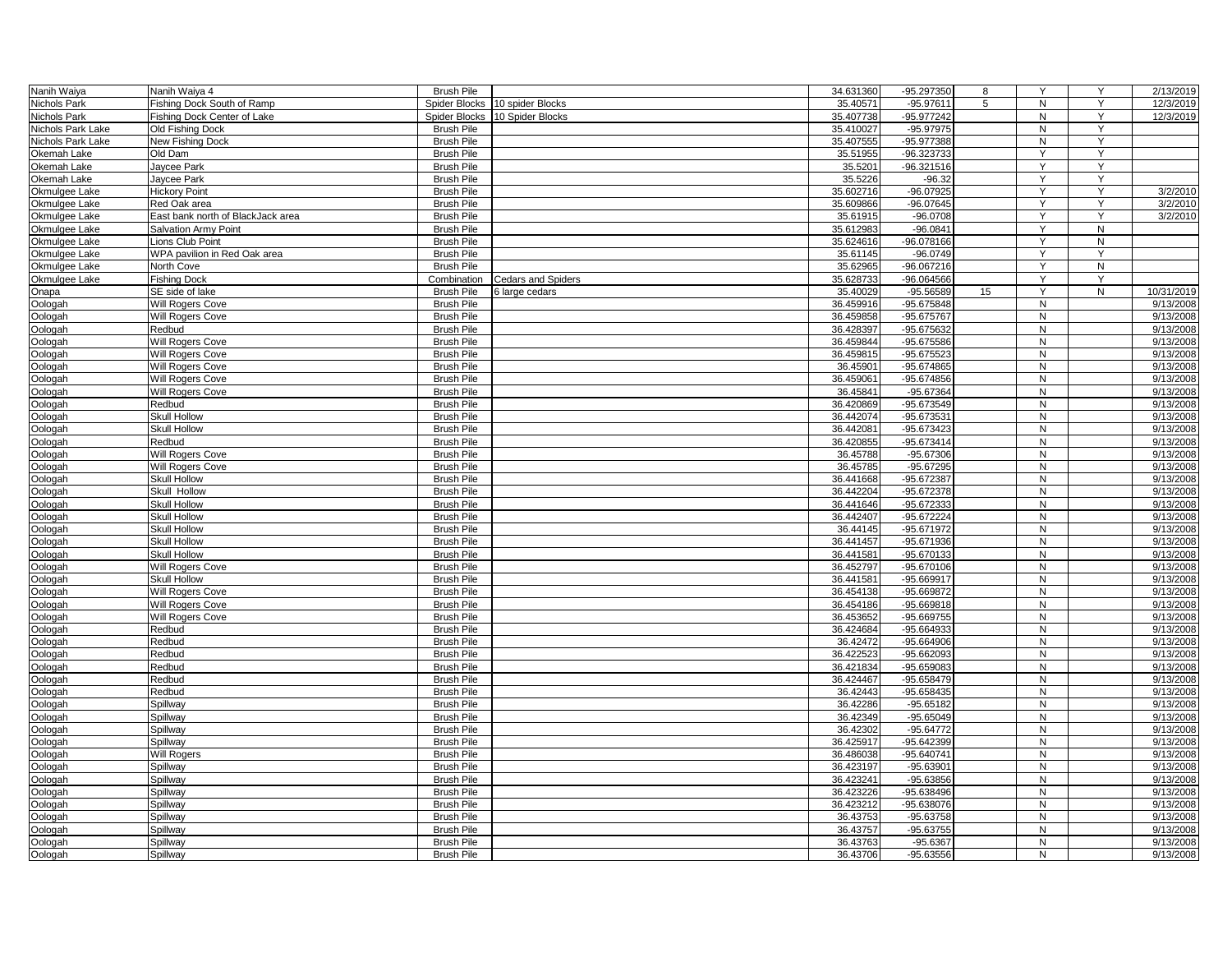| | | | | | | | | | |
|---|---|---|---|---|---|---|---|---|---|
| Nanih Waiya | Nanih Waiya 4 | Brush Pile | | 34.631360 | -95.297350 | 8 | Y | Y | 2/13/2019 |
| Nichols Park | Fishing Dock South of Ramp | Spider Blocks | 10 spider Blocks | 35.40571 | -95.97611 | 5 | N | Y | 12/3/2019 |
| Nichols Park | Fishing Dock Center of Lake | Spider Blocks | 10 Spider Blocks | 35.407738 | -95.977242 | | N | Y | 12/3/2019 |
| Nichols Park Lake | Old Fishing Dock | Brush Pile | | 35.410027 | -95.97975 | | N | Y | |
| Nichols Park Lake | New Fishing Dock | Brush Pile | | 35.407555 | -95.977388 | | N | Y | |
| Okemah Lake | Old Dam | Brush Pile | | 35.51955 | -96.323733 | | Y | Y | |
| Okemah Lake | Jaycee Park | Brush Pile | | 35.5201 | -96.321516 | | Y | Y | |
| Okemah Lake | Jaycee Park | Brush Pile | | 35.5226 | -96.32 | | Y | Y | |
| Okmulgee Lake | Hickory Point | Brush Pile | | 35.602716 | -96.07925 | | Y | Y | 3/2/2010 |
| Okmulgee Lake | Red Oak area | Brush Pile | | 35.609866 | -96.07645 | | Y | Y | 3/2/2010 |
| Okmulgee Lake | East bank north of BlackJack area | Brush Pile | | 35.61915 | -96.0708 | | Y | Y | 3/2/2010 |
| Okmulgee Lake | Salvation Army Point | Brush Pile | | 35.612983 | -96.0841 | | Y | N | |
| Okmulgee Lake | Lions Club Point | Brush Pile | | 35.624616 | -96.078166 | | Y | N | |
| Okmulgee Lake | WPA pavilion in Red Oak area | Brush Pile | | 35.61145 | -96.0749 | | Y | Y | |
| Okmulgee Lake | North Cove | Brush Pile | | 35.62965 | -96.067216 | | Y | N | |
| Okmulgee Lake | Fishing Dock | Combination | Cedars and Spiders | 35.628733 | -96.064566 | | Y | Y | |
| Onapa | SE side of lake | Brush Pile | 6 large cedars | 35.40029 | -95.56589 | 15 | Y | N | 10/31/2019 |
| Oologah | Will Rogers Cove | Brush Pile | | 36.459916 | -95.675848 | | N | | 9/13/2008 |
| Oologah | Will Rogers Cove | Brush Pile | | 36.459858 | -95.675767 | | N | | 9/13/2008 |
| Oologah | Redbud | Brush Pile | | 36.428397 | -95.675632 | | N | | 9/13/2008 |
| Oologah | Will Rogers Cove | Brush Pile | | 36.459844 | -95.675586 | | N | | 9/13/2008 |
| Oologah | Will Rogers Cove | Brush Pile | | 36.459815 | -95.675523 | | N | | 9/13/2008 |
| Oologah | Will Rogers Cove | Brush Pile | | 36.45901 | -95.674865 | | N | | 9/13/2008 |
| Oologah | Will Rogers Cove | Brush Pile | | 36.459061 | -95.674856 | | N | | 9/13/2008 |
| Oologah | Will Rogers Cove | Brush Pile | | 36.45841 | -95.67364 | | N | | 9/13/2008 |
| Oologah | Redbud | Brush Pile | | 36.420869 | -95.673549 | | N | | 9/13/2008 |
| Oologah | Skull Hollow | Brush Pile | | 36.442074 | -95.673531 | | N | | 9/13/2008 |
| Oologah | Skull Hollow | Brush Pile | | 36.442081 | -95.673423 | | N | | 9/13/2008 |
| Oologah | Redbud | Brush Pile | | 36.420855 | -95.673414 | | N | | 9/13/2008 |
| Oologah | Will Rogers Cove | Brush Pile | | 36.45788 | -95.67306 | | N | | 9/13/2008 |
| Oologah | Will Rogers Cove | Brush Pile | | 36.45785 | -95.67295 | | N | | 9/13/2008 |
| Oologah | Skull Hollow | Brush Pile | | 36.441668 | -95.672387 | | N | | 9/13/2008 |
| Oologah | Skull  Hollow | Brush Pile | | 36.442204 | -95.672378 | | N | | 9/13/2008 |
| Oologah | Skull Hollow | Brush Pile | | 36.441646 | -95.672333 | | N | | 9/13/2008 |
| Oologah | Skull Hollow | Brush Pile | | 36.442407 | -95.672224 | | N | | 9/13/2008 |
| Oologah | Skull Hollow | Brush Pile | | 36.44145 | -95.671972 | | N | | 9/13/2008 |
| Oologah | Skull Hollow | Brush Pile | | 36.441457 | -95.671936 | | N | | 9/13/2008 |
| Oologah | Skull Hollow | Brush Pile | | 36.441581 | -95.670133 | | N | | 9/13/2008 |
| Oologah | Will Rogers Cove | Brush Pile | | 36.452797 | -95.670106 | | N | | 9/13/2008 |
| Oologah | Skull Hollow | Brush Pile | | 36.441581 | -95.669917 | | N | | 9/13/2008 |
| Oologah | Will Rogers Cove | Brush Pile | | 36.454138 | -95.669872 | | N | | 9/13/2008 |
| Oologah | Will Rogers Cove | Brush Pile | | 36.454186 | -95.669818 | | N | | 9/13/2008 |
| Oologah | Will Rogers Cove | Brush Pile | | 36.453652 | -95.669755 | | N | | 9/13/2008 |
| Oologah | Redbud | Brush Pile | | 36.424684 | -95.664933 | | N | | 9/13/2008 |
| Oologah | Redbud | Brush Pile | | 36.42472 | -95.664906 | | N | | 9/13/2008 |
| Oologah | Redbud | Brush Pile | | 36.422523 | -95.662093 | | N | | 9/13/2008 |
| Oologah | Redbud | Brush Pile | | 36.421834 | -95.659083 | | N | | 9/13/2008 |
| Oologah | Redbud | Brush Pile | | 36.424467 | -95.658479 | | N | | 9/13/2008 |
| Oologah | Redbud | Brush Pile | | 36.42443 | -95.658435 | | N | | 9/13/2008 |
| Oologah | Spillway | Brush Pile | | 36.42286 | -95.65182 | | N | | 9/13/2008 |
| Oologah | Spillway | Brush Pile | | 36.42349 | -95.65049 | | N | | 9/13/2008 |
| Oologah | Spillway | Brush Pile | | 36.42302 | -95.64772 | | N | | 9/13/2008 |
| Oologah | Spillway | Brush Pile | | 36.425917 | -95.642399 | | N | | 9/13/2008 |
| Oologah | Will Rogers | Brush Pile | | 36.486038 | -95.640741 | | N | | 9/13/2008 |
| Oologah | Spillway | Brush Pile | | 36.423197 | -95.63901 | | N | | 9/13/2008 |
| Oologah | Spillway | Brush Pile | | 36.423241 | -95.63856 | | N | | 9/13/2008 |
| Oologah | Spillway | Brush Pile | | 36.423226 | -95.638496 | | N | | 9/13/2008 |
| Oologah | Spillway | Brush Pile | | 36.423212 | -95.638076 | | N | | 9/13/2008 |
| Oologah | Spillway | Brush Pile | | 36.43753 | -95.63758 | | N | | 9/13/2008 |
| Oologah | Spillway | Brush Pile | | 36.43757 | -95.63755 | | N | | 9/13/2008 |
| Oologah | Spillway | Brush Pile | | 36.43763 | -95.6367 | | N | | 9/13/2008 |
| Oologah | Spillway | Brush Pile | | 36.43706 | -95.63556 | | N | | 9/13/2008 |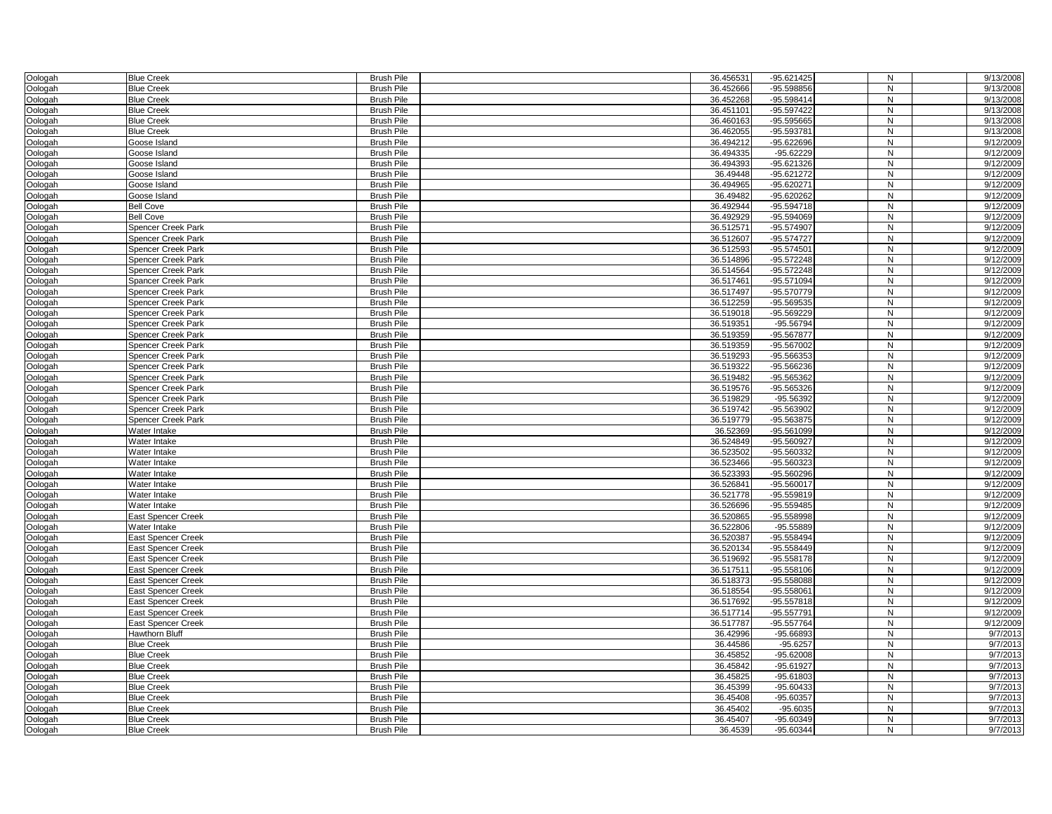| | | | | | | | | |
|---|---|---|---|---|---|---|---|---|
| Oologah | Blue Creek | Brush Pile | | 36.456531 | -95.621425 | N | | 9/13/2008 |
| Oologah | Blue Creek | Brush Pile | | 36.452666 | -95.598856 | N | | 9/13/2008 |
| Oologah | Blue Creek | Brush Pile | | 36.452268 | -95.598414 | N | | 9/13/2008 |
| Oologah | Blue Creek | Brush Pile | | 36.451101 | -95.597422 | N | | 9/13/2008 |
| Oologah | Blue Creek | Brush Pile | | 36.460163 | -95.595665 | N | | 9/13/2008 |
| Oologah | Blue Creek | Brush Pile | | 36.462055 | -95.593781 | N | | 9/13/2008 |
| Oologah | Goose Island | Brush Pile | | 36.494212 | -95.622696 | N | | 9/12/2009 |
| Oologah | Goose Island | Brush Pile | | 36.494335 | -95.62229 | N | | 9/12/2009 |
| Oologah | Goose Island | Brush Pile | | 36.494393 | -95.621326 | N | | 9/12/2009 |
| Oologah | Goose Island | Brush Pile | | 36.49448 | -95.621272 | N | | 9/12/2009 |
| Oologah | Goose Island | Brush Pile | | 36.494965 | -95.620271 | N | | 9/12/2009 |
| Oologah | Goose Island | Brush Pile | | 36.49482 | -95.620262 | N | | 9/12/2009 |
| Oologah | Bell Cove | Brush Pile | | 36.492944 | -95.594718 | N | | 9/12/2009 |
| Oologah | Bell Cove | Brush Pile | | 36.492929 | -95.594069 | N | | 9/12/2009 |
| Oologah | Spencer Creek Park | Brush Pile | | 36.512571 | -95.574907 | N | | 9/12/2009 |
| Oologah | Spencer Creek Park | Brush Pile | | 36.512607 | -95.574727 | N | | 9/12/2009 |
| Oologah | Spencer Creek Park | Brush Pile | | 36.512593 | -95.574501 | N | | 9/12/2009 |
| Oologah | Spencer Creek Park | Brush Pile | | 36.514896 | -95.572248 | N | | 9/12/2009 |
| Oologah | Spencer Creek Park | Brush Pile | | 36.514564 | -95.572248 | N | | 9/12/2009 |
| Oologah | Spancer Creek Park | Brush Pile | | 36.517461 | -95.571094 | N | | 9/12/2009 |
| Oologah | Spencer Creek Park | Brush Pile | | 36.517497 | -95.570779 | N | | 9/12/2009 |
| Oologah | Spencer Creek Park | Brush Pile | | 36.512259 | -95.569535 | N | | 9/12/2009 |
| Oologah | Spencer Creek Park | Brush Pile | | 36.519018 | -95.569229 | N | | 9/12/2009 |
| Oologah | Spencer Creek Park | Brush Pile | | 36.519351 | -95.56794 | N | | 9/12/2009 |
| Oologah | Spencer Creek Park | Brush Pile | | 36.519359 | -95.567877 | N | | 9/12/2009 |
| Oologah | Spencer Creek Park | Brush Pile | | 36.519359 | -95.567002 | N | | 9/12/2009 |
| Oologah | Spencer Creek Park | Brush Pile | | 36.519293 | -95.566353 | N | | 9/12/2009 |
| Oologah | Spencer Creek Park | Brush Pile | | 36.519322 | -95.566236 | N | | 9/12/2009 |
| Oologah | Spencer Creek Park | Brush Pile | | 36.519482 | -95.565362 | N | | 9/12/2009 |
| Oologah | Spencer Creek Park | Brush Pile | | 36.519576 | -95.565326 | N | | 9/12/2009 |
| Oologah | Spencer Creek Park | Brush Pile | | 36.519829 | -95.56392 | N | | 9/12/2009 |
| Oologah | Spencer Creek Park | Brush Pile | | 36.519742 | -95.563902 | N | | 9/12/2009 |
| Oologah | Spencer Creek Park | Brush Pile | | 36.519779 | -95.563875 | N | | 9/12/2009 |
| Oologah | Water Intake | Brush Pile | | 36.52369 | -95.561099 | N | | 9/12/2009 |
| Oologah | Water Intake | Brush Pile | | 36.524849 | -95.560927 | N | | 9/12/2009 |
| Oologah | Water Intake | Brush Pile | | 36.523502 | -95.560332 | N | | 9/12/2009 |
| Oologah | Water Intake | Brush Pile | | 36.523466 | -95.560323 | N | | 9/12/2009 |
| Oologah | Water Intake | Brush Pile | | 36.523393 | -95.560296 | N | | 9/12/2009 |
| Oologah | Water Intake | Brush Pile | | 36.526841 | -95.560017 | N | | 9/12/2009 |
| Oologah | Water Intake | Brush Pile | | 36.521778 | -95.559819 | N | | 9/12/2009 |
| Oologah | Water Intake | Brush Pile | | 36.526696 | -95.559485 | N | | 9/12/2009 |
| Oologah | East Spencer Creek | Brush Pile | | 36.520865 | -95.558998 | N | | 9/12/2009 |
| Oologah | Water Intake | Brush Pile | | 36.522806 | -95.55889 | N | | 9/12/2009 |
| Oologah | East Spencer Creek | Brush Pile | | 36.520387 | -95.558494 | N | | 9/12/2009 |
| Oologah | East Spencer Creek | Brush Pile | | 36.520134 | -95.558449 | N | | 9/12/2009 |
| Oologah | East Spencer Creek | Brush Pile | | 36.519692 | -95.558178 | N | | 9/12/2009 |
| Oologah | East Spencer Creek | Brush Pile | | 36.517511 | -95.558106 | N | | 9/12/2009 |
| Oologah | East Spencer Creek | Brush Pile | | 36.518373 | -95.558088 | N | | 9/12/2009 |
| Oologah | East Spencer Creek | Brush Pile | | 36.518554 | -95.558061 | N | | 9/12/2009 |
| Oologah | East Spencer Creek | Brush Pile | | 36.517692 | -95.557818 | N | | 9/12/2009 |
| Oologah | East Spencer Creek | Brush Pile | | 36.517714 | -95.557791 | N | | 9/12/2009 |
| Oologah | East Spencer Creek | Brush Pile | | 36.517787 | -95.557764 | N | | 9/12/2009 |
| Oologah | Hawthorn Bluff | Brush Pile | | 36.42996 | -95.66893 | N | | 9/7/2013 |
| Oologah | Blue Creek | Brush Pile | | 36.44586 | -95.6257 | N | | 9/7/2013 |
| Oologah | Blue Creek | Brush Pile | | 36.45852 | -95.62008 | N | | 9/7/2013 |
| Oologah | Blue Creek | Brush Pile | | 36.45842 | -95.61927 | N | | 9/7/2013 |
| Oologah | Blue Creek | Brush Pile | | 36.45825 | -95.61803 | N | | 9/7/2013 |
| Oologah | Blue Creek | Brush Pile | | 36.45399 | -95.60433 | N | | 9/7/2013 |
| Oologah | Blue Creek | Brush Pile | | 36.45408 | -95.60357 | N | | 9/7/2013 |
| Oologah | Blue Creek | Brush Pile | | 36.45402 | -95.6035 | N | | 9/7/2013 |
| Oologah | Blue Creek | Brush Pile | | 36.45407 | -95.60349 | N | | 9/7/2013 |
| Oologah | Blue Creek | Brush Pile | | 36.4539 | -95.60344 | N | | 9/7/2013 |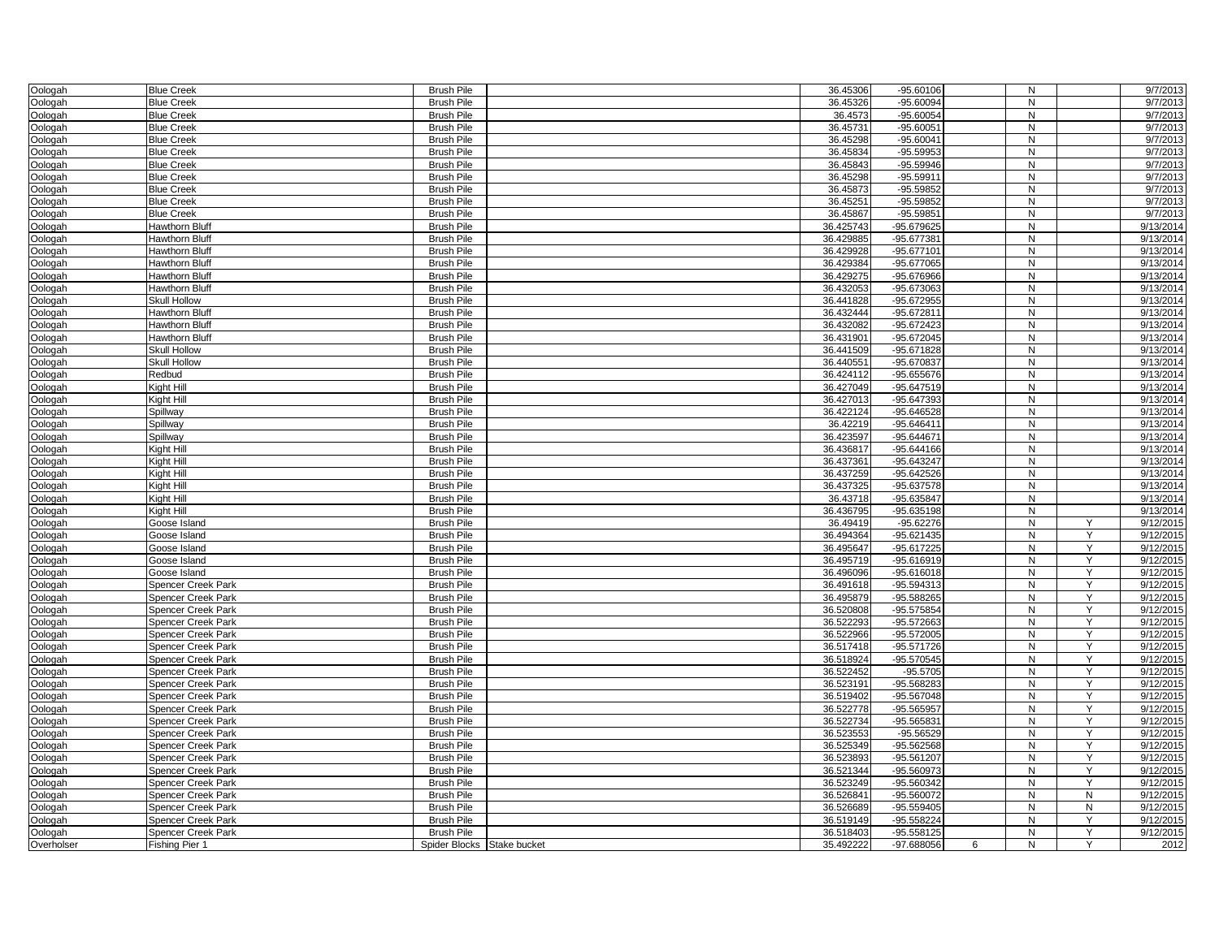| | | | | | | | | | |
|---|---|---|---|---|---|---|---|---|---|
| Oologah | Blue Creek | Brush Pile | | 36.45306 | -95.60106 | | N | | 9/7/2013 |
| Oologah | Blue Creek | Brush Pile | | 36.45326 | -95.60094 | | N | | 9/7/2013 |
| Oologah | Blue Creek | Brush Pile | | 36.4573 | -95.60054 | | N | | 9/7/2013 |
| Oologah | Blue Creek | Brush Pile | | 36.45731 | -95.60051 | | N | | 9/7/2013 |
| Oologah | Blue Creek | Brush Pile | | 36.45298 | -95.60041 | | N | | 9/7/2013 |
| Oologah | Blue Creek | Brush Pile | | 36.45834 | -95.59953 | | N | | 9/7/2013 |
| Oologah | Blue Creek | Brush Pile | | 36.45843 | -95.59946 | | N | | 9/7/2013 |
| Oologah | Blue Creek | Brush Pile | | 36.45298 | -95.59911 | | N | | 9/7/2013 |
| Oologah | Blue Creek | Brush Pile | | 36.45873 | -95.59852 | | N | | 9/7/2013 |
| Oologah | Blue Creek | Brush Pile | | 36.45251 | -95.59852 | | N | | 9/7/2013 |
| Oologah | Blue Creek | Brush Pile | | 36.45867 | -95.59851 | | N | | 9/7/2013 |
| Oologah | Hawthorn Bluff | Brush Pile | | 36.425743 | -95.679625 | | N | | 9/13/2014 |
| Oologah | Hawthorn Bluff | Brush Pile | | 36.429885 | -95.677381 | | N | | 9/13/2014 |
| Oologah | Hawthorn Bluff | Brush Pile | | 36.429928 | -95.677101 | | N | | 9/13/2014 |
| Oologah | Hawthorn Bluff | Brush Pile | | 36.429384 | -95.677065 | | N | | 9/13/2014 |
| Oologah | Hawthorn Bluff | Brush Pile | | 36.429275 | -95.676966 | | N | | 9/13/2014 |
| Oologah | Hawthorn Bluff | Brush Pile | | 36.432053 | -95.673063 | | N | | 9/13/2014 |
| Oologah | Skull Hollow | Brush Pile | | 36.441828 | -95.672955 | | N | | 9/13/2014 |
| Oologah | Hawthorn Bluff | Brush Pile | | 36.432444 | -95.672811 | | N | | 9/13/2014 |
| Oologah | Hawthorn Bluff | Brush Pile | | 36.432082 | -95.672423 | | N | | 9/13/2014 |
| Oologah | Hawthorn Bluff | Brush Pile | | 36.431901 | -95.672045 | | N | | 9/13/2014 |
| Oologah | Skull Hollow | Brush Pile | | 36.441509 | -95.671828 | | N | | 9/13/2014 |
| Oologah | Skull Hollow | Brush Pile | | 36.440551 | -95.670837 | | N | | 9/13/2014 |
| Oologah | Redbud | Brush Pile | | 36.424112 | -95.655676 | | N | | 9/13/2014 |
| Oologah | Kight Hill | Brush Pile | | 36.427049 | -95.647519 | | N | | 9/13/2014 |
| Oologah | Kight Hill | Brush Pile | | 36.427013 | -95.647393 | | N | | 9/13/2014 |
| Oologah | Spillway | Brush Pile | | 36.422124 | -95.646528 | | N | | 9/13/2014 |
| Oologah | Spillway | Brush Pile | | 36.42219 | -95.646411 | | N | | 9/13/2014 |
| Oologah | Spillway | Brush Pile | | 36.423597 | -95.644671 | | N | | 9/13/2014 |
| Oologah | Kight Hill | Brush Pile | | 36.436817 | -95.644166 | | N | | 9/13/2014 |
| Oologah | Kight Hill | Brush Pile | | 36.437361 | -95.643247 | | N | | 9/13/2014 |
| Oologah | Kight Hill | Brush Pile | | 36.437259 | -95.642526 | | N | | 9/13/2014 |
| Oologah | Kight Hill | Brush Pile | | 36.437325 | -95.637578 | | N | | 9/13/2014 |
| Oologah | Kight Hill | Brush Pile | | 36.43718 | -95.635847 | | N | | 9/13/2014 |
| Oologah | Kight Hill | Brush Pile | | 36.436795 | -95.635198 | | N | | 9/13/2014 |
| Oologah | Goose Island | Brush Pile | | 36.49419 | -95.62276 | | N | Y | 9/12/2015 |
| Oologah | Goose Island | Brush Pile | | 36.494364 | -95.621435 | | N | Y | 9/12/2015 |
| Oologah | Goose Island | Brush Pile | | 36.495647 | -95.617225 | | N | Y | 9/12/2015 |
| Oologah | Goose Island | Brush Pile | | 36.495719 | -95.616919 | | N | Y | 9/12/2015 |
| Oologah | Goose Island | Brush Pile | | 36.496096 | -95.616018 | | N | Y | 9/12/2015 |
| Oologah | Spencer Creek Park | Brush Pile | | 36.491618 | -95.594313 | | N | Y | 9/12/2015 |
| Oologah | Spencer Creek Park | Brush Pile | | 36.495879 | -95.588265 | | N | Y | 9/12/2015 |
| Oologah | Spencer Creek Park | Brush Pile | | 36.520808 | -95.575854 | | N | Y | 9/12/2015 |
| Oologah | Spencer Creek Park | Brush Pile | | 36.522293 | -95.572663 | | N | Y | 9/12/2015 |
| Oologah | Spencer Creek Park | Brush Pile | | 36.522966 | -95.572005 | | N | Y | 9/12/2015 |
| Oologah | Spencer Creek Park | Brush Pile | | 36.517418 | -95.571726 | | N | Y | 9/12/2015 |
| Oologah | Spencer Creek Park | Brush Pile | | 36.518924 | -95.570545 | | N | Y | 9/12/2015 |
| Oologah | Spencer Creek Park | Brush Pile | | 36.522452 | -95.5705 | | N | Y | 9/12/2015 |
| Oologah | Spencer Creek Park | Brush Pile | | 36.523191 | -95.568283 | | N | Y | 9/12/2015 |
| Oologah | Spencer Creek Park | Brush Pile | | 36.519402 | -95.567048 | | N | Y | 9/12/2015 |
| Oologah | Spencer Creek Park | Brush Pile | | 36.522778 | -95.565957 | | N | Y | 9/12/2015 |
| Oologah | Spencer Creek Park | Brush Pile | | 36.522734 | -95.565831 | | N | Y | 9/12/2015 |
| Oologah | Spencer Creek Park | Brush Pile | | 36.523553 | -95.56529 | | N | Y | 9/12/2015 |
| Oologah | Spencer Creek Park | Brush Pile | | 36.525349 | -95.562568 | | N | Y | 9/12/2015 |
| Oologah | Spencer Creek Park | Brush Pile | | 36.523893 | -95.561207 | | N | Y | 9/12/2015 |
| Oologah | Spencer Creek Park | Brush Pile | | 36.521344 | -95.560973 | | N | Y | 9/12/2015 |
| Oologah | Spencer Creek Park | Brush Pile | | 36.523249 | -95.560342 | | N | Y | 9/12/2015 |
| Oologah | Spencer Creek Park | Brush Pile | | 36.526841 | -95.560072 | | N | N | 9/12/2015 |
| Oologah | Spencer Creek Park | Brush Pile | | 36.526689 | -95.559405 | | N | N | 9/12/2015 |
| Oologah | Spencer Creek Park | Brush Pile | | 36.519149 | -95.558224 | | N | Y | 9/12/2015 |
| Oologah | Spencer Creek Park | Brush Pile | | 36.518403 | -95.558125 | | N | Y | 9/12/2015 |
| Overholser | Fishing Pier 1 | Spider Blocks | Stake bucket | 35.492222 | -97.688056 | 6 | N | Y | 2012 |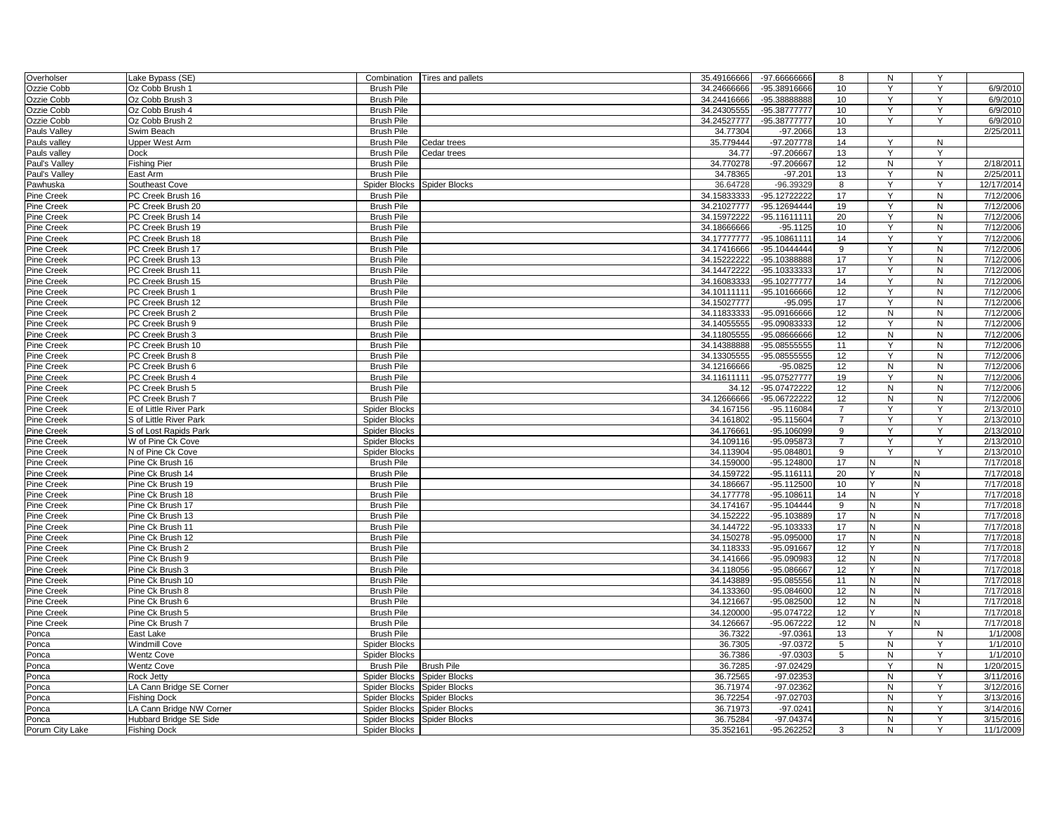| | | | | | | | | | |
|---|---|---|---|---|---|---|---|---|---|
| Overholser | Lake Bypass (SE) | Combination | Tires and pallets | 35.49166666 | -97.66666666 | 8 | N | Y | |
| Ozzie Cobb | Oz Cobb Brush 1 | Brush Pile | | 34.24666666 | -95.38916666 | 10 | Y | Y | 6/9/2010 |
| Ozzie Cobb | Oz Cobb Brush 3 | Brush Pile | | 34.24416666 | -95.38888888 | 10 | Y | Y | 6/9/2010 |
| Ozzie Cobb | Oz Cobb Brush 4 | Brush Pile | | 34.24305555 | -95.38777777 | 10 | Y | Y | 6/9/2010 |
| Ozzie Cobb | Oz Cobb Brush 2 | Brush Pile | | 34.24527777 | -95.38777777 | 10 | Y | Y | 6/9/2010 |
| Pauls Valley | Swim Beach | Brush Pile | | 34.77304 | -97.2066 | 13 | | | 2/25/2011 |
| Pauls valley | Upper West Arm | Brush Pile | Cedar trees | 35.779444 | -97.207778 | 14 | Y | N | |
| Pauls valley | Dock | Brush Pile | Cedar trees | 34.77 | -97.206667 | 13 | Y | Y | |
| Paul's Valley | Fishing Pier | Brush Pile | | 34.770278 | -97.206667 | 12 | N | Y | 2/18/2011 |
| Paul's Valley | East Arm | Brush Pile | | 34.78365 | -97.201 | 13 | Y | N | 2/25/2011 |
| Pawhuska | Southeast Cove | Spider Blocks | Spider Blocks | 36.64728 | -96.39329 | 8 | Y | Y | 12/17/2014 |
| Pine Creek | PC Creek Brush 16 | Brush Pile | | 34.15833333 | -95.12722222 | 17 | Y | N | 7/12/2006 |
| Pine Creek | PC Creek Brush 20 | Brush Pile | | 34.21027777 | -95.12694444 | 19 | Y | N | 7/12/2006 |
| Pine Creek | PC Creek Brush 14 | Brush Pile | | 34.15972222 | -95.11611111 | 20 | Y | N | 7/12/2006 |
| Pine Creek | PC Creek Brush 19 | Brush Pile | | 34.18666666 | -95.1125 | 10 | Y | N | 7/12/2006 |
| Pine Creek | PC Creek Brush 18 | Brush Pile | | 34.17777777 | -95.10861111 | 14 | Y | Y | 7/12/2006 |
| Pine Creek | PC Creek Brush 17 | Brush Pile | | 34.17416666 | -95.10444444 | 9 | Y | N | 7/12/2006 |
| Pine Creek | PC Creek Brush 13 | Brush Pile | | 34.15222222 | -95.10388888 | 17 | Y | N | 7/12/2006 |
| Pine Creek | PC Creek Brush 11 | Brush Pile | | 34.14472222 | -95.10333333 | 17 | Y | N | 7/12/2006 |
| Pine Creek | PC Creek Brush 15 | Brush Pile | | 34.16083333 | -95.10277777 | 14 | Y | N | 7/12/2006 |
| Pine Creek | PC Creek Brush 1 | Brush Pile | | 34.10111111 | -95.10166666 | 12 | Y | N | 7/12/2006 |
| Pine Creek | PC Creek Brush 12 | Brush Pile | | 34.15027777 | -95.095 | 17 | Y | N | 7/12/2006 |
| Pine Creek | PC Creek Brush 2 | Brush Pile | | 34.11833333 | -95.09166666 | 12 | N | N | 7/12/2006 |
| Pine Creek | PC Creek Brush 9 | Brush Pile | | 34.14055555 | -95.09083333 | 12 | Y | N | 7/12/2006 |
| Pine Creek | PC Creek Brush 3 | Brush Pile | | 34.11805555 | -95.08666666 | 12 | N | N | 7/12/2006 |
| Pine Creek | PC Creek Brush 10 | Brush Pile | | 34.14388888 | -95.08555555 | 11 | Y | N | 7/12/2006 |
| Pine Creek | PC Creek Brush 8 | Brush Pile | | 34.13305555 | -95.08555555 | 12 | Y | N | 7/12/2006 |
| Pine Creek | PC Creek Brush 6 | Brush Pile | | 34.12166666 | -95.0825 | 12 | N | N | 7/12/2006 |
| Pine Creek | PC Creek Brush 4 | Brush Pile | | 34.11611111 | -95.07527777 | 19 | Y | N | 7/12/2006 |
| Pine Creek | PC Creek Brush 5 | Brush Pile | | 34.12 | -95.07472222 | 12 | N | N | 7/12/2006 |
| Pine Creek | PC Creek Brush 7 | Brush Pile | | 34.12666666 | -95.06722222 | 12 | N | N | 7/12/2006 |
| Pine Creek | E of Little River Park | Spider Blocks | | 34.167156 | -95.116084 | 7 | Y | Y | 2/13/2010 |
| Pine Creek | S of Little River Park | Spider Blocks | | 34.161802 | -95.115604 | 7 | Y | Y | 2/13/2010 |
| Pine Creek | S of Lost Rapids Park | Spider Blocks | | 34.176661 | -95.106099 | 9 | Y | Y | 2/13/2010 |
| Pine Creek | W of Pine Ck Cove | Spider Blocks | | 34.109116 | -95.095873 | 7 | Y | Y | 2/13/2010 |
| Pine Creek | N of Pine Ck Cove | Spider Blocks | | 34.113904 | -95.084801 | 9 | Y | Y | 2/13/2010 |
| Pine Creek | Pine Ck Brush 16 | Brush Pile | | 34.159000 | -95.124800 | 17 | N | N | 7/17/2018 |
| Pine Creek | Pine Ck Brush 14 | Brush Pile | | 34.159722 | -95.116111 | 20 | Y | N | 7/17/2018 |
| Pine Creek | Pine Ck Brush 19 | Brush Pile | | 34.186667 | -95.112500 | 10 | Y | N | 7/17/2018 |
| Pine Creek | Pine Ck Brush 18 | Brush Pile | | 34.177778 | -95.108611 | 14 | N | Y | 7/17/2018 |
| Pine Creek | Pine Ck Brush 17 | Brush Pile | | 34.174167 | -95.104444 | 9 | N | N | 7/17/2018 |
| Pine Creek | Pine Ck Brush 13 | Brush Pile | | 34.152222 | -95.103889 | 17 | N | N | 7/17/2018 |
| Pine Creek | Pine Ck Brush 11 | Brush Pile | | 34.144722 | -95.103333 | 17 | N | N | 7/17/2018 |
| Pine Creek | Pine Ck Brush 12 | Brush Pile | | 34.150278 | -95.095000 | 17 | N | N | 7/17/2018 |
| Pine Creek | Pine Ck Brush 2 | Brush Pile | | 34.118333 | -95.091667 | 12 | Y | N | 7/17/2018 |
| Pine Creek | Pine Ck Brush 9 | Brush Pile | | 34.141666 | -95.090983 | 12 | N | N | 7/17/2018 |
| Pine Creek | Pine Ck Brush 3 | Brush Pile | | 34.118056 | -95.086667 | 12 | Y | N | 7/17/2018 |
| Pine Creek | Pine Ck Brush 10 | Brush Pile | | 34.143889 | -95.085556 | 11 | N | N | 7/17/2018 |
| Pine Creek | Pine Ck Brush 8 | Brush Pile | | 34.133360 | -95.084600 | 12 | N | N | 7/17/2018 |
| Pine Creek | Pine Ck Brush 6 | Brush Pile | | 34.121667 | -95.082500 | 12 | N | N | 7/17/2018 |
| Pine Creek | Pine Ck Brush 5 | Brush Pile | | 34.120000 | -95.074722 | 12 | Y | N | 7/17/2018 |
| Pine Creek | Pine Ck Brush 7 | Brush Pile | | 34.126667 | -95.067222 | 12 | N | N | 7/17/2018 |
| Ponca | East Lake | Brush Pile | | 36.7322 | -97.0361 | 13 | Y | N | 1/1/2008 |
| Ponca | Windmill Cove | Spider Blocks | | 36.7305 | -97.0372 | 5 | N | Y | 1/1/2010 |
| Ponca | Wentz Cove | Spider Blocks | | 36.7386 | -97.0303 | 5 | N | Y | 1/1/2010 |
| Ponca | Wentz Cove | Brush Pile | Brush Pile | 36.7285 | -97.02429 | | Y | N | 1/20/2015 |
| Ponca | Rock Jetty | Spider Blocks | Spider Blocks | 36.72565 | -97.02353 | | N | Y | 3/11/2016 |
| Ponca | LA Cann Bridge SE Corner | Spider Blocks | Spider Blocks | 36.71974 | -97.02362 | | N | Y | 3/12/2016 |
| Ponca | Fishing Dock | Spider Blocks | Spider Blocks | 36.72254 | -97.02703 | | N | Y | 3/13/2016 |
| Ponca | LA Cann Bridge NW Corner | Spider Blocks | Spider Blocks | 36.71973 | -97.0241 | | N | Y | 3/14/2016 |
| Ponca | Hubbard Bridge SE Side | Spider Blocks | Spider Blocks | 36.75284 | -97.04374 | | N | Y | 3/15/2016 |
| Porum City Lake | Fishing Dock | Spider Blocks | | 35.352161 | -95.262252 | 3 | N | Y | 11/1/2009 |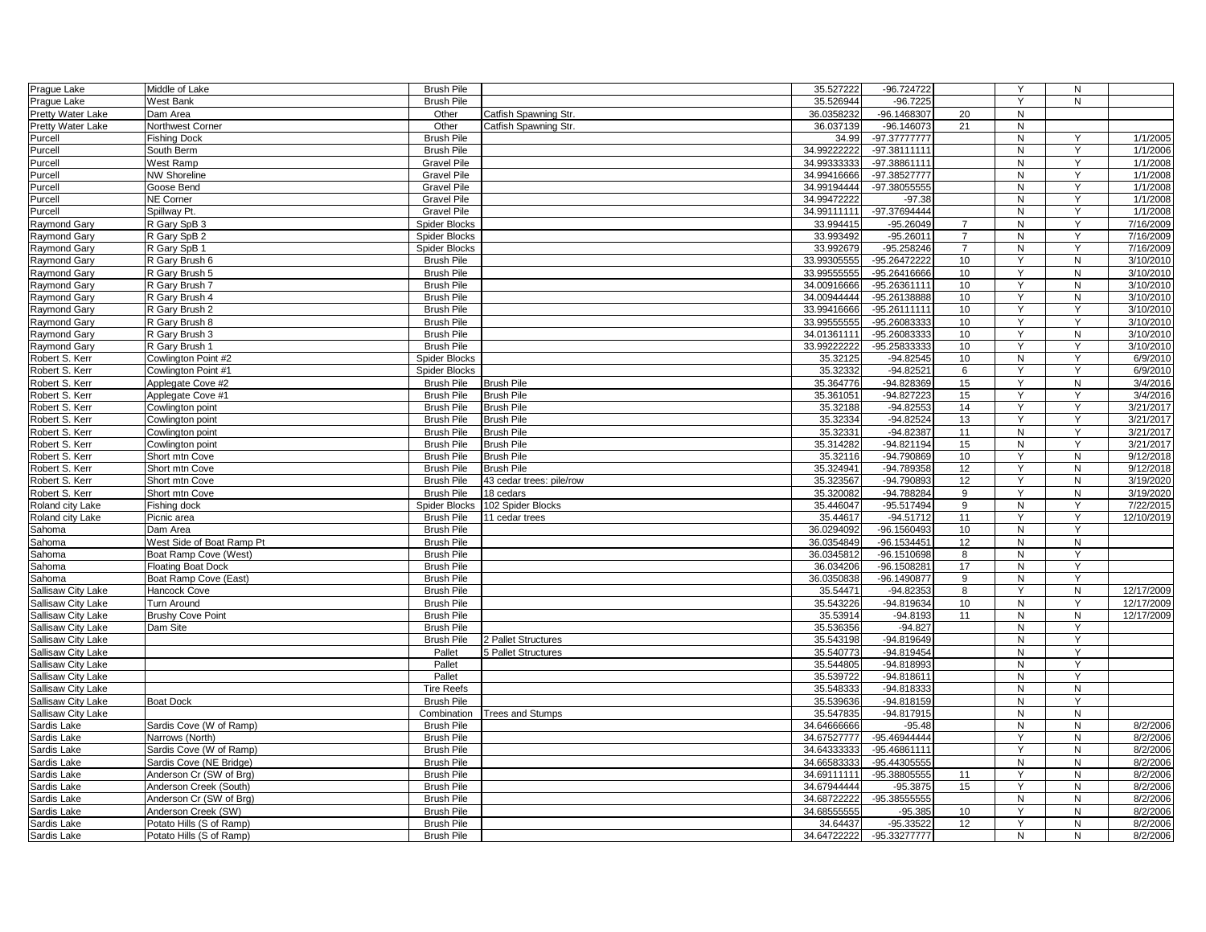| | | | | | | | | | |
|---|---|---|---|---|---|---|---|---|---|
| Prague Lake | Middle of Lake | Brush Pile | | 35.527222 | -96.724722 | | Y | N | |
| Prague Lake | West Bank | Brush Pile | | 35.526944 | -96.7225 | | Y | N | |
| Pretty Water Lake | Dam Area | Other | Catfish Spawning Str. | 36.0358232 | -96.1468307 | 20 | N | | |
| Pretty Water Lake | Northwest Corner | Other | Catfish Spawning Str. | 36.037139 | -96.146073 | 21 | N | | |
| Purcell | Fishing Dock | Brush Pile | | 34.99 | -97.37777777 | | N | Y | 1/1/2005 |
| Purcell | South Berm | Brush Pile | | 34.99222222 | -97.38111111 | | N | Y | 1/1/2006 |
| Purcell | West Ramp | Gravel Pile | | 34.99333333 | -97.38861111 | | N | Y | 1/1/2008 |
| Purcell | NW Shoreline | Gravel Pile | | 34.99416666 | -97.38527777 | | N | Y | 1/1/2008 |
| Purcell | Goose Bend | Gravel Pile | | 34.99194444 | -97.38055555 | | N | Y | 1/1/2008 |
| Purcell | NE Corner | Gravel Pile | | 34.99472222 | -97.38 | | N | Y | 1/1/2008 |
| Purcell | Spillway Pt. | Gravel Pile | | 34.99111111 | -97.37694444 | | N | Y | 1/1/2008 |
| Raymond Gary | R Gary SpB 3 | Spider Blocks | | 33.994415 | -95.26049 | 7 | N | Y | 7/16/2009 |
| Raymond Gary | R Gary SpB 2 | Spider Blocks | | 33.993492 | -95.26011 | 7 | N | Y | 7/16/2009 |
| Raymond Gary | R Gary SpB 1 | Spider Blocks | | 33.992679 | -95.258246 | 7 | N | Y | 7/16/2009 |
| Raymond Gary | R Gary Brush 6 | Brush Pile | | 33.99305555 | -95.26472222 | 10 | Y | N | 3/10/2010 |
| Raymond Gary | R Gary Brush 5 | Brush Pile | | 33.99555555 | -95.26416666 | 10 | Y | N | 3/10/2010 |
| Raymond Gary | R Gary Brush 7 | Brush Pile | | 34.00916666 | -95.26361111 | 10 | Y | N | 3/10/2010 |
| Raymond Gary | R Gary Brush 4 | Brush Pile | | 34.00944444 | -95.26138888 | 10 | Y | N | 3/10/2010 |
| Raymond Gary | R Gary Brush 2 | Brush Pile | | 33.99416666 | -95.26111111 | 10 | Y | Y | 3/10/2010 |
| Raymond Gary | R Gary Brush 8 | Brush Pile | | 33.99555555 | -95.26083333 | 10 | Y | Y | 3/10/2010 |
| Raymond Gary | R Gary Brush 3 | Brush Pile | | 34.01361111 | -95.26083333 | 10 | Y | N | 3/10/2010 |
| Raymond Gary | R Gary Brush 1 | Brush Pile | | 33.99222222 | -95.25833333 | 10 | Y | Y | 3/10/2010 |
| Robert S. Kerr | Cowlington Point #2 | Spider Blocks | | 35.32125 | -94.82545 | 10 | N | Y | 6/9/2010 |
| Robert S. Kerr | Cowlington Point #1 | Spider Blocks | | 35.32332 | -94.82521 | 6 | Y | Y | 6/9/2010 |
| Robert S. Kerr | Applegate Cove #2 | Brush Pile | Brush Pile | 35.364776 | -94.828369 | 15 | Y | N | 3/4/2016 |
| Robert S. Kerr | Applegate Cove #1 | Brush Pile | Brush Pile | 35.361051 | -94.827223 | 15 | Y | Y | 3/4/2016 |
| Robert S. Kerr | Cowlington point | Brush Pile | Brush Pile | 35.32188 | -94.82553 | 14 | Y | Y | 3/21/2017 |
| Robert S. Kerr | Cowlington point | Brush Pile | Brush Pile | 35.32334 | -94.82524 | 13 | Y | Y | 3/21/2017 |
| Robert S. Kerr | Cowlington point | Brush Pile | Brush Pile | 35.32331 | -94.82387 | 11 | N | Y | 3/21/2017 |
| Robert S. Kerr | Cowlington point | Brush Pile | Brush Pile | 35.314282 | -94.821194 | 15 | N | Y | 3/21/2017 |
| Robert S. Kerr | Short mtn Cove | Brush Pile | Brush Pile | 35.32116 | -94.790869 | 10 | Y | N | 9/12/2018 |
| Robert S. Kerr | Short mtn Cove | Brush Pile | Brush Pile | 35.324941 | -94.789358 | 12 | Y | N | 9/12/2018 |
| Robert S. Kerr | Short mtn Cove | Brush Pile | 43 cedar trees: pile/row | 35.323567 | -94.790893 | 12 | Y | N | 3/19/2020 |
| Robert S. Kerr | Short mtn Cove | Brush Pile | 18 cedars | 35.320082 | -94.788284 | 9 | Y | N | 3/19/2020 |
| Roland city Lake | Fishing dock | Spider Blocks | 102 Spider Blocks | 35.446047 | -95.517494 | 9 | N | Y | 7/22/2015 |
| Roland city Lake | Picnic area | Brush Pile | 11 cedar trees | 35.44617 | -94.51712 | 11 | Y | Y | 12/10/2019 |
| Sahoma | Dam Area | Brush Pile | | 36.0294092 | -96.1560493 | 10 | N | Y | |
| Sahoma | West Side of Boat Ramp Pt | Brush Pile | | 36.0354849 | -96.1534451 | 12 | N | N | |
| Sahoma | Boat Ramp Cove (West) | Brush Pile | | 36.0345812 | -96.1510698 | 8 | N | Y | |
| Sahoma | Floating Boat Dock | Brush Pile | | 36.034206 | -96.1508281 | 17 | N | Y | |
| Sahoma | Boat Ramp Cove (East) | Brush Pile | | 36.0350838 | -96.1490877 | 9 | N | Y | |
| Sallisaw City Lake | Hancock Cove | Brush Pile | | 35.54471 | -94.82353 | 8 | Y | N | 12/17/2009 |
| Sallisaw City Lake | Turn Around | Brush Pile | | 35.543226 | -94.819634 | 10 | N | Y | 12/17/2009 |
| Sallisaw City Lake | Brushy Cove Point | Brush Pile | | 35.53914 | -94.8193 | 11 | N | N | 12/17/2009 |
| Sallisaw City Lake | Dam Site | Brush Pile | | 35.536356 | -94.827 | | N | Y | |
| Sallisaw City Lake | | Brush Pile | 2 Pallet Structures | 35.543198 | -94.819649 | | N | Y | |
| Sallisaw City Lake | | Pallet | 5 Pallet Structures | 35.540773 | -94.819454 | | N | Y | |
| Sallisaw City Lake | | Pallet | | 35.544805 | -94.818993 | | N | Y | |
| Sallisaw City Lake | | Pallet | | 35.539722 | -94.818611 | | N | Y | |
| Sallisaw City Lake | | Tire Reefs | | 35.548333 | -94.818333 | | N | N | |
| Sallisaw City Lake | Boat Dock | Brush Pile | | 35.539636 | -94.818159 | | N | Y | |
| Sallisaw City Lake | | Combination | Trees and Stumps | 35.547835 | -94.817915 | | N | N | |
| Sardis Lake | Sardis Cove (W of Ramp) | Brush Pile | | 34.64666666 | -95.48 | | N | N | 8/2/2006 |
| Sardis Lake | Narrows (North) | Brush Pile | | 34.67527777 | -95.46944444 | | Y | N | 8/2/2006 |
| Sardis Lake | Sardis Cove (W of Ramp) | Brush Pile | | 34.64333333 | -95.46861111 | | Y | N | 8/2/2006 |
| Sardis Lake | Sardis Cove (NE Bridge) | Brush Pile | | 34.66583333 | -95.44305555 | | N | N | 8/2/2006 |
| Sardis Lake | Anderson Cr (SW of Brg) | Brush Pile | | 34.69111111 | -95.38805555 | 11 | Y | N | 8/2/2006 |
| Sardis Lake | Anderson Creek (South) | Brush Pile | | 34.67944444 | -95.3875 | 15 | Y | N | 8/2/2006 |
| Sardis Lake | Anderson Cr (SW of Brg) | Brush Pile | | 34.68722222 | -95.38555555 | | N | N | 8/2/2006 |
| Sardis Lake | Anderson Creek (SW) | Brush Pile | | 34.68555555 | -95.385 | 10 | Y | N | 8/2/2006 |
| Sardis Lake | Potato Hills (S of Ramp) | Brush Pile | | 34.64437 | -95.33522 | 12 | Y | N | 8/2/2006 |
| Sardis Lake | Potato Hills (S of Ramp) | Brush Pile | | 34.64722222 | -95.33277777 | | N | N | 8/2/2006 |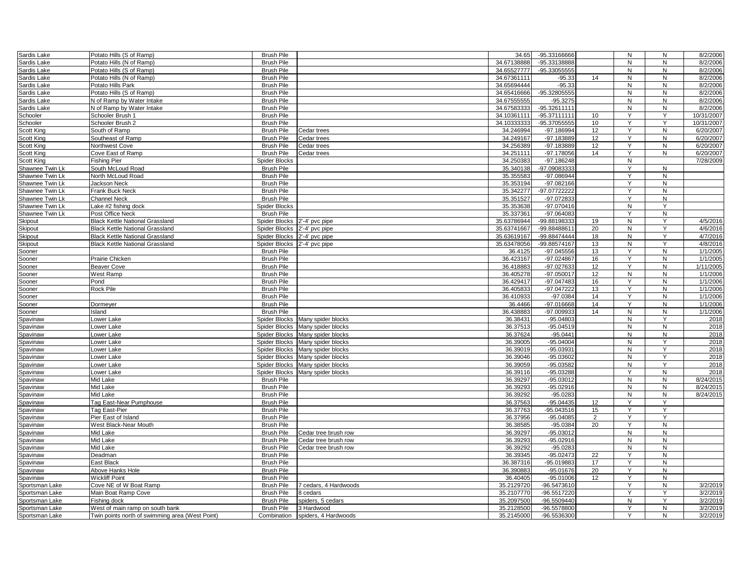| | | | | | | | | | |
|---|---|---|---|---|---|---|---|---|---|
| Sardis Lake | Potato Hills (S of Ramp) | Brush Pile | | 34.65 | -95.33166666 | | N | N | 8/2/2006 |
| Sardis Lake | Potato Hills (N of Ramp) | Brush Pile | | 34.67138888 | -95.33138888 | | N | N | 8/2/2006 |
| Sardis Lake | Potato Hills (S of Ramp) | Brush Pile | | 34.65527777 | -95.33055555 | | N | N | 8/2/2006 |
| Sardis Lake | Potato Hills (N of Ramp) | Brush Pile | | 34.67361111 | -95.33 | 14 | N | N | 8/2/2006 |
| Sardis Lake | Potato Hills Park | Brush Pile | | 34.65694444 | -95.33 | | N | N | 8/2/2006 |
| Sardis Lake | Potato Hills (S of Ramp) | Brush Pile | | 34.65416666 | -95.32805555 | | N | N | 8/2/2006 |
| Sardis Lake | N of Ramp by Water Intake | Brush Pile | | 34.67555555 | -95.3275 | | N | N | 8/2/2006 |
| Sardis Lake | N of Ramp by Water Intake | Brush Pile | | 34.67583333 | -95.32611111 | | N | N | 8/2/2006 |
| Schooler | Schooler Brush 1 | Brush Pile | | 34.10361111 | -95.37111111 | 10 | Y | Y | 10/31/2007 |
| Schooler | Schooler Brush 2 | Brush Pile | | 34.10333333 | -95.37055555 | 10 | Y | Y | 10/31/2007 |
| Scott King | South of Ramp | Brush Pile | Cedar trees | 34.246994 | -97.186994 | 12 | Y | N | 6/20/2007 |
| Scott King | Southeast of Ramp | Brush Pile | Cedar trees | 34.249167 | -97.183889 | 12 | Y | N | 6/20/2007 |
| Scott King | Northwest Cove | Brush Pile | Cedar trees | 34.256389 | -97.183889 | 12 | Y | N | 6/20/2007 |
| Scott King | Cove East of Ramp | Brush Pile | Cedar trees | 34.251111 | -97.178056 | 14 | Y | N | 6/20/2007 |
| Scott King | Fishing Pier | Spider Blocks | | 34.250383 | -97.186248 | | N | | 7/28/2009 |
| Shawnee Twin Lk | South McLoud Road | Brush Pile | | 35.340138 | -97.09083333 | | Y | N | |
| Shawnee Twin Lk | North McLoud Road | Brush Pile | | 35.355583 | -97.086944 | | Y | N | |
| Shawnee Twin Lk | Jackson Neck | Brush Pile | | 35.353194 | -97.082166 | | Y | N | |
| Shawnee Twin Lk | Frank Buck Neck | Brush Pile | | 35.342277 | -97.07722222 | | Y | N | |
| Shawnee Twin Lk | Channel Neck | Brush Pile | | 35.351527 | -97.072833 | | Y | N | |
| Shawnee Twin Lk | Lake #2 fishing dock | Spider Blocks | | 35.353638 | -97.070416 | | N | Y | |
| Shawnee Twin Lk | Post Office Neck | Brush Pile | | 35.337361 | -97.064083 | | Y | N | |
| Skipout | Black Kettle National Grassland | Spider Blocks | 2'-4' pvc pipe | 35.63786944 | -99.88198333 | 19 | N | Y | 4/5/2016 |
| Skipout | Black Kettle National Grassland | Spider Blocks | 2'-4' pvc pipe | 35.63741667 | -99.88488611 | 20 | N | Y | 4/6/2016 |
| Skipout | Black Kettle National Grassland | Spider Blocks | 2'-4' pvc pipe | 35.63619167 | -99.88474444 | 18 | N | Y | 4/7/2016 |
| Skipout | Black Kettle National Grassland | Spider Blocks | 2'-4' pvc pipe | 35.63478056 | -99.88574167 | 13 | N | Y | 4/8/2016 |
| Sooner | | Brush Pile | | 36.4125 | -97.045556 | 13 | Y | N | 1/1/2005 |
| Sooner | Prairie Chicken | Brush Pile | | 36.423167 | -97.024867 | 16 | Y | N | 1/1/2005 |
| Sooner | Beaver Cove | Brush Pile | | 36.418883 | -97.027633 | 12 | Y | N | 1/11/2005 |
| Sooner | West Ramp | Brush Pile | | 36.405278 | -97.050017 | 12 | N | N | 1/1/2006 |
| Sooner | Pond | Brush Pile | | 36.429417 | -97.047483 | 16 | Y | N | 1/1/2006 |
| Sooner | Rock Pile | Brush Pile | | 36.405833 | -97.047222 | 13 | Y | N | 1/1/2006 |
| Sooner | | Brush Pile | | 36.410933 | -97.0384 | 14 | Y | N | 1/1/2006 |
| Sooner | Dormeyer | Brush Pile | | 36.4466 | -97.016668 | 14 | Y | N | 1/1/2006 |
| Sooner | Island | Brush Pile | | 36.438883 | -97.009933 | 14 | N | N | 1/1/2006 |
| Spavinaw | Lower Lake | Spider Blocks | Many spider blocks | 36.38431 | -95.04803 | | N | Y | 2018 |
| Spavinaw | Lower Lake | Spider Blocks | Many spider blocks | 36.37513 | -95.04519 | | N | N | 2018 |
| Spavinaw | Lower Lake | Spider Blocks | Many spider blocks | 36.37624 | -95.0441 | | N | N | 2018 |
| Spavinaw | Lower Lake | Spider Blocks | Many spider blocks | 36.39005 | -95.04004 | | N | Y | 2018 |
| Spavinaw | Lower Lake | Spider Blocks | Many spider blocks | 36.39019 | -95.03931 | | N | Y | 2018 |
| Spavinaw | Lower Lake | Spider Blocks | Many spider blocks | 36.39046 | -95.03602 | | N | Y | 2018 |
| Spavinaw | Lower Lake | Spider Blocks | Many spider blocks | 36.39059 | -95.03582 | | N | Y | 2018 |
| Spavinaw | Lower Lake | Spider Blocks | Many spider blocks | 36.39116 | -95.03288 | | Y | N | 2018 |
| Spavinaw | Mid Lake | Brush Pile | | 36.39297 | -95.03012 | | N | N | 8/24/2015 |
| Spavinaw | Mid Lake | Brush Pile | | 36.39293 | -95.02916 | | N | N | 8/24/2015 |
| Spavinaw | Mid Lake | Brush Pile | | 36.39292 | -95.0283 | | N | N | 8/24/2015 |
| Spavinaw | Tag East-Near Pumphouse | Brush Pile | | 36.37563 | -95.04435 | 12 | Y | Y | |
| Spavinaw | Tag East-Pier | Brush Pile | | 36.37763 | -95.043516 | 15 | Y | Y | |
| Spavinaw | Pier East of Island | Brush Pile | | 36.37956 | -95.04085 | 2 | Y | Y | |
| Spavinaw | West Black-Near Mouth | Brush Pile | | 36.38585 | -95.0384 | 20 | Y | N | |
| Spavinaw | Mid Lake | Brush Pile | Cedar tree brush row | 36.39297 | -95.03012 | | N | N | |
| Spavinaw | Mid Lake | Brush Pile | Cedar tree brush row | 36.39293 | -95.02916 | | N | N | |
| Spavinaw | Mid Lake | Brush Pile | Cedar tree brush row | 36.39292 | -95.0283 | | N | N | |
| Spavinaw | Deadman | Brush Pile | | 36.39345 | -95.02473 | 22 | Y | N | |
| Spavinaw | East Black | Brush Pile | | 36.387316 | -95.019883 | 17 | Y | N | |
| Spavinaw | Above Hanks Hole | Brush Pile | | 36.390883 | -95.01676 | 20 | Y | N | |
| Spavinaw | Wickliff Point | Brush Pile | | 36.40405 | -95.01006 | 12 | Y | N | |
| Sportsman Lake | Cove NE of W Boat Ramp | Brush Pile | 7 cedars, 4 Hardwoods | 35.2129720 | -96.5473610 | | Y | N | 3/2/2019 |
| Sportsman Lake | Main Boat Ramp Cove | Brush Pile | 8 cedars | 35.2107770 | -96.5517220 | | Y | Y | 3/2/2019 |
| Sportsman Lake | Fishing dock | Brush Pile | spiders, 5 cedars | 35.2097500 | -96.5509440 | | N | Y | 3/2/2019 |
| Sportsman Lake | West of main ramp on south bank | Brush Pile | 3 Hardwood | 35.2128500 | -96.5578800 | | Y | N | 3/2/2019 |
| Sportsman Lake | Twin points north of swimming area (West Point) | Combination | spiders, 4 Hardwoods | 35.2145000 | -96.5536300 | | Y | N | 3/2/2019 |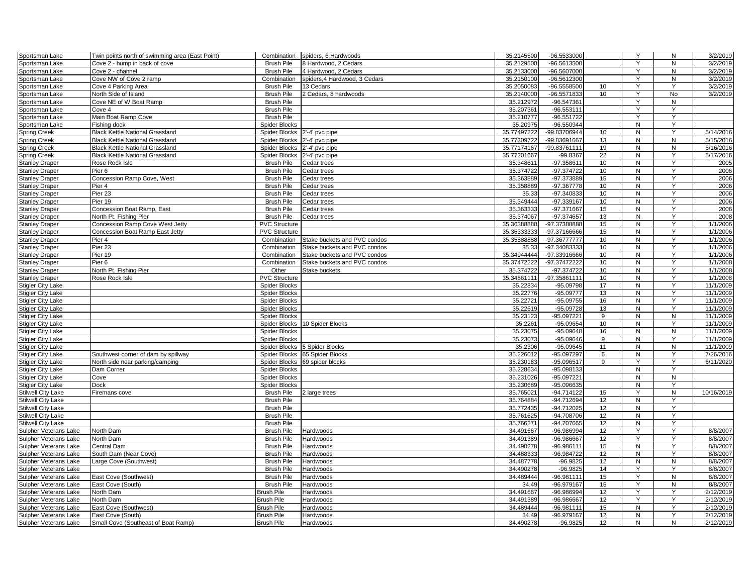| | | | | | | | | | |
|---|---|---|---|---|---|---|---|---|---|
| Sportsman Lake | Twin points north of swimming area (East Point) | Combination | spiders, 6 Hardwoods | 35.2145500 | -96.5533000 | | Y | N | 3/2/2019 |
| Sportsman Lake | Cove 2 - hump in back of cove | Brush Pile | 8 Hardwood, 2 Cedars | 35.2129500 | -96.5613500 | | Y | N | 3/2/2019 |
| Sportsman Lake | Cove 2 - channel | Brush Pile | 4 Hardwood, 2 Cedars | 35.2133000 | -96.5607000 | | Y | N | 3/2/2019 |
| Sportsman Lake | Cove NW of Cove 2 ramp | Combination | spiders,4 Hardwood, 3 Cedars | 35.2150100 | -96.5612300 | | Y | N | 3/2/2019 |
| Sportsman Lake | Cove 4 Parking Area | Brush Pile | 13 Cedars | 35.2050083 | -96.5558500 | 10 | Y | Y | 3/2/2019 |
| Sportsman Lake | North Side of Island | Brush Pile | 2 Cedars, 8 hardwoods | 35.2140000 | -96.5571833 | 10 | Y | No | 3/2/2019 |
| Sportsman Lake | Cove NE of W Boat Ramp | Brush Pile | | 35.212972 | -96.547361 | | Y | N | |
| Sportsman Lake | Cove 4 | Brush Pile | | 35.207361 | -96.553111 | | Y | Y | |
| Sportsman Lake | Main Boat Ramp Cove | Brush Pile | | 35.210777 | -96.551722 | | Y | Y | |
| Sportsman Lake | Fishing dock | Spider Blocks | | 35.20975 | -96.550944 | | N | Y | |
| Spring Creek | Black Kettle National Grassland | Spider Blocks | 2'-4' pvc pipe | 35.77497222 | -99.83706944 | 10 | N | Y | 5/14/2016 |
| Spring Creek | Black Kettle National Grassland | Spider Blocks | 2'-4' pvc pipe | 35.77309722 | -99.83691667 | 13 | N | N | 5/15/2016 |
| Spring Creek | Black Kettle National Grassland | Spider Blocks | 2'-4' pvc pipe | 35.77174167 | -99.83761111 | 19 | N | N | 5/16/2016 |
| Spring Creek | Black Kettle National Grassland | Spider Blocks | 2'-4' pvc pipe | 35.77201667 | -99.8367 | 22 | N | Y | 5/17/2016 |
| Stanley Draper | Rose Rock Isle | Brush Pile | Cedar trees | 35.348611 | -97.358611 | 10 | N | Y | 2005 |
| Stanley Draper | Pier 6 | Brush Pile | Cedar trees | 35.374722 | -97.374722 | 10 | N | Y | 2006 |
| Stanley Draper | Concession Ramp Cove, West | Brush Pile | Cedar trees | 35.363889 | -97.373889 | 15 | N | Y | 2006 |
| Stanley Draper | Pier 4 | Brush Pile | Cedar trees | 35.358889 | -97.367778 | 10 | N | Y | 2006 |
| Stanley Draper | Pier 23 | Brush Pile | Cedar trees | 35.33 | -97.340833 | 10 | N | Y | 2006 |
| Stanley Draper | Pier 19 | Brush Pile | Cedar trees | 35.349444 | -97.339167 | 10 | N | Y | 2006 |
| Stanley Draper | Concession Boat Ramp, East | Brush Pile | Cedar trees | 35.363333 | -97.371667 | 15 | N | Y | 2006 |
| Stanley Draper | North Pt. Fishing Pier | Brush Pile | Cedar trees | 35.374067 | -97.374657 | 13 | N | Y | 2008 |
| Stanley Draper | Concession Ramp Cove West Jetty | PVC Structure | | 35.36388888 | -97.37388888 | 15 | N | Y | 1/1/2006 |
| Stanley Draper | Concession Boat Ramp East Jetty | PVC Structure | | 35.36333333 | -97.37166666 | 15 | N | Y | 1/1/2006 |
| Stanley Draper | Pier 4 | Combination | Stake buckets and PVC condos | 35.35888888 | -97.36777777 | 10 | N | Y | 1/1/2006 |
| Stanley Draper | Pier 23 | Combination | Stake buckets and PVC condos | 35.33 | -97.34083333 | 10 | N | Y | 1/1/2006 |
| Stanley Draper | Pier 19 | Combination | Stake buckets and PVC condos | 35.34944444 | -97.33916666 | 10 | N | Y | 1/1/2006 |
| Stanley Draper | Pier 6 | Combination | Stake buckets and PVC condos | 35.37472222 | -97.37472222 | 10 | N | Y | 1/1/2008 |
| Stanley Draper | North Pt. Fishing Pier | Other | Stake buckets | 35.374722 | -97.374722 | 10 | N | Y | 1/1/2008 |
| Stanley Draper | Rose Rock Isle | PVC Structure | | 35.34861111 | -97.35861111 | 10 | N | Y | 1/1/2008 |
| Stigler City Lake | | Spider Blocks | | 35.22834 | -95.09798 | 17 | N | Y | 11/1/2009 |
| Stigler City Lake | | Spider Blocks | | 35.22776 | -95.09777 | 13 | N | Y | 11/1/2009 |
| Stigler City Lake | | Spider Blocks | | 35.22721 | -95.09755 | 16 | N | Y | 11/1/2009 |
| Stigler City Lake | | Spider Blocks | | 35.22619 | -95.09728 | 13 | N | Y | 11/1/2009 |
| Stigler City Lake | | Spider Blocks | | 35.23123 | -95.097221 | 9 | N | N | 11/1/2009 |
| Stigler City Lake | | Spider Blocks | 10 Spider Blocks | 35.2261 | -95.09654 | 10 | N | Y | 11/1/2009 |
| Stigler City Lake | | Spider Blocks | | 35.23075 | -95.09648 | 16 | N | N | 11/1/2009 |
| Stigler City Lake | | Spider Blocks | | 35.23073 | -95.09646 | 9 | N | Y | 11/1/2009 |
| Stigler City Lake | | Spider Blocks | 5 Spider Blocks | 35.2306 | -95.09645 | 11 | N | N | 11/1/2009 |
| Stigler City Lake | Southwest corner of dam by spillway | Spider Blocks | 65 Spider Blocks | 35.226012 | -95.097297 | 6 | N | Y | 7/26/2016 |
| Stigler City Lake | North side near parking/camping | Spider Blocks | 69 spider blocks | 35.230183 | -95.096517 | 9 | Y | Y | 6/11/2020 |
| Stigler City Lake | Dam Corner | Spider Blocks | | 35.228634 | -95.098133 | | N | Y | |
| Stigler City Lake | Cove | Spider Blocks | | 35.231026 | -95.097221 | | N | N | |
| Stigler City Lake | Dock | Spider Blocks | | 35.230689 | -95.096635 | | N | Y | |
| Stilwell City Lake | Firemans cove | Brush Pile | 2 large trees | 35.765021 | -94.714122 | 15 | Y | N | 10/16/2019 |
| Stilwell City Lake | | Brush Pile | | 35.764884 | -94.712694 | 12 | N | Y | |
| Stilwell City Lake | | Brush Pile | | 35.772435 | -94.712025 | 12 | N | Y | |
| Stilwell City Lake | | Brush Pile | | 35.761625 | -94.708706 | 12 | N | Y | |
| Stilwell City Lake | | Brush Pile | | 35.766271 | -94.707665 | 12 | N | Y | |
| Sulpher Veterans Lake | North Dam | Brush Pile | Hardwoods | 34.491667 | -96.986994 | 12 | Y | Y | 8/8/2007 |
| Sulpher Veterans Lake | North Dam | Brush Pile | Hardwoods | 34.491389 | -96.986667 | 12 | Y | Y | 8/8/2007 |
| Sulpher Veterans Lake | Central Dam | Brush Pile | Hardwoods | 34.490278 | -96.986111 | 15 | N | Y | 8/8/2007 |
| Sulpher Veterans Lake | South Dam (Near Cove) | Brush Pile | Hardwoods | 34.488333 | -96.984722 | 12 | N | Y | 8/8/2007 |
| Sulpher Veterans Lake | Large Cove (Southwest) | Brush Pile | Hardwoods | 34.487778 | -96.9825 | 12 | N | N | 8/8/2007 |
| Sulpher Veterans Lake | | Brush Pile | Hardwoods | 34.490278 | -96.9825 | 14 | Y | Y | 8/8/2007 |
| Sulpher Veterans Lake | East Cove (Southwest) | Brush Pile | Hardwoods | 34.489444 | -96.981111 | 15 | Y | N | 8/8/2007 |
| Sulpher Veterans Lake | East Cove (South) | Brush Pile | Hardwoods | 34.49 | -96.979167 | 15 | Y | N | 8/8/2007 |
| Sulpher Veterans Lake | North Dam | Brush Pile | Hardwoods | 34.491667 | -96.986994 | 12 | Y | Y | 2/12/2019 |
| Sulpher Veterans Lake | North Dam | Brush Pile | Hardwoods | 34.491389 | -96.986667 | 12 | Y | Y | 2/12/2019 |
| Sulpher Veterans Lake | East Cove (Southwest) | Brush Pile | Hardwoods | 34.489444 | -96.981111 | 15 | N | Y | 2/12/2019 |
| Sulpher Veterans Lake | East Cove (South) | Brush Pile | Hardwoods | 34.49 | -96.979167 | 12 | N | Y | 2/12/2019 |
| Sulpher Veterans Lake | Small Cove (Southeast of Boat Ramp) | Brush Pile | Hardwoods | 34.490278 | -96.9825 | 12 | N | N | 2/12/2019 |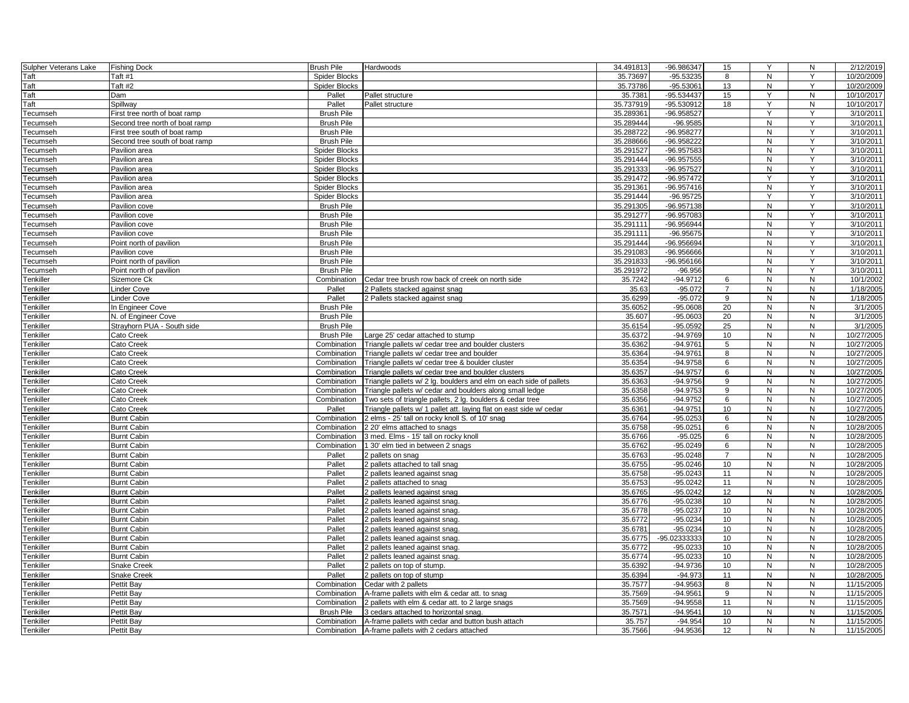| Sulpher Veterans Lake | Fishing Dock | Brush Pile | Hardwoods | 34.491813 | -96.986347 | 15 | Y | N | 2/12/2019 |
|---|---|---|---|---|---|---|---|---|---|
| Taft | Taft #1 | Spider Blocks | | 35.73697 | -95.53235 | 8 | N | Y | 10/20/2009 |
| Taft | Taft #2 | Spider Blocks | | 35.73786 | -95.53061 | 13 | N | Y | 10/20/2009 |
| Taft | Dam | Pallet | Pallet structure | 35.7381 | -95.534437 | 15 | Y | N | 10/10/2017 |
| Taft | Spillway | Pallet | Pallet structure | 35.737919 | -95.530912 | 18 | Y | N | 10/10/2017 |
| Tecumseh | First tree north of boat ramp | Brush Pile | | 35.289361 | -96.958527 | | Y | Y | 3/10/2011 |
| Tecumseh | Second tree north of boat ramp | Brush Pile | | 35.289444 | -96.9585 | | N | Y | 3/10/2011 |
| Tecumseh | First tree south of boat ramp | Brush Pile | | 35.288722 | -96.958277 | | N | Y | 3/10/2011 |
| Tecumseh | Second tree south of boat ramp | Brush Pile | | 35.288666 | -96.958222 | | N | Y | 3/10/2011 |
| Tecumseh | Pavilion area | Spider Blocks | | 35.291527 | -96.957583 | | N | Y | 3/10/2011 |
| Tecumseh | Pavilion area | Spider Blocks | | 35.291444 | -96.957555 | | N | Y | 3/10/2011 |
| Tecumseh | Pavilion area | Spider Blocks | | 35.291333 | -96.957527 | | N | Y | 3/10/2011 |
| Tecumseh | Pavilion area | Spider Blocks | | 35.291472 | -96.957472 | | Y | Y | 3/10/2011 |
| Tecumseh | Pavilion area | Spider Blocks | | 35.291361 | -96.957416 | | N | Y | 3/10/2011 |
| Tecumseh | Pavilion area | Spider Blocks | | 35.291444 | -96.95725 | | Y | Y | 3/10/2011 |
| Tecumseh | Pavilion cove | Brush Pile | | 35.291305 | -96.957138 | | N | Y | 3/10/2011 |
| Tecumseh | Pavilion cove | Brush Pile | | 35.291277 | -96.957083 | | N | Y | 3/10/2011 |
| Tecumseh | Pavilion cove | Brush Pile | | 35.291111 | -96.956944 | | N | Y | 3/10/2011 |
| Tecumseh | Pavilion cove | Brush Pile | | 35.291111 | -96.95675 | | N | Y | 3/10/2011 |
| Tecumseh | Point north of pavilion | Brush Pile | | 35.291444 | -96.956694 | | N | Y | 3/10/2011 |
| Tecumseh | Pavilion cove | Brush Pile | | 35.291083 | -96.956666 | | N | Y | 3/10/2011 |
| Tecumseh | Point north of pavilion | Brush Pile | | 35.291833 | -96.956166 | | N | Y | 3/10/2011 |
| Tecumseh | Point north of pavilion | Brush Pile | | 35.291972 | -96.956 | | N | Y | 3/10/2011 |
| Tenkiller | Sizemore Ck | Combination | Cedar tree brush row back of creek on north side | 35.7242 | -94.9712 | 6 | N | N | 10/1/2002 |
| Tenkiller | Linder Cove | Pallet | 2 Pallets stacked against snag | 35.63 | -95.072 | 7 | N | N | 1/18/2005 |
| Tenkiller | Linder Cove | Pallet | 2 Pallets stacked against snag | 35.6299 | -95.072 | 9 | N | N | 1/18/2005 |
| Tenkiller | In Engineer Cove | Brush Pile | | 35.6052 | -95.0608 | 20 | N | N | 3/1/2005 |
| Tenkiller | N. of Engineer Cove | Brush Pile | | 35.607 | -95.0603 | 20 | N | N | 3/1/2005 |
| Tenkiller | Strayhorn PUA - South side | Brush Pile | | 35.6154 | -95.0592 | 25 | N | N | 3/1/2005 |
| Tenkiller | Cato Creek | Brush Pile | Large 25' cedar attached to stump | 35.6372 | -94.9769 | 10 | N | N | 10/27/2005 |
| Tenkiller | Cato Creek | Combination | Triangle pallets w/ cedar tree and boulder clusters | 35.6362 | -94.9761 | 5 | N | N | 10/27/2005 |
| Tenkiller | Cato Creek | Combination | Triangle pallets w/ cedar tree and boulder | 35.6364 | -94.9761 | 8 | N | N | 10/27/2005 |
| Tenkiller | Cato Creek | Combination | Triangle pallets w/ cedar tree & boulder cluster | 35.6354 | -94.9758 | 6 | N | N | 10/27/2005 |
| Tenkiller | Cato Creek | Combination | Triangle pallets w/ cedar tree and boulder clusters | 35.6357 | -94.9757 | 6 | N | N | 10/27/2005 |
| Tenkiller | Cato Creek | Combination | Triangle pallets w/ 2 lg. boulders and elm on each side of pallets | 35.6363 | -94.9756 | 9 | N | N | 10/27/2005 |
| Tenkiller | Cato Creek | Combination | Triangle pallets w/ cedar and boulders along small ledge | 35.6358 | -94.9753 | 9 | N | N | 10/27/2005 |
| Tenkiller | Cato Creek | Combination | Two sets of triangle pallets, 2 lg. boulders & cedar tree | 35.6356 | -94.9752 | 6 | N | N | 10/27/2005 |
| Tenkiller | Cato Creek | Pallet | Triangle pallets w/ 1 pallet att. laying flat on east side w/ cedar | 35.6361 | -94.9751 | 10 | N | N | 10/27/2005 |
| Tenkiller | Burnt Cabin | Combination | 2 elms - 25' tall on rocky knoll S. of 10' snag | 35.6764 | -95.0253 | 6 | N | N | 10/28/2005 |
| Tenkiller | Burnt Cabin | Combination | 2 20' elms attached to snags | 35.6758 | -95.0251 | 6 | N | N | 10/28/2005 |
| Tenkiller | Burnt Cabin | Combination | 3 med. Elms - 15' tall on rocky knoll | 35.6766 | -95.025 | 6 | N | N | 10/28/2005 |
| Tenkiller | Burnt Cabin | Combination | 1 30' elm tied in between 2 snags | 35.6762 | -95.0249 | 6 | N | N | 10/28/2005 |
| Tenkiller | Burnt Cabin | Pallet | 2 pallets on snag | 35.6763 | -95.0248 | 7 | N | N | 10/28/2005 |
| Tenkiller | Burnt Cabin | Pallet | 2 pallets attached to tall snag | 35.6755 | -95.0246 | 10 | N | N | 10/28/2005 |
| Tenkiller | Burnt Cabin | Pallet | 2 pallets leaned against snag | 35.6758 | -95.0243 | 11 | N | N | 10/28/2005 |
| Tenkiller | Burnt Cabin | Pallet | 2 pallets attached to snag | 35.6753 | -95.0242 | 11 | N | N | 10/28/2005 |
| Tenkiller | Burnt Cabin | Pallet | 2 pallets leaned against snag | 35.6765 | -95.0242 | 12 | N | N | 10/28/2005 |
| Tenkiller | Burnt Cabin | Pallet | 2 pallets leaned against snag. | 35.6776 | -95.0238 | 10 | N | N | 10/28/2005 |
| Tenkiller | Burnt Cabin | Pallet | 2 pallets leaned against snag. | 35.6778 | -95.0237 | 10 | N | N | 10/28/2005 |
| Tenkiller | Burnt Cabin | Pallet | 2 pallets leaned against snag. | 35.6772 | -95.0234 | 10 | N | N | 10/28/2005 |
| Tenkiller | Burnt Cabin | Pallet | 2 pallets leaned against snag. | 35.6781 | -95.0234 | 10 | N | N | 10/28/2005 |
| Tenkiller | Burnt Cabin | Pallet | 2 pallets leaned against snag. | 35.6775 | -95.02333333 | 10 | N | N | 10/28/2005 |
| Tenkiller | Burnt Cabin | Pallet | 2 pallets leaned against snag. | 35.6772 | -95.0233 | 10 | N | N | 10/28/2005 |
| Tenkiller | Burnt Cabin | Pallet | 2 pallets leaned against snag. | 35.6774 | -95.0233 | 10 | N | N | 10/28/2005 |
| Tenkiller | Snake Creek | Pallet | 2 pallets on top of stump. | 35.6392 | -94.9736 | 10 | N | N | 10/28/2005 |
| Tenkiller | Snake Creek | Pallet | 2 pallets on top of stump | 35.6394 | -94.973 | 11 | N | N | 10/28/2005 |
| Tenkiller | Pettit Bay | Combination | Cedar with 2 pallets | 35.7577 | -94.9563 | 8 | N | N | 11/15/2005 |
| Tenkiller | Pettit Bay | Combination | A-frame pallets with elm & cedar att. to snag | 35.7569 | -94.9561 | 9 | N | N | 11/15/2005 |
| Tenkiller | Pettit Bay | Combination | 2 pallets with elm & cedar att. to 2 large snags | 35.7569 | -94.9558 | 11 | N | N | 11/15/2005 |
| Tenkiller | Pettit Bay | Brush Pile | 3 cedars attached to horizontal snag. | 35.7571 | -94.9541 | 10 | N | N | 11/15/2005 |
| Tenkiller | Pettit Bay | Combination | A-frame pallets with cedar and button bush attach | 35.757 | -94.954 | 10 | N | N | 11/15/2005 |
| Tenkiller | Pettit Bay | Combination | A-frame pallets with 2 cedars attached | 35.7566 | -94.9536 | 12 | N | N | 11/15/2005 |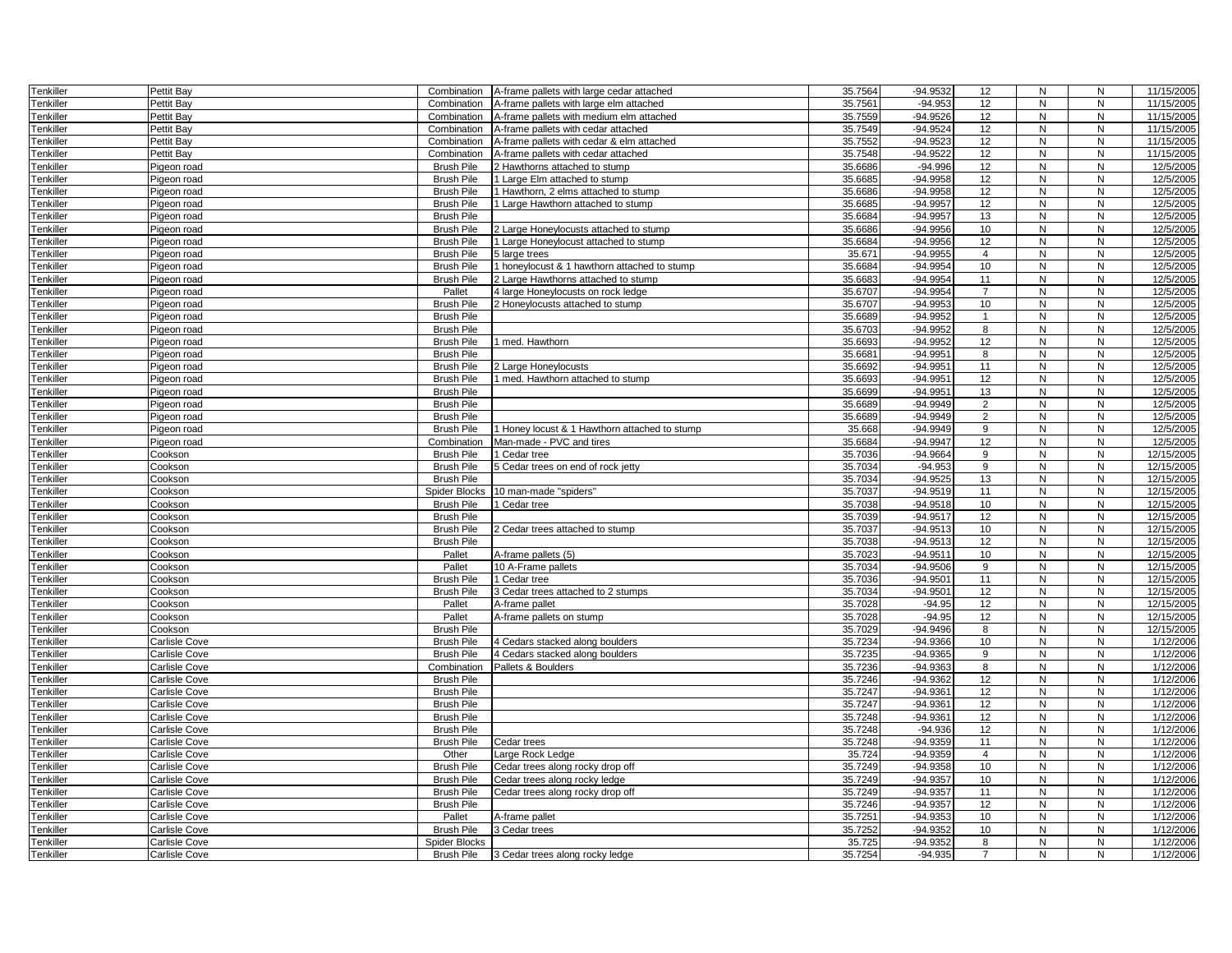| | | | | | | | | | |
|---|---|---|---|---|---|---|---|---|---|
| Tenkiller | Pettit Bay | Combination | A-frame pallets with large cedar attached | 35.7564 | -94.9532 | 12 | N | N | 11/15/2005 |
| Tenkiller | Pettit Bay | Combination | A-frame pallets with large elm attached | 35.7561 | -94.953 | 12 | N | N | 11/15/2005 |
| Tenkiller | Pettit Bay | Combination | A-frame pallets with medium elm attached | 35.7559 | -94.9526 | 12 | N | N | 11/15/2005 |
| Tenkiller | Pettit Bay | Combination | A-frame pallets with cedar attached | 35.7549 | -94.9524 | 12 | N | N | 11/15/2005 |
| Tenkiller | Pettit Bay | Combination | A-frame pallets with cedar & elm attached | 35.7552 | -94.9523 | 12 | N | N | 11/15/2005 |
| Tenkiller | Pettit Bay | Combination | A-frame pallets with cedar attached | 35.7548 | -94.9522 | 12 | N | N | 11/15/2005 |
| Tenkiller | Pigeon road | Brush Pile | 2 Hawthorns attached to stump | 35.6686 | -94.996 | 12 | N | N | 12/5/2005 |
| Tenkiller | Pigeon road | Brush Pile | 1 Large Elm attached to stump | 35.6685 | -94.9958 | 12 | N | N | 12/5/2005 |
| Tenkiller | Pigeon road | Brush Pile | 1 Hawthorn, 2 elms attached to stump | 35.6686 | -94.9958 | 12 | N | N | 12/5/2005 |
| Tenkiller | Pigeon road | Brush Pile | 1 Large Hawthorn attached to stump | 35.6685 | -94.9957 | 12 | N | N | 12/5/2005 |
| Tenkiller | Pigeon road | Brush Pile | | 35.6684 | -94.9957 | 13 | N | N | 12/5/2005 |
| Tenkiller | Pigeon road | Brush Pile | 2 Large Honeylocusts attached to stump | 35.6686 | -94.9956 | 10 | N | N | 12/5/2005 |
| Tenkiller | Pigeon road | Brush Pile | 1 Large Honeylocust attached to stump | 35.6684 | -94.9956 | 12 | N | N | 12/5/2005 |
| Tenkiller | Pigeon road | Brush Pile | 5 large trees | 35.671 | -94.9955 | 4 | N | N | 12/5/2005 |
| Tenkiller | Pigeon road | Brush Pile | 1 honeylocust & 1 hawthorn attached to stump | 35.6684 | -94.9954 | 10 | N | N | 12/5/2005 |
| Tenkiller | Pigeon road | Brush Pile | 2 Large Hawthorns attached to stump | 35.6683 | -94.9954 | 11 | N | N | 12/5/2005 |
| Tenkiller | Pigeon road | Pallet | 4 large Honeylocusts on rock ledge | 35.6707 | -94.9954 | 7 | N | N | 12/5/2005 |
| Tenkiller | Pigeon road | Brush Pile | 2 Honeylocusts attached to stump | 35.6707 | -94.9953 | 10 | N | N | 12/5/2005 |
| Tenkiller | Pigeon road | Brush Pile | | 35.6689 | -94.9952 | 1 | N | N | 12/5/2005 |
| Tenkiller | Pigeon road | Brush Pile | | 35.6703 | -94.9952 | 8 | N | N | 12/5/2005 |
| Tenkiller | Pigeon road | Brush Pile | 1 med. Hawthorn | 35.6693 | -94.9952 | 12 | N | N | 12/5/2005 |
| Tenkiller | Pigeon road | Brush Pile | | 35.6681 | -94.9951 | 8 | N | N | 12/5/2005 |
| Tenkiller | Pigeon road | Brush Pile | 2 Large Honeylocusts | 35.6692 | -94.9951 | 11 | N | N | 12/5/2005 |
| Tenkiller | Pigeon road | Brush Pile | 1 med. Hawthorn attached to stump | 35.6693 | -94.9951 | 12 | N | N | 12/5/2005 |
| Tenkiller | Pigeon road | Brush Pile | | 35.6699 | -94.9951 | 13 | N | N | 12/5/2005 |
| Tenkiller | Pigeon road | Brush Pile | | 35.6689 | -94.9949 | 2 | N | N | 12/5/2005 |
| Tenkiller | Pigeon road | Brush Pile | | 35.6689 | -94.9949 | 2 | N | N | 12/5/2005 |
| Tenkiller | Pigeon road | Brush Pile | 1 Honey locust & 1 Hawthorn attached to stump | 35.668 | -94.9949 | 9 | N | N | 12/5/2005 |
| Tenkiller | Pigeon road | Combination | Man-made - PVC and tires | 35.6684 | -94.9947 | 12 | N | N | 12/5/2005 |
| Tenkiller | Cookson | Brush Pile | 1 Cedar tree | 35.7036 | -94.9664 | 9 | N | N | 12/15/2005 |
| Tenkiller | Cookson | Brush Pile | 5 Cedar trees on end of rock jetty | 35.7034 | -94.953 | 9 | N | N | 12/15/2005 |
| Tenkiller | Cookson | Brush Pile | | 35.7034 | -94.9525 | 13 | N | N | 12/15/2005 |
| Tenkiller | Cookson | Spider Blocks | 10 man-made "spiders" | 35.7037 | -94.9519 | 11 | N | N | 12/15/2005 |
| Tenkiller | Cookson | Brush Pile | 1 Cedar tree | 35.7038 | -94.9518 | 10 | N | N | 12/15/2005 |
| Tenkiller | Cookson | Brush Pile | | 35.7039 | -94.9517 | 12 | N | N | 12/15/2005 |
| Tenkiller | Cookson | Brush Pile | 2 Cedar trees attached to stump | 35.7037 | -94.9513 | 10 | N | N | 12/15/2005 |
| Tenkiller | Cookson | Brush Pile | | 35.7038 | -94.9513 | 12 | N | N | 12/15/2005 |
| Tenkiller | Cookson | Pallet | A-frame pallets (5) | 35.7023 | -94.9511 | 10 | N | N | 12/15/2005 |
| Tenkiller | Cookson | Pallet | 10 A-Frame pallets | 35.7034 | -94.9506 | 9 | N | N | 12/15/2005 |
| Tenkiller | Cookson | Brush Pile | 1 Cedar tree | 35.7036 | -94.9501 | 11 | N | N | 12/15/2005 |
| Tenkiller | Cookson | Brush Pile | 3 Cedar trees attached to 2 stumps | 35.7034 | -94.9501 | 12 | N | N | 12/15/2005 |
| Tenkiller | Cookson | Pallet | A-frame pallet | 35.7028 | -94.95 | 12 | N | N | 12/15/2005 |
| Tenkiller | Cookson | Pallet | A-frame pallets on stump | 35.7028 | -94.95 | 12 | N | N | 12/15/2005 |
| Tenkiller | Cookson | Brush Pile | | 35.7029 | -94.9496 | 8 | N | N | 12/15/2005 |
| Tenkiller | Carlisle Cove | Brush Pile | 4 Cedars stacked along boulders | 35.7234 | -94.9366 | 10 | N | N | 1/12/2006 |
| Tenkiller | Carlisle Cove | Brush Pile | 4 Cedars stacked along boulders | 35.7235 | -94.9365 | 9 | N | N | 1/12/2006 |
| Tenkiller | Carlisle Cove | Combination | Pallets & Boulders | 35.7236 | -94.9363 | 8 | N | N | 1/12/2006 |
| Tenkiller | Carlisle Cove | Brush Pile | | 35.7246 | -94.9362 | 12 | N | N | 1/12/2006 |
| Tenkiller | Carlisle Cove | Brush Pile | | 35.7247 | -94.9361 | 12 | N | N | 1/12/2006 |
| Tenkiller | Carlisle Cove | Brush Pile | | 35.7247 | -94.9361 | 12 | N | N | 1/12/2006 |
| Tenkiller | Carlisle Cove | Brush Pile | | 35.7248 | -94.9361 | 12 | N | N | 1/12/2006 |
| Tenkiller | Carlisle Cove | Brush Pile | | 35.7248 | -94.936 | 12 | N | N | 1/12/2006 |
| Tenkiller | Carlisle Cove | Brush Pile | Cedar trees | 35.7248 | -94.9359 | 11 | N | N | 1/12/2006 |
| Tenkiller | Carlisle Cove | Other | Large Rock Ledge | 35.724 | -94.9359 | 4 | N | N | 1/12/2006 |
| Tenkiller | Carlisle Cove | Brush Pile | Cedar trees along rocky drop off | 35.7249 | -94.9358 | 10 | N | N | 1/12/2006 |
| Tenkiller | Carlisle Cove | Brush Pile | Cedar trees along rocky ledge | 35.7249 | -94.9357 | 10 | N | N | 1/12/2006 |
| Tenkiller | Carlisle Cove | Brush Pile | Cedar trees along rocky drop off | 35.7249 | -94.9357 | 11 | N | N | 1/12/2006 |
| Tenkiller | Carlisle Cove | Brush Pile | | 35.7246 | -94.9357 | 12 | N | N | 1/12/2006 |
| Tenkiller | Carlisle Cove | Pallet | A-frame pallet | 35.7251 | -94.9353 | 10 | N | N | 1/12/2006 |
| Tenkiller | Carlisle Cove | Brush Pile | 3 Cedar trees | 35.7252 | -94.9352 | 10 | N | N | 1/12/2006 |
| Tenkiller | Carlisle Cove | Spider Blocks | | 35.725 | -94.9352 | 8 | N | N | 1/12/2006 |
| Tenkiller | Carlisle Cove | Brush Pile | 3 Cedar trees along rocky ledge | 35.7254 | -94.935 | 7 | N | N | 1/12/2006 |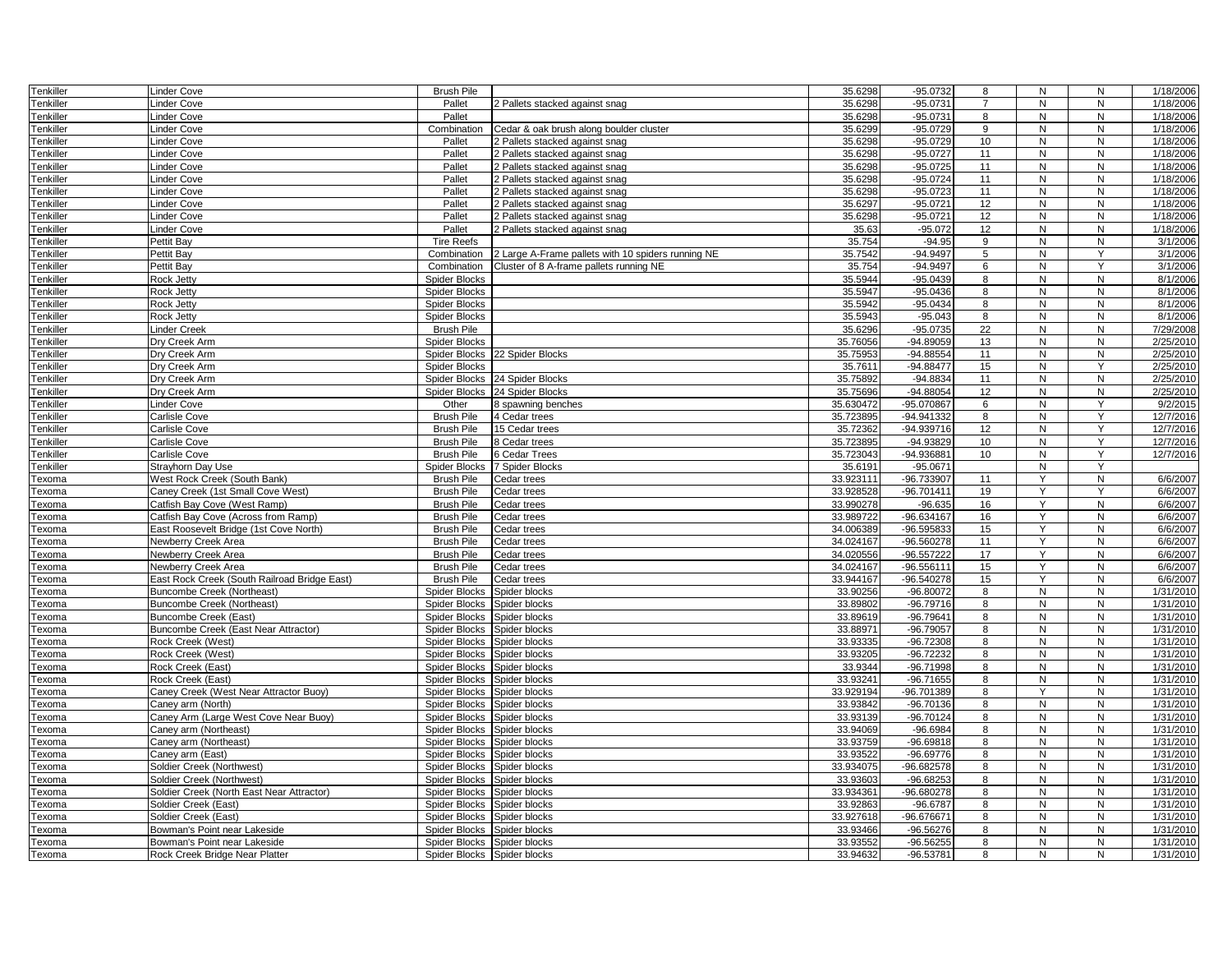| Tenkiller | Linder Cove | Brush Pile | | 35.6298 | -95.0732 | 8 | N | N | 1/18/2006 |
|---|---|---|---|---|---|---|---|---|---|
| Tenkiller | Linder Cove | Pallet | 2 Pallets stacked against snag | 35.6298 | -95.0731 | 7 | N | N | 1/18/2006 |
| Tenkiller | Linder Cove | Pallet | | 35.6298 | -95.0731 | 8 | N | N | 1/18/2006 |
| Tenkiller | Linder Cove | Combination | Cedar & oak brush along boulder cluster | 35.6299 | -95.0729 | 9 | N | N | 1/18/2006 |
| Tenkiller | Linder Cove | Pallet | 2 Pallets stacked against snag | 35.6298 | -95.0729 | 10 | N | N | 1/18/2006 |
| Tenkiller | Linder Cove | Pallet | 2 Pallets stacked against snag | 35.6298 | -95.0727 | 11 | N | N | 1/18/2006 |
| Tenkiller | Linder Cove | Pallet | 2 Pallets stacked against snag | 35.6298 | -95.0725 | 11 | N | N | 1/18/2006 |
| Tenkiller | Linder Cove | Pallet | 2 Pallets stacked against snag | 35.6298 | -95.0724 | 11 | N | N | 1/18/2006 |
| Tenkiller | Linder Cove | Pallet | 2 Pallets stacked against snag | 35.6298 | -95.0723 | 11 | N | N | 1/18/2006 |
| Tenkiller | Linder Cove | Pallet | 2 Pallets stacked against snag | 35.6297 | -95.0721 | 12 | N | N | 1/18/2006 |
| Tenkiller | Linder Cove | Pallet | 2 Pallets stacked against snag | 35.6298 | -95.0721 | 12 | N | N | 1/18/2006 |
| Tenkiller | Linder Cove | Pallet | 2 Pallets stacked against snag | 35.63 | -95.072 | 12 | N | N | 1/18/2006 |
| Tenkiller | Pettit Bay | Tire Reefs | | 35.754 | -94.95 | 9 | N | N | 3/1/2006 |
| Tenkiller | Pettit Bay | Combination | 2 Large A-Frame pallets with 10 spiders running NE | 35.7542 | -94.9497 | 5 | N | Y | 3/1/2006 |
| Tenkiller | Pettit Bay | Combination | Cluster of 8 A-frame pallets running NE | 35.754 | -94.9497 | 6 | N | Y | 3/1/2006 |
| Tenkiller | Rock Jetty | Spider Blocks | | 35.5944 | -95.0439 | 8 | N | N | 8/1/2006 |
| Tenkiller | Rock Jetty | Spider Blocks | | 35.5947 | -95.0436 | 8 | N | N | 8/1/2006 |
| Tenkiller | Rock Jetty | Spider Blocks | | 35.5942 | -95.0434 | 8 | N | N | 8/1/2006 |
| Tenkiller | Rock Jetty | Spider Blocks | | 35.5943 | -95.043 | 8 | N | N | 8/1/2006 |
| Tenkiller | Linder Creek | Brush Pile | | 35.6296 | -95.0735 | 22 | N | N | 7/29/2008 |
| Tenkiller | Dry Creek Arm | Spider Blocks | | 35.76056 | -94.89059 | 13 | N | N | 2/25/2010 |
| Tenkiller | Dry Creek Arm | Spider Blocks | 22 Spider Blocks | 35.75953 | -94.88554 | 11 | N | N | 2/25/2010 |
| Tenkiller | Dry Creek Arm | Spider Blocks | | 35.7611 | -94.88477 | 15 | N | Y | 2/25/2010 |
| Tenkiller | Dry Creek Arm | Spider Blocks | 24 Spider Blocks | 35.75892 | -94.8834 | 11 | N | N | 2/25/2010 |
| Tenkiller | Dry Creek Arm | Spider Blocks | 24 Spider Blocks | 35.75696 | -94.88054 | 12 | N | N | 2/25/2010 |
| Tenkiller | Linder Cove | Other | 8 spawning benches | 35.630472 | -95.070867 | 6 | N | Y | 9/2/2015 |
| Tenkiller | Carlisle Cove | Brush Pile | 4 Cedar trees | 35.723895 | -94.941332 | 8 | N | Y | 12/7/2016 |
| Tenkiller | Carlisle Cove | Brush Pile | 15 Cedar trees | 35.72362 | -94.939716 | 12 | N | Y | 12/7/2016 |
| Tenkiller | Carlisle Cove | Brush Pile | 8 Cedar trees | 35.723895 | -94.93829 | 10 | N | Y | 12/7/2016 |
| Tenkiller | Carlisle Cove | Brush Pile | 6 Cedar Trees | 35.723043 | -94.936881 | 10 | N | Y | 12/7/2016 |
| Tenkiller | Strayhorn Day Use | Spider Blocks | 7 Spider Blocks | 35.6191 | -95.0671 | | N | Y | |
| Texoma | West Rock Creek (South Bank) | Brush Pile | Cedar trees | 33.923111 | -96.733907 | 11 | Y | N | 6/6/2007 |
| Texoma | Caney Creek (1st Small Cove West) | Brush Pile | Cedar trees | 33.928528 | -96.701411 | 19 | Y | Y | 6/6/2007 |
| Texoma | Catfish Bay Cove (West Ramp) | Brush Pile | Cedar trees | 33.990278 | -96.635 | 16 | Y | N | 6/6/2007 |
| Texoma | Catfish Bay Cove (Across from Ramp) | Brush Pile | Cedar trees | 33.989722 | -96.634167 | 16 | Y | N | 6/6/2007 |
| Texoma | East Roosevelt Bridge (1st Cove North) | Brush Pile | Cedar trees | 34.006389 | -96.595833 | 15 | Y | N | 6/6/2007 |
| Texoma | Newberry Creek Area | Brush Pile | Cedar trees | 34.024167 | -96.560278 | 11 | Y | N | 6/6/2007 |
| Texoma | Newberry Creek Area | Brush Pile | Cedar trees | 34.020556 | -96.557222 | 17 | Y | N | 6/6/2007 |
| Texoma | Newberry Creek Area | Brush Pile | Cedar trees | 34.024167 | -96.556111 | 15 | Y | N | 6/6/2007 |
| Texoma | East Rock Creek (South Railroad Bridge East) | Brush Pile | Cedar trees | 33.944167 | -96.540278 | 15 | Y | N | 6/6/2007 |
| Texoma | Buncombe Creek (Northeast) | Spider Blocks | Spider blocks | 33.90256 | -96.80072 | 8 | N | N | 1/31/2010 |
| Texoma | Buncombe Creek (Northeast) | Spider Blocks | Spider blocks | 33.89802 | -96.79716 | 8 | N | N | 1/31/2010 |
| Texoma | Buncombe Creek (East) | Spider Blocks | Spider blocks | 33.89619 | -96.79641 | 8 | N | N | 1/31/2010 |
| Texoma | Buncombe Creek (East Near Attractor) | Spider Blocks | Spider blocks | 33.88971 | -96.79057 | 8 | N | N | 1/31/2010 |
| Texoma | Rock Creek (West) | Spider Blocks | Spider blocks | 33.93335 | -96.72308 | 8 | N | N | 1/31/2010 |
| Texoma | Rock Creek (West) | Spider Blocks | Spider blocks | 33.93205 | -96.72232 | 8 | N | N | 1/31/2010 |
| Texoma | Rock Creek (East) | Spider Blocks | Spider blocks | 33.9344 | -96.71998 | 8 | N | N | 1/31/2010 |
| Texoma | Rock Creek (East) | Spider Blocks | Spider blocks | 33.93241 | -96.71655 | 8 | N | N | 1/31/2010 |
| Texoma | Caney Creek (West Near Attractor Buoy) | Spider Blocks | Spider blocks | 33.929194 | -96.701389 | 8 | Y | N | 1/31/2010 |
| Texoma | Caney arm (North) | Spider Blocks | Spider blocks | 33.93842 | -96.70136 | 8 | N | N | 1/31/2010 |
| Texoma | Caney Arm (Large West Cove Near Buoy) | Spider Blocks | Spider blocks | 33.93139 | -96.70124 | 8 | N | N | 1/31/2010 |
| Texoma | Caney arm (Northeast) | Spider Blocks | Spider blocks | 33.94069 | -96.6984 | 8 | N | N | 1/31/2010 |
| Texoma | Caney arm (Northeast) | Spider Blocks | Spider blocks | 33.93759 | -96.69818 | 8 | N | N | 1/31/2010 |
| Texoma | Caney arm (East) | Spider Blocks | Spider blocks | 33.93522 | -96.69776 | 8 | N | N | 1/31/2010 |
| Texoma | Soldier Creek (Northwest) | Spider Blocks | Spider blocks | 33.934075 | -96.682578 | 8 | N | N | 1/31/2010 |
| Texoma | Soldier Creek (Northwest) | Spider Blocks | Spider blocks | 33.93603 | -96.68253 | 8 | N | N | 1/31/2010 |
| Texoma | Soldier Creek (North East Near Attractor) | Spider Blocks | Spider blocks | 33.934361 | -96.680278 | 8 | N | N | 1/31/2010 |
| Texoma | Soldier Creek (East) | Spider Blocks | Spider blocks | 33.92863 | -96.6787 | 8 | N | N | 1/31/2010 |
| Texoma | Soldier Creek (East) | Spider Blocks | Spider blocks | 33.927618 | -96.676671 | 8 | N | N | 1/31/2010 |
| Texoma | Bowman's Point near Lakeside | Spider Blocks | Spider blocks | 33.93466 | -96.56276 | 8 | N | N | 1/31/2010 |
| Texoma | Bowman's Point near Lakeside | Spider Blocks | Spider blocks | 33.93552 | -96.56255 | 8 | N | N | 1/31/2010 |
| Texoma | Rock Creek Bridge Near Platter | Spider Blocks | Spider blocks | 33.94632 | -96.53781 | 8 | N | N | 1/31/2010 |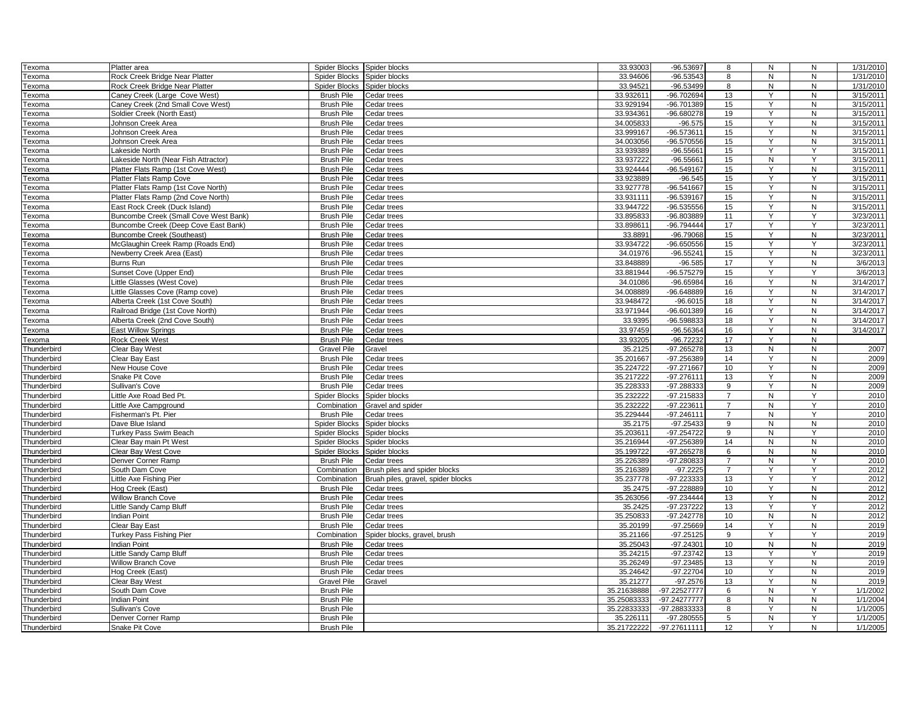| | | | | | | | | | |
|---|---|---|---|---|---|---|---|---|---|
| Texoma | Platter area | Spider Blocks | Spider blocks | 33.93003 | -96.53697 | 8 | N | N | 1/31/2010 |
| Texoma | Rock Creek Bridge Near Platter | Spider Blocks | Spider blocks | 33.94606 | -96.53543 | 8 | N | N | 1/31/2010 |
| Texoma | Rock Creek Bridge Near Platter | Spider Blocks | Spider blocks | 33.94521 | -96.53499 | 8 | N | N | 1/31/2010 |
| Texoma | Caney Creek (Large Cove West) | Brush Pile | Cedar trees | 33.932611 | -96.702694 | 13 | Y | N | 3/15/2011 |
| Texoma | Caney Creek (2nd Small Cove West) | Brush Pile | Cedar trees | 33.929194 | -96.701389 | 15 | Y | N | 3/15/2011 |
| Texoma | Soldier Creek (North East) | Brush Pile | Cedar trees | 33.934361 | -96.680278 | 19 | Y | N | 3/15/2011 |
| Texoma | Johnson Creek Area | Brush Pile | Cedar trees | 34.005833 | -96.575 | 15 | Y | N | 3/15/2011 |
| Texoma | Johnson Creek Area | Brush Pile | Cedar trees | 33.999167 | -96.573611 | 15 | Y | N | 3/15/2011 |
| Texoma | Johnson Creek Area | Brush Pile | Cedar trees | 34.003056 | -96.570556 | 15 | Y | N | 3/15/2011 |
| Texoma | Lakeside North | Brush Pile | Cedar trees | 33.939389 | -96.55661 | 15 | Y | Y | 3/15/2011 |
| Texoma | Lakeside North (Near Fish Attractor) | Brush Pile | Cedar trees | 33.937222 | -96.55661 | 15 | N | Y | 3/15/2011 |
| Texoma | Platter Flats Ramp (1st Cove West) | Brush Pile | Cedar trees | 33.924444 | -96.549167 | 15 | Y | N | 3/15/2011 |
| Texoma | Platter Flats Ramp Cove | Brush Pile | Cedar trees | 33.923889 | -96.545 | 15 | Y | Y | 3/15/2011 |
| Texoma | Platter Flats Ramp (1st Cove North) | Brush Pile | Cedar trees | 33.927778 | -96.541667 | 15 | Y | N | 3/15/2011 |
| Texoma | Platter Flats Ramp (2nd Cove North) | Brush Pile | Cedar trees | 33.931111 | -96.539167 | 15 | Y | N | 3/15/2011 |
| Texoma | East Rock Creek (Duck Island) | Brush Pile | Cedar trees | 33.944722 | -96.535556 | 15 | Y | N | 3/15/2011 |
| Texoma | Buncombe Creek (Small Cove West Bank) | Brush Pile | Cedar trees | 33.895833 | -96.803889 | 11 | Y | Y | 3/23/2011 |
| Texoma | Buncombe Creek (Deep Cove East Bank) | Brush Pile | Cedar trees | 33.898611 | -96.794444 | 17 | Y | Y | 3/23/2011 |
| Texoma | Buncombe Creek (Southeast) | Brush Pile | Cedar trees | 33.8891 | -96.79068 | 15 | Y | N | 3/23/2011 |
| Texoma | McGlaughin Creek Ramp (Roads End) | Brush Pile | Cedar trees | 33.934722 | -96.650556 | 15 | Y | Y | 3/23/2011 |
| Texoma | Newberry Creek Area (East) | Brush Pile | Cedar trees | 34.01976 | -96.55241 | 15 | Y | N | 3/23/2011 |
| Texoma | Burns Run | Brush Pile | Cedar trees | 33.848889 | -96.585 | 17 | Y | N | 3/6/2013 |
| Texoma | Sunset Cove (Upper End) | Brush Pile | Cedar trees | 33.881944 | -96.575279 | 15 | Y | Y | 3/6/2013 |
| Texoma | Little Glasses (West Cove) | Brush Pile | Cedar trees | 34.01086 | -96.65984 | 16 | Y | N | 3/14/2017 |
| Texoma | Little Glasses Cove (Ramp cove) | Brush Pile | Cedar trees | 34.008889 | -96.648889 | 16 | Y | N | 3/14/2017 |
| Texoma | Alberta Creek (1st Cove South) | Brush Pile | Cedar trees | 33.948472 | -96.6015 | 18 | Y | N | 3/14/2017 |
| Texoma | Railroad Bridge (1st Cove North) | Brush Pile | Cedar trees | 33.971944 | -96.601389 | 16 | Y | N | 3/14/2017 |
| Texoma | Alberta Creek (2nd Cove South) | Brush Pile | Cedar trees | 33.9395 | -96.598833 | 18 | Y | N | 3/14/2017 |
| Texoma | East Willow Springs | Brush Pile | Cedar trees | 33.97459 | -96.56364 | 16 | Y | N | 3/14/2017 |
| Texoma | Rock Creek West | Brush Pile | Cedar trees | 33.93205 | -96.72232 | 17 | Y | N | |
| Thunderbird | Clear Bay West | Gravel Pile | Gravel | 35.2125 | -97.265278 | 13 | N | N | 2007 |
| Thunderbird | Clear Bay East | Brush Pile | Cedar trees | 35.201667 | -97.256389 | 14 | Y | N | 2009 |
| Thunderbird | New House Cove | Brush Pile | Cedar trees | 35.224722 | -97.271667 | 10 | Y | N | 2009 |
| Thunderbird | Snake Pit Cove | Brush Pile | Cedar trees | 35.217222 | -97.276111 | 13 | Y | N | 2009 |
| Thunderbird | Sullivan's Cove | Brush Pile | Cedar trees | 35.228333 | -97.288333 | 9 | Y | N | 2009 |
| Thunderbird | Little Axe Road Bed Pt. | Spider Blocks | Spider blocks | 35.232222 | -97.215833 | 7 | N | Y | 2010 |
| Thunderbird | Little Axe Campground | Combination | Gravel and spider | 35.232222 | -97.223611 | 7 | N | Y | 2010 |
| Thunderbird | Fisherman's Pt. Pier | Brush Pile | Cedar trees | 35.229444 | -97.246111 | 7 | N | Y | 2010 |
| Thunderbird | Dave Blue Island | Spider Blocks | Spider blocks | 35.2175 | -97.25433 | 9 | N | N | 2010 |
| Thunderbird | Turkey Pass Swim Beach | Spider Blocks | Spider blocks | 35.203611 | -97.254722 | 9 | N | Y | 2010 |
| Thunderbird | Clear Bay main Pt West | Spider Blocks | Spider blocks | 35.216944 | -97.256389 | 14 | N | N | 2010 |
| Thunderbird | Clear Bay West Cove | Spider Blocks | Spider blocks | 35.199722 | -97.265278 | 6 | N | N | 2010 |
| Thunderbird | Denver Corner Ramp | Brush Pile | Cedar trees | 35.226389 | -97.280833 | 7 | N | Y | 2010 |
| Thunderbird | South Dam Cove | Combination | Brush piles and spider blocks | 35.216389 | -97.2225 | 7 | Y | Y | 2012 |
| Thunderbird | Little Axe Fishing Pier | Combination | Bruah piles, gravel, spider blocks | 35.237778 | -97.223333 | 13 | Y | Y | 2012 |
| Thunderbird | Hog Creek (East) | Brush Pile | Cedar trees | 35.2475 | -97.228889 | 10 | Y | N | 2012 |
| Thunderbird | Willow Branch Cove | Brush Pile | Cedar trees | 35.263056 | -97.234444 | 13 | Y | N | 2012 |
| Thunderbird | Little Sandy Camp Bluff | Brush Pile | Cedar trees | 35.2425 | -97.237222 | 13 | Y | Y | 2012 |
| Thunderbird | Indian Point | Brush Pile | Cedar trees | 35.250833 | -97.242778 | 10 | N | N | 2012 |
| Thunderbird | Clear Bay East | Brush Pile | Cedar trees | 35.20199 | -97.25669 | 14 | Y | N | 2019 |
| Thunderbird | Turkey Pass Fishing Pier | Combination | Spider blocks, gravel, brush | 35.21166 | -97.25125 | 9 | Y | Y | 2019 |
| Thunderbird | Indian Point | Brush Pile | Cedar trees | 35.25043 | -97.24301 | 10 | N | N | 2019 |
| Thunderbird | Little Sandy Camp Bluff | Brush Pile | Cedar trees | 35.24215 | -97.23742 | 13 | Y | Y | 2019 |
| Thunderbird | Willow Branch Cove | Brush Pile | Cedar trees | 35.26249 | -97.23485 | 13 | Y | N | 2019 |
| Thunderbird | Hog Creek (East) | Brush Pile | Cedar trees | 35.24642 | -97.22704 | 10 | Y | N | 2019 |
| Thunderbird | Clear Bay West | Gravel Pile | Gravel | 35.21277 | -97.2576 | 13 | Y | N | 2019 |
| Thunderbird | South Dam Cove | Brush Pile | | 35.21638888 | -97.22527777 | 6 | N | Y | 1/1/2002 |
| Thunderbird | Indian Point | Brush Pile | | 35.25083333 | -97.24277777 | 8 | N | N | 1/1/2004 |
| Thunderbird | Sullivan's Cove | Brush Pile | | 35.22833333 | -97.28833333 | 8 | Y | N | 1/1/2005 |
| Thunderbird | Denver Corner Ramp | Brush Pile | | 35.226111 | -97.280555 | 5 | N | Y | 1/1/2005 |
| Thunderbird | Snake Pit Cove | Brush Pile | | 35.21722222 | -97.27611111 | 12 | Y | N | 1/1/2005 |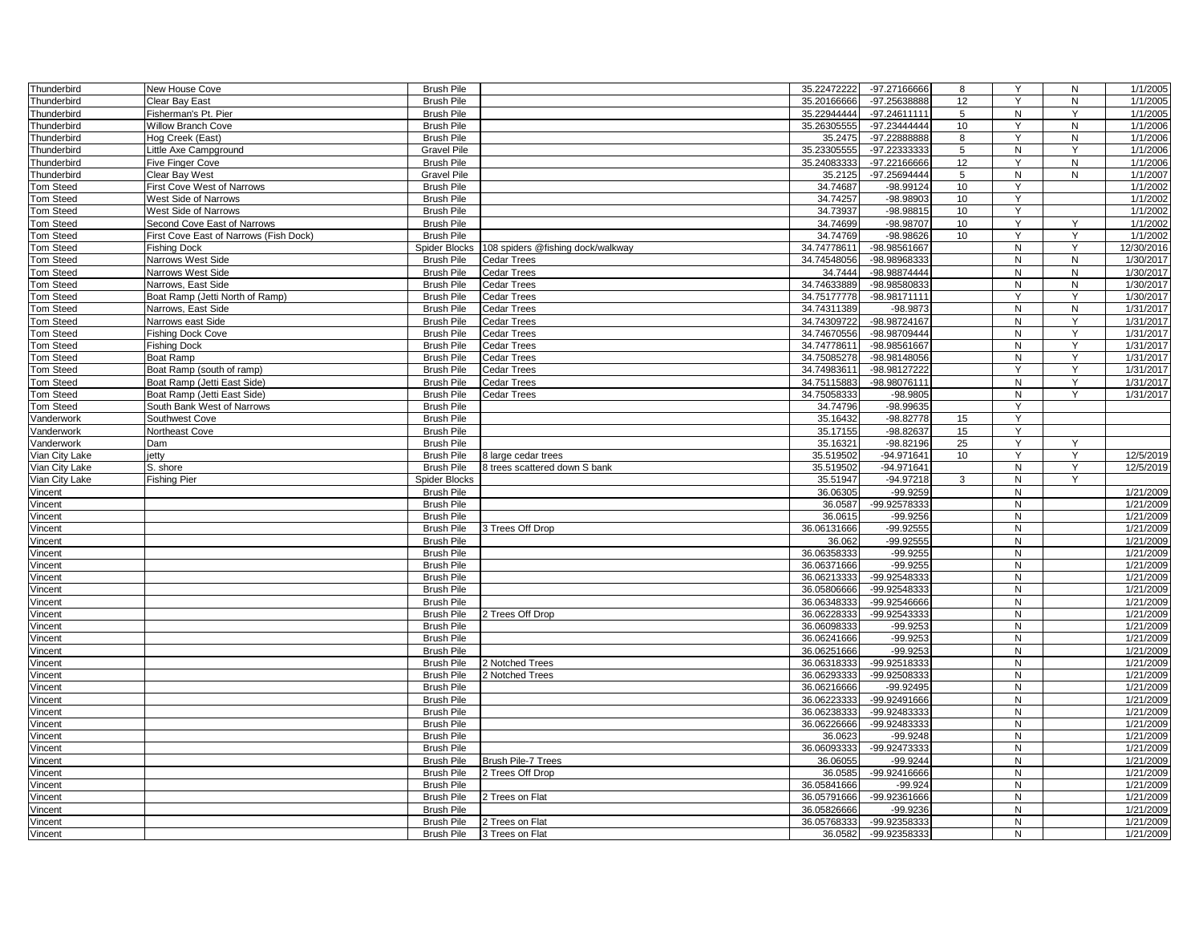| | | | | | | | | | |
|---|---|---|---|---|---|---|---|---|---|
| Thunderbird | New House Cove | Brush Pile | | 35.22472222 | -97.27166666 | 8 | Y | N | 1/1/2005 |
| Thunderbird | Clear Bay East | Brush Pile | | 35.20166666 | -97.25638888 | 12 | Y | N | 1/1/2005 |
| Thunderbird | Fisherman's Pt. Pier | Brush Pile | | 35.22944444 | -97.24611111 | 5 | N | Y | 1/1/2005 |
| Thunderbird | Willow Branch Cove | Brush Pile | | 35.26305555 | -97.23444444 | 10 | Y | N | 1/1/2006 |
| Thunderbird | Hog Creek (East) | Brush Pile | | 35.2475 | -97.22888888 | 8 | Y | N | 1/1/2006 |
| Thunderbird | Little Axe Campground | Gravel Pile | | 35.23305555 | -97.22333333 | 5 | N | Y | 1/1/2006 |
| Thunderbird | Five Finger Cove | Brush Pile | | 35.24083333 | -97.22166666 | 12 | Y | N | 1/1/2006 |
| Thunderbird | Clear Bay West | Gravel Pile | | 35.2125 | -97.25694444 | 5 | N | N | 1/1/2007 |
| Tom Steed | First Cove West of Narrows | Brush Pile | | 34.74687 | -98.99124 | 10 | Y | | 1/1/2002 |
| Tom Steed | West Side of Narrows | Brush Pile | | 34.74257 | -98.98903 | 10 | Y | | 1/1/2002 |
| Tom Steed | West Side of Narrows | Brush Pile | | 34.73937 | -98.98815 | 10 | Y | | 1/1/2002 |
| Tom Steed | Second Cove East of Narrows | Brush Pile | | 34.74699 | -98.98707 | 10 | Y | Y | 1/1/2002 |
| Tom Steed | First Cove East of Narrows (Fish Dock) | Brush Pile | | 34.74769 | -98.98626 | 10 | Y | Y | 1/1/2002 |
| Tom Steed | Fishing Dock | Spider Blocks | 108 spiders @fishing dock/walkway | 34.74778611 | -98.98561667 | | N | Y | 12/30/2016 |
| Tom Steed | Narrows West Side | Brush Pile | Cedar Trees | 34.74548056 | -98.98968333 | | N | N | 1/30/2017 |
| Tom Steed | Narrows West Side | Brush Pile | Cedar Trees | 34.7444 | -98.98874444 | | N | N | 1/30/2017 |
| Tom Steed | Narrows, East Side | Brush Pile | Cedar Trees | 34.74633889 | -98.98580833 | | N | N | 1/30/2017 |
| Tom Steed | Boat Ramp (Jetti North of Ramp) | Brush Pile | Cedar Trees | 34.75177778 | -98.98171111 | | Y | Y | 1/30/2017 |
| Tom Steed | Narrows, East Side | Brush Pile | Cedar Trees | 34.74311389 | -98.9873 | | N | N | 1/31/2017 |
| Tom Steed | Narrows east Side | Brush Pile | Cedar Trees | 34.74309722 | -98.98724167 | | N | Y | 1/31/2017 |
| Tom Steed | Fishing Dock Cove | Brush Pile | Cedar Trees | 34.74670556 | -98.98709444 | | N | Y | 1/31/2017 |
| Tom Steed | Fishing Dock | Brush Pile | Cedar Trees | 34.74778611 | -98.98561667 | | N | Y | 1/31/2017 |
| Tom Steed | Boat Ramp | Brush Pile | Cedar Trees | 34.75085278 | -98.98148056 | | N | Y | 1/31/2017 |
| Tom Steed | Boat Ramp (south of ramp) | Brush Pile | Cedar Trees | 34.74983611 | -98.98127222 | | Y | Y | 1/31/2017 |
| Tom Steed | Boat Ramp (Jetti East Side) | Brush Pile | Cedar Trees | 34.75115883 | -98.98076111 | | N | Y | 1/31/2017 |
| Tom Steed | Boat Ramp (Jetti East Side) | Brush Pile | Cedar Trees | 34.75058333 | -98.9805 | | N | Y | 1/31/2017 |
| Tom Steed | South Bank West of Narrows | Brush Pile | | 34.74796 | -98.99635 | | Y | | |
| Vanderwork | Southwest Cove | Brush Pile | | 35.16432 | -98.82778 | 15 | Y | | |
| Vanderwork | Northeast Cove | Brush Pile | | 35.17155 | -98.82637 | 15 | Y | | |
| Vanderwork | Dam | Brush Pile | | 35.16321 | -98.82196 | 25 | Y | Y | |
| Vian City Lake | jetty | Brush Pile | 8 large cedar trees | 35.519502 | -94.971641 | 10 | Y | Y | 12/5/2019 |
| Vian City Lake | S. shore | Brush Pile | 8 trees scattered down S bank | 35.519502 | -94.971641 | | N | Y | 12/5/2019 |
| Vian City Lake | Fishing Pier | Spider Blocks | | 35.51947 | -94.97218 | 3 | N | Y | |
| Vincent | | Brush Pile | | 36.06305 | -99.9259 | | N | | 1/21/2009 |
| Vincent | | Brush Pile | | 36.0587 | -99.92578333 | | N | | 1/21/2009 |
| Vincent | | Brush Pile | | 36.0615 | -99.9256 | | N | | 1/21/2009 |
| Vincent | | Brush Pile | 3 Trees Off Drop | 36.06131666 | -99.92555 | | N | | 1/21/2009 |
| Vincent | | Brush Pile | | 36.062 | -99.92555 | | N | | 1/21/2009 |
| Vincent | | Brush Pile | | 36.06358333 | -99.9255 | | N | | 1/21/2009 |
| Vincent | | Brush Pile | | 36.06371666 | -99.9255 | | N | | 1/21/2009 |
| Vincent | | Brush Pile | | 36.06213333 | -99.92548333 | | N | | 1/21/2009 |
| Vincent | | Brush Pile | | 36.05806666 | -99.92548333 | | N | | 1/21/2009 |
| Vincent | | Brush Pile | | 36.06348333 | -99.92546666 | | N | | 1/21/2009 |
| Vincent | | Brush Pile | 2 Trees Off Drop | 36.06228333 | -99.92543333 | | N | | 1/21/2009 |
| Vincent | | Brush Pile | | 36.06098333 | -99.9253 | | N | | 1/21/2009 |
| Vincent | | Brush Pile | | 36.06241666 | -99.9253 | | N | | 1/21/2009 |
| Vincent | | Brush Pile | | 36.06251666 | -99.9253 | | N | | 1/21/2009 |
| Vincent | | Brush Pile | 2 Notched Trees | 36.06318333 | -99.92518333 | | N | | 1/21/2009 |
| Vincent | | Brush Pile | 2 Notched Trees | 36.06293333 | -99.92508333 | | N | | 1/21/2009 |
| Vincent | | Brush Pile | | 36.06216666 | -99.92495 | | N | | 1/21/2009 |
| Vincent | | Brush Pile | | 36.06223333 | -99.92491666 | | N | | 1/21/2009 |
| Vincent | | Brush Pile | | 36.06238333 | -99.92483333 | | N | | 1/21/2009 |
| Vincent | | Brush Pile | | 36.06226666 | -99.92483333 | | N | | 1/21/2009 |
| Vincent | | Brush Pile | | 36.0623 | -99.9248 | | N | | 1/21/2009 |
| Vincent | | Brush Pile | | 36.06093333 | -99.92473333 | | N | | 1/21/2009 |
| Vincent | | Brush Pile | Brush Pile-7 Trees | 36.06055 | -99.9244 | | N | | 1/21/2009 |
| Vincent | | Brush Pile | 2 Trees Off Drop | 36.0585 | -99.92416666 | | N | | 1/21/2009 |
| Vincent | | Brush Pile | | 36.05841666 | -99.924 | | N | | 1/21/2009 |
| Vincent | | Brush Pile | 2 Trees on Flat | 36.05791666 | -99.92361666 | | N | | 1/21/2009 |
| Vincent | | Brush Pile | | 36.05826666 | -99.9236 | | N | | 1/21/2009 |
| Vincent | | Brush Pile | 2 Trees on Flat | 36.05768333 | -99.92358333 | | N | | 1/21/2009 |
| Vincent | | Brush Pile | 3 Trees on Flat | 36.0582 | -99.92358333 | | N | | 1/21/2009 |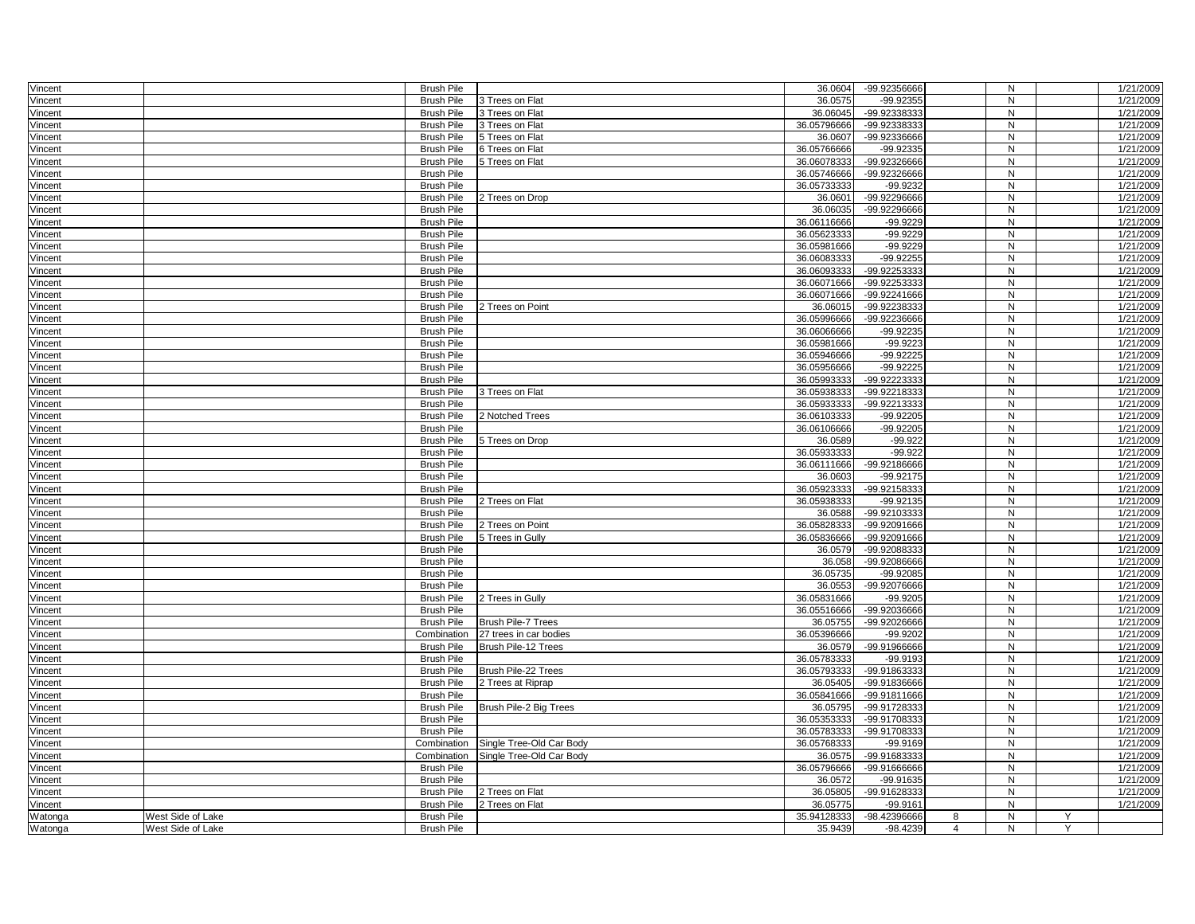| | | | | | | | | | |
|---|---|---|---|---|---|---|---|---|---|
| Vincent | | Brush Pile | | 36.0604 | -99.92356666 | | N | | 1/21/2009 |
| Vincent | | Brush Pile | 3 Trees on Flat | 36.0575 | -99.92355 | | N | | 1/21/2009 |
| Vincent | | Brush Pile | 3 Trees on Flat | 36.06045 | -99.92338333 | | N | | 1/21/2009 |
| Vincent | | Brush Pile | 3 Trees on Flat | 36.05796666 | -99.92338333 | | N | | 1/21/2009 |
| Vincent | | Brush Pile | 5 Trees on Flat | 36.0607 | -99.92336666 | | N | | 1/21/2009 |
| Vincent | | Brush Pile | 6 Trees on Flat | 36.05766666 | -99.92335 | | N | | 1/21/2009 |
| Vincent | | Brush Pile | 5 Trees on Flat | 36.06078333 | -99.92326666 | | N | | 1/21/2009 |
| Vincent | | Brush Pile | | 36.05746666 | -99.92326666 | | N | | 1/21/2009 |
| Vincent | | Brush Pile | | 36.05733333 | -99.9232 | | N | | 1/21/2009 |
| Vincent | | Brush Pile | 2 Trees on Drop | 36.0601 | -99.92296666 | | N | | 1/21/2009 |
| Vincent | | Brush Pile | | 36.06035 | -99.92296666 | | N | | 1/21/2009 |
| Vincent | | Brush Pile | | 36.06116666 | -99.9229 | | N | | 1/21/2009 |
| Vincent | | Brush Pile | | 36.05623333 | -99.9229 | | N | | 1/21/2009 |
| Vincent | | Brush Pile | | 36.05981666 | -99.9229 | | N | | 1/21/2009 |
| Vincent | | Brush Pile | | 36.06083333 | -99.92255 | | N | | 1/21/2009 |
| Vincent | | Brush Pile | | 36.06093333 | -99.92253333 | | N | | 1/21/2009 |
| Vincent | | Brush Pile | | 36.06071666 | -99.92253333 | | N | | 1/21/2009 |
| Vincent | | Brush Pile | | 36.06071666 | -99.92241666 | | N | | 1/21/2009 |
| Vincent | | Brush Pile | 2 Trees on Point | 36.06015 | -99.92238333 | | N | | 1/21/2009 |
| Vincent | | Brush Pile | | 36.05996666 | -99.92236666 | | N | | 1/21/2009 |
| Vincent | | Brush Pile | | 36.06066666 | -99.92235 | | N | | 1/21/2009 |
| Vincent | | Brush Pile | | 36.05981666 | -99.9223 | | N | | 1/21/2009 |
| Vincent | | Brush Pile | | 36.05946666 | -99.92225 | | N | | 1/21/2009 |
| Vincent | | Brush Pile | | 36.05956666 | -99.92225 | | N | | 1/21/2009 |
| Vincent | | Brush Pile | | 36.05993333 | -99.92223333 | | N | | 1/21/2009 |
| Vincent | | Brush Pile | 3 Trees on Flat | 36.05938333 | -99.92218333 | | N | | 1/21/2009 |
| Vincent | | Brush Pile | | 36.05933333 | -99.92213333 | | N | | 1/21/2009 |
| Vincent | | Brush Pile | 2 Notched Trees | 36.06103333 | -99.92205 | | N | | 1/21/2009 |
| Vincent | | Brush Pile | | 36.06106666 | -99.92205 | | N | | 1/21/2009 |
| Vincent | | Brush Pile | 5 Trees on Drop | 36.0589 | -99.922 | | N | | 1/21/2009 |
| Vincent | | Brush Pile | | 36.05933333 | -99.922 | | N | | 1/21/2009 |
| Vincent | | Brush Pile | | 36.06111666 | -99.92186666 | | N | | 1/21/2009 |
| Vincent | | Brush Pile | | 36.0603 | -99.92175 | | N | | 1/21/2009 |
| Vincent | | Brush Pile | | 36.05923333 | -99.92158333 | | N | | 1/21/2009 |
| Vincent | | Brush Pile | 2 Trees on Flat | 36.05938333 | -99.92135 | | N | | 1/21/2009 |
| Vincent | | Brush Pile | | 36.0588 | -99.92103333 | | N | | 1/21/2009 |
| Vincent | | Brush Pile | 2 Trees on Point | 36.05828333 | -99.92091666 | | N | | 1/21/2009 |
| Vincent | | Brush Pile | 5 Trees in Gully | 36.05836666 | -99.92091666 | | N | | 1/21/2009 |
| Vincent | | Brush Pile | | 36.0579 | -99.92088333 | | N | | 1/21/2009 |
| Vincent | | Brush Pile | | 36.058 | -99.92086666 | | N | | 1/21/2009 |
| Vincent | | Brush Pile | | 36.05735 | -99.92085 | | N | | 1/21/2009 |
| Vincent | | Brush Pile | | 36.0553 | -99.92076666 | | N | | 1/21/2009 |
| Vincent | | Brush Pile | 2 Trees in Gully | 36.05831666 | -99.9205 | | N | | 1/21/2009 |
| Vincent | | Brush Pile | | 36.05516666 | -99.92036666 | | N | | 1/21/2009 |
| Vincent | | Brush Pile | Brush Pile-7 Trees | 36.05755 | -99.92026666 | | N | | 1/21/2009 |
| Vincent | | Combination | 27 trees in car bodies | 36.05396666 | -99.9202 | | N | | 1/21/2009 |
| Vincent | | Brush Pile | Brush Pile-12 Trees | 36.0579 | -99.91966666 | | N | | 1/21/2009 |
| Vincent | | Brush Pile | | 36.05783333 | -99.9193 | | N | | 1/21/2009 |
| Vincent | | Brush Pile | Brush Pile-22 Trees | 36.05793333 | -99.91863333 | | N | | 1/21/2009 |
| Vincent | | Brush Pile | 2 Trees at Riprap | 36.05405 | -99.91836666 | | N | | 1/21/2009 |
| Vincent | | Brush Pile | | 36.05841666 | -99.91811666 | | N | | 1/21/2009 |
| Vincent | | Brush Pile | Brush Pile-2 Big Trees | 36.05795 | -99.91728333 | | N | | 1/21/2009 |
| Vincent | | Brush Pile | | 36.05353333 | -99.91708333 | | N | | 1/21/2009 |
| Vincent | | Brush Pile | | 36.05783333 | -99.91708333 | | N | | 1/21/2009 |
| Vincent | | Combination | Single Tree-Old Car Body | 36.05768333 | -99.9169 | | N | | 1/21/2009 |
| Vincent | | Combination | Single Tree-Old Car Body | 36.0575 | -99.91683333 | | N | | 1/21/2009 |
| Vincent | | Brush Pile | | 36.05796666 | -99.91666666 | | N | | 1/21/2009 |
| Vincent | | Brush Pile | | 36.0572 | -99.91635 | | N | | 1/21/2009 |
| Vincent | | Brush Pile | 2 Trees on Flat | 36.05805 | -99.91628333 | | N | | 1/21/2009 |
| Vincent | | Brush Pile | 2 Trees on Flat | 36.05775 | -99.9161 | | N | | 1/21/2009 |
| Watonga | West Side of Lake | Brush Pile | | 35.94128333 | -98.42396666 | 8 | N | Y | |
| Watonga | West Side of Lake | Brush Pile | | 35.9439 | -98.4239 | 4 | N | Y | |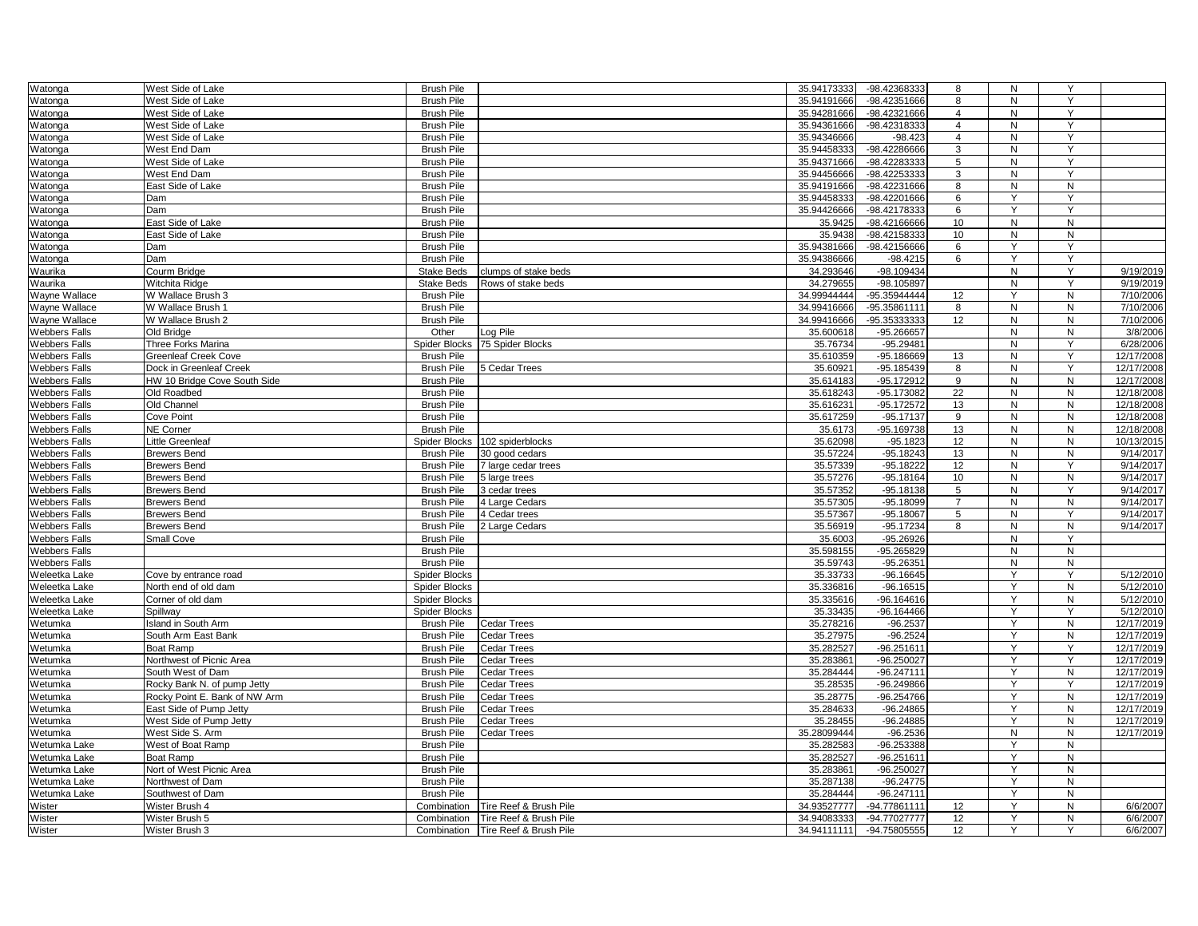| | | | | | | | | | |
|---|---|---|---|---|---|---|---|---|---|
| Watonga | West Side of Lake | Brush Pile | | 35.94173333 | -98.42368333 | 8 | N | Y | |
| Watonga | West Side of Lake | Brush Pile | | 35.94191666 | -98.42351666 | 8 | N | Y | |
| Watonga | West Side of Lake | Brush Pile | | 35.94281666 | -98.42321666 | 4 | N | Y | |
| Watonga | West Side of Lake | Brush Pile | | 35.94361666 | -98.42318333 | 4 | N | Y | |
| Watonga | West Side of Lake | Brush Pile | | 35.94346666 | -98.423 | 4 | N | Y | |
| Watonga | West End Dam | Brush Pile | | 35.94458333 | -98.42286666 | 3 | N | Y | |
| Watonga | West Side of Lake | Brush Pile | | 35.94371666 | -98.42283333 | 5 | N | Y | |
| Watonga | West End Dam | Brush Pile | | 35.94456666 | -98.42253333 | 3 | N | Y | |
| Watonga | East Side of Lake | Brush Pile | | 35.94191666 | -98.42231666 | 8 | N | N | |
| Watonga | Dam | Brush Pile | | 35.94458333 | -98.42201666 | 6 | Y | Y | |
| Watonga | Dam | Brush Pile | | 35.94426666 | -98.42178333 | 6 | Y | Y | |
| Watonga | East Side of Lake | Brush Pile | | 35.9425 | -98.42166666 | 10 | N | N | |
| Watonga | East Side of Lake | Brush Pile | | 35.9438 | -98.42158333 | 10 | N | N | |
| Watonga | Dam | Brush Pile | | 35.94381666 | -98.42156666 | 6 | Y | Y | |
| Watonga | Dam | Brush Pile | | 35.94386666 | -98.4215 | 6 | Y | Y | |
| Waurika | Courm Bridge | Stake Beds | clumps of stake beds | 34.293646 | -98.109434 | | N | Y | 9/19/2019 |
| Waurika | Witchita Ridge | Stake Beds | Rows of stake beds | 34.279655 | -98.105897 | | N | Y | 9/19/2019 |
| Wayne Wallace | W Wallace Brush 3 | Brush Pile | | 34.99944444 | -95.35944444 | 12 | Y | N | 7/10/2006 |
| Wayne Wallace | W Wallace Brush 1 | Brush Pile | | 34.99416666 | -95.35861111 | 8 | N | N | 7/10/2006 |
| Wayne Wallace | W Wallace Brush 2 | Brush Pile | | 34.99416666 | -95.35333333 | 12 | N | N | 7/10/2006 |
| Webbers Falls | Old Bridge | Other | Log Pile | 35.600618 | -95.266657 | | N | N | 3/8/2006 |
| Webbers Falls | Three Forks Marina | Spider Blocks | 75 Spider Blocks | 35.76734 | -95.29481 | | N | Y | 6/28/2006 |
| Webbers Falls | Greenleaf Creek Cove | Brush Pile | | 35.610359 | -95.186669 | 13 | N | Y | 12/17/2008 |
| Webbers Falls | Dock in Greenleaf Creek | Brush Pile | 5 Cedar Trees | 35.60921 | -95.185439 | 8 | N | Y | 12/17/2008 |
| Webbers Falls | HW 10 Bridge Cove South Side | Brush Pile | | 35.614183 | -95.172912 | 9 | N | N | 12/17/2008 |
| Webbers Falls | Old Roadbed | Brush Pile | | 35.618243 | -95.173082 | 22 | N | N | 12/18/2008 |
| Webbers Falls | Old Channel | Brush Pile | | 35.616231 | -95.172572 | 13 | N | N | 12/18/2008 |
| Webbers Falls | Cove Point | Brush Pile | | 35.617259 | -95.17137 | 9 | N | N | 12/18/2008 |
| Webbers Falls | NE Corner | Brush Pile | | 35.6173 | -95.169738 | 13 | N | N | 12/18/2008 |
| Webbers Falls | Little Greenleaf | Spider Blocks | 102 spiderblocks | 35.62098 | -95.1823 | 12 | N | N | 10/13/2015 |
| Webbers Falls | Brewers Bend | Brush Pile | 30 good cedars | 35.57224 | -95.18243 | 13 | N | N | 9/14/2017 |
| Webbers Falls | Brewers Bend | Brush Pile | 7 large cedar trees | 35.57339 | -95.18222 | 12 | N | Y | 9/14/2017 |
| Webbers Falls | Brewers Bend | Brush Pile | 5 large trees | 35.57276 | -95.18164 | 10 | N | N | 9/14/2017 |
| Webbers Falls | Brewers Bend | Brush Pile | 3 cedar trees | 35.57352 | -95.18138 | 5 | N | Y | 9/14/2017 |
| Webbers Falls | Brewers Bend | Brush Pile | 4 Large Cedars | 35.57305 | -95.18099 | 7 | N | N | 9/14/2017 |
| Webbers Falls | Brewers Bend | Brush Pile | 4 Cedar trees | 35.57367 | -95.18067 | 5 | N | Y | 9/14/2017 |
| Webbers Falls | Brewers Bend | Brush Pile | 2 Large Cedars | 35.56919 | -95.17234 | 8 | N | N | 9/14/2017 |
| Webbers Falls | Small Cove | Brush Pile | | 35.6003 | -95.26926 | | N | Y | |
| Webbers Falls | | Brush Pile | | 35.598155 | -95.265829 | | N | N | |
| Webbers Falls | | Brush Pile | | 35.59743 | -95.26351 | | N | N | |
| Weleetka Lake | Cove by entrance road | Spider Blocks | | 35.33733 | -96.16645 | | Y | Y | 5/12/2010 |
| Weleetka Lake | North end of old dam | Spider Blocks | | 35.336816 | -96.16515 | | Y | N | 5/12/2010 |
| Weleetka Lake | Corner of old dam | Spider Blocks | | 35.335616 | -96.164616 | | Y | N | 5/12/2010 |
| Weleetka Lake | Spillway | Spider Blocks | | 35.33435 | -96.164466 | | Y | Y | 5/12/2010 |
| Wetumka | Island in South Arm | Brush Pile | Cedar Trees | 35.278216 | -96.2537 | | Y | N | 12/17/2019 |
| Wetumka | South Arm East Bank | Brush Pile | Cedar Trees | 35.27975 | -96.2524 | | Y | N | 12/17/2019 |
| Wetumka | Boat Ramp | Brush Pile | Cedar Trees | 35.282527 | -96.251611 | | Y | Y | 12/17/2019 |
| Wetumka | Northwest of Picnic Area | Brush Pile | Cedar Trees | 35.283861 | -96.250027 | | Y | Y | 12/17/2019 |
| Wetumka | South West of Dam | Brush Pile | Cedar Trees | 35.284444 | -96.247111 | | Y | N | 12/17/2019 |
| Wetumka | Rocky Bank N. of pump Jetty | Brush Pile | Cedar Trees | 35.28535 | -96.249866 | | Y | Y | 12/17/2019 |
| Wetumka | Rocky Point E. Bank of NW Arm | Brush Pile | Cedar Trees | 35.28775 | -96.254766 | | Y | N | 12/17/2019 |
| Wetumka | East Side of Pump Jetty | Brush Pile | Cedar Trees | 35.284633 | -96.24865 | | Y | N | 12/17/2019 |
| Wetumka | West Side of Pump Jetty | Brush Pile | Cedar Trees | 35.28455 | -96.24885 | | Y | N | 12/17/2019 |
| Wetumka | West Side S. Arm | Brush Pile | Cedar Trees | 35.28099444 | -96.2536 | | N | N | 12/17/2019 |
| Wetumka Lake | West of Boat Ramp | Brush Pile | | 35.282583 | -96.253388 | | Y | N | |
| Wetumka Lake | Boat Ramp | Brush Pile | | 35.282527 | -96.251611 | | Y | N | |
| Wetumka Lake | Nort of West Picnic Area | Brush Pile | | 35.283861 | -96.250027 | | Y | N | |
| Wetumka Lake | Northwest of Dam | Brush Pile | | 35.287138 | -96.24775 | | Y | N | |
| Wetumka Lake | Southwest of Dam | Brush Pile | | 35.284444 | -96.247111 | | Y | N | |
| Wister | Wister Brush 4 | Combination | Tire Reef & Brush Pile | 34.93527777 | -94.77861111 | 12 | Y | N | 6/6/2007 |
| Wister | Wister Brush 5 | Combination | Tire Reef & Brush Pile | 34.94083333 | -94.77027777 | 12 | Y | N | 6/6/2007 |
| Wister | Wister Brush 3 | Combination | Tire Reef & Brush Pile | 34.94111111 | -94.75805555 | 12 | Y | Y | 6/6/2007 |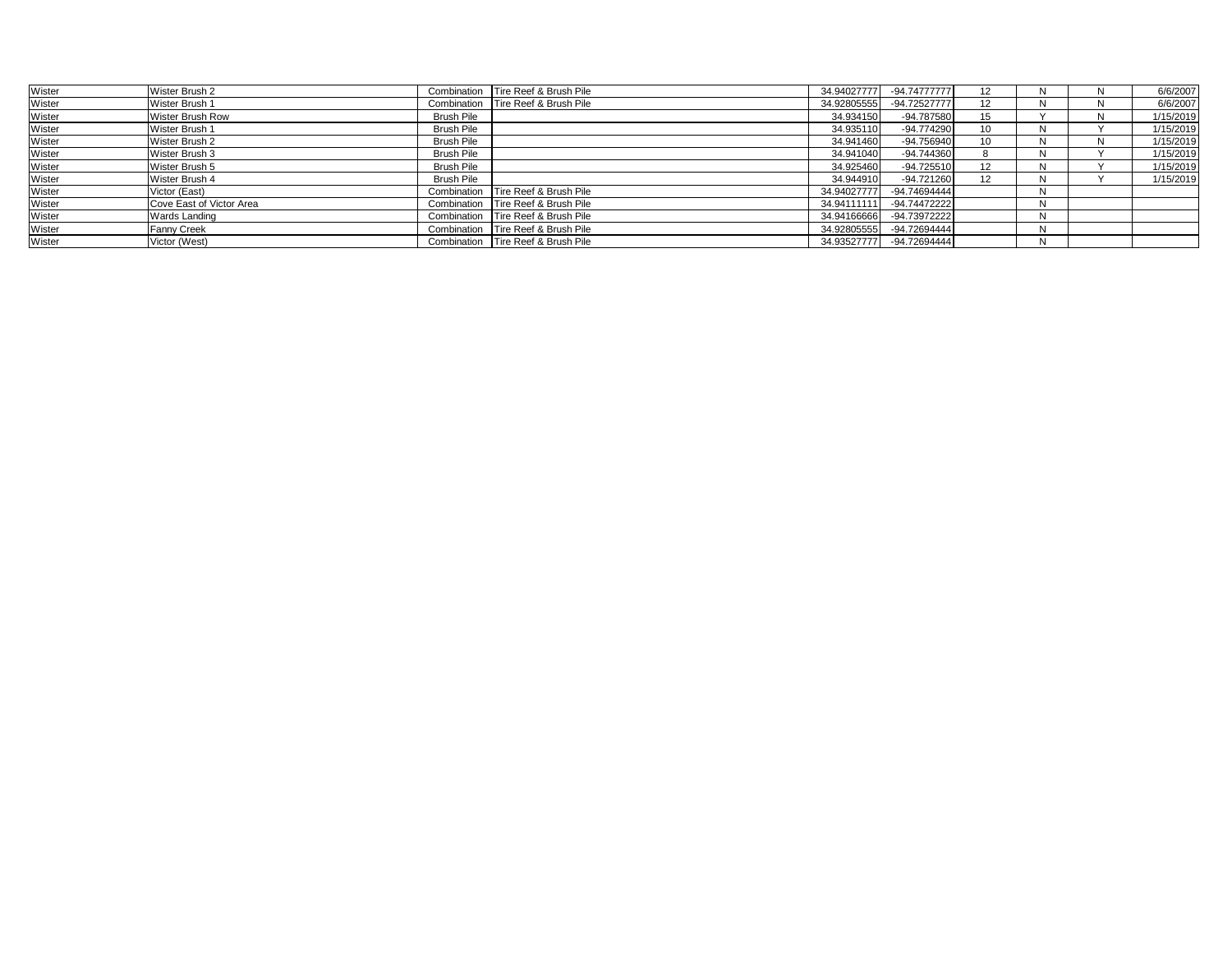| | | | | | | | | | |
|---|---|---|---|---|---|---|---|---|---|
| Wister | Wister Brush 2 | Combination | Tire Reef & Brush Pile | 34.94027777 | -94.74777777 | 12 | N | N | 6/6/2007 |
| Wister | Wister Brush 1 | Combination | Tire Reef & Brush Pile | 34.92805555 | -94.72527777 | 12 | N | N | 6/6/2007 |
| Wister | Wister Brush Row | Brush Pile | | 34.934150 | -94.787580 | 15 | Y | N | 1/15/2019 |
| Wister | Wister Brush 1 | Brush Pile | | 34.935110 | -94.774290 | 10 | N | Y | 1/15/2019 |
| Wister | Wister Brush 2 | Brush Pile | | 34.941460 | -94.756940 | 10 | N | N | 1/15/2019 |
| Wister | Wister Brush 3 | Brush Pile | | 34.941040 | -94.744360 | 8 | N | Y | 1/15/2019 |
| Wister | Wister Brush 5 | Brush Pile | | 34.925460 | -94.725510 | 12 | N | Y | 1/15/2019 |
| Wister | Wister Brush 4 | Brush Pile | | 34.944910 | -94.721260 | 12 | N | Y | 1/15/2019 |
| Wister | Victor (East) | Combination | Tire Reef & Brush Pile | 34.94027777 | -94.74694444 | | N | | |
| Wister | Cove East of Victor Area | Combination | Tire Reef & Brush Pile | 34.94111111 | -94.74472222 | | N | | |
| Wister | Wards Landing | Combination | Tire Reef & Brush Pile | 34.94166666 | -94.73972222 | | N | | |
| Wister | Fanny Creek | Combination | Tire Reef & Brush Pile | 34.92805555 | -94.72694444 | | N | | |
| Wister | Victor (West) | Combination | Tire Reef & Brush Pile | 34.93527777 | -94.72694444 | | N | | |